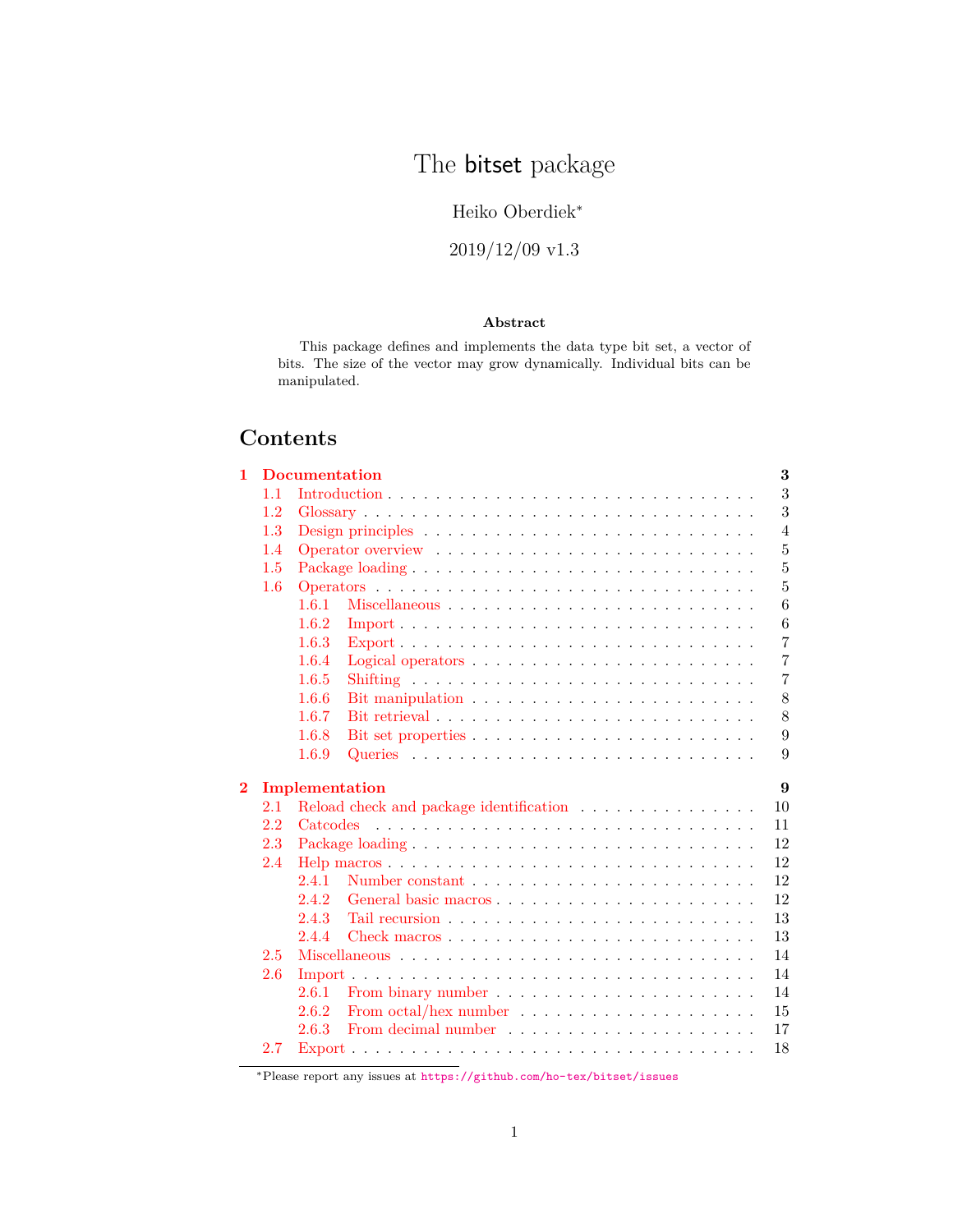# The bitset package

Heiko Oberdiek*

2019/12/09 v1.3

### Abstract

This package defines and implements the data type bit set, a vector of bits. The size of the vector may grow dynamically. Individual bits can be manipulated.

## Contents

- **1 Documentation** — 3
  - 1.1 Introduction — 3
  - 1.2 Glossary — 3
  - 1.3 Design principles — 4
  - 1.4 Operator overview — 5
  - 1.5 Package loading — 5
  - 1.6 Operators — 5
    - 1.6.1 Miscellaneous — 6
    - 1.6.2 Import — 6
    - 1.6.3 Export — 7
    - 1.6.4 Logical operators — 7
    - 1.6.5 Shifting — 7
    - 1.6.6 Bit manipulation — 8
    - 1.6.7 Bit retrieval — 8
    - 1.6.8 Bit set properties — 9
    - 1.6.9 Queries — 9
- **2 Implementation** — 9
  - 2.1 Reload check and package identification — 10
  - 2.2 Catcodes — 11
  - 2.3 Package loading — 12
  - 2.4 Help macros — 12
    - 2.4.1 Number constant — 12
    - 2.4.2 General basic macros — 12
    - 2.4.3 Tail recursion — 13
    - 2.4.4 Check macros — 13
  - 2.5 Miscellaneous — 14
  - 2.6 Import — 14
    - 2.6.1 From binary number — 14
    - 2.6.2 From octal/hex number — 15
    - 2.6.3 From decimal number — 17
  - 2.7 Export — 18

*Please report any issues at https://github.com/ho-tex/bitset/issues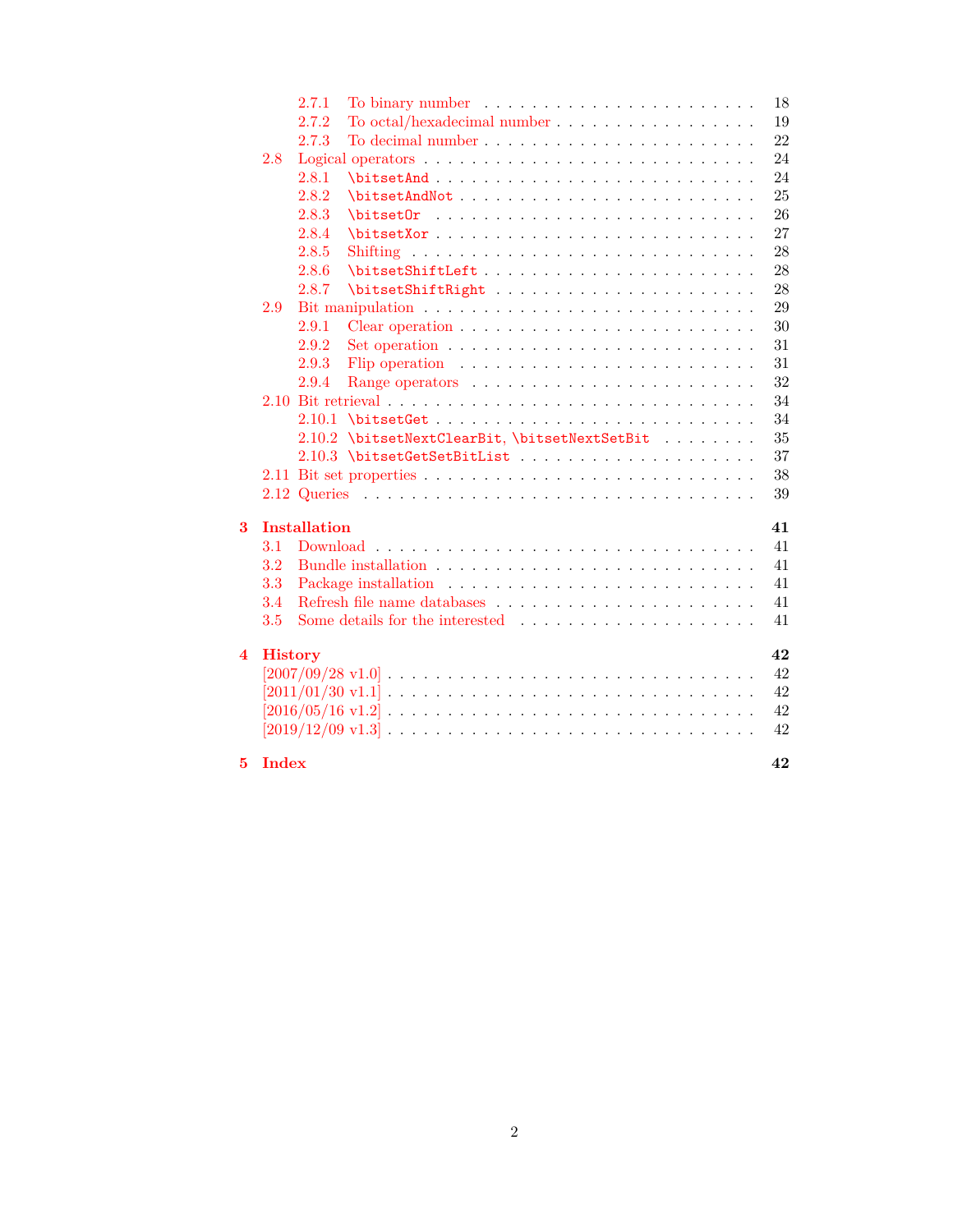- 2.7.1 To binary number . . . 18
- 2.7.2 To octal/hexadecimal number . . . 19
- 2.7.3 To decimal number . . . 22
- 2.8 Logical operators . . . 24
  - 2.8.1 `\bitsetAnd` . . . 24
  - 2.8.2 `\bitsetAndNot` . . . 25
  - 2.8.3 `\bitsetOr` . . . 26
  - 2.8.4 `\bitsetXor` . . . 27
  - 2.8.5 Shifting . . . 28
  - 2.8.6 `\bitsetShiftLeft` . . . 28
  - 2.8.7 `\bitsetShiftRight` . . . 28
- 2.9 Bit manipulation . . . 29
  - 2.9.1 Clear operation . . . 30
  - 2.9.2 Set operation . . . 31
  - 2.9.3 Flip operation . . . 31
  - 2.9.4 Range operators . . . 32
- 2.10 Bit retrieval . . . 34
  - 2.10.1 `\bitsetGet` . . . 34
  - 2.10.2 `\bitsetNextClearBit`, `\bitsetNextSetBit` . . . 35
  - 2.10.3 `\bitsetGetSetBitList` . . . 37
- 2.11 Bit set properties . . . 38
- 2.12 Queries . . . 39

**3 Installation** . . . **41**
- 3.1 Download . . . 41
- 3.2 Bundle installation . . . 41
- 3.3 Package installation . . . 41
- 3.4 Refresh file name databases . . . 41
- 3.5 Some details for the interested . . . 41

**4 History** . . . **42**
- [2007/09/28 v1.0] . . . 42
- [2011/01/30 v1.1] . . . 42
- [2016/05/16 v1.2] . . . 42
- [2019/12/09 v1.3] . . . 42

**5 Index** . . . **42**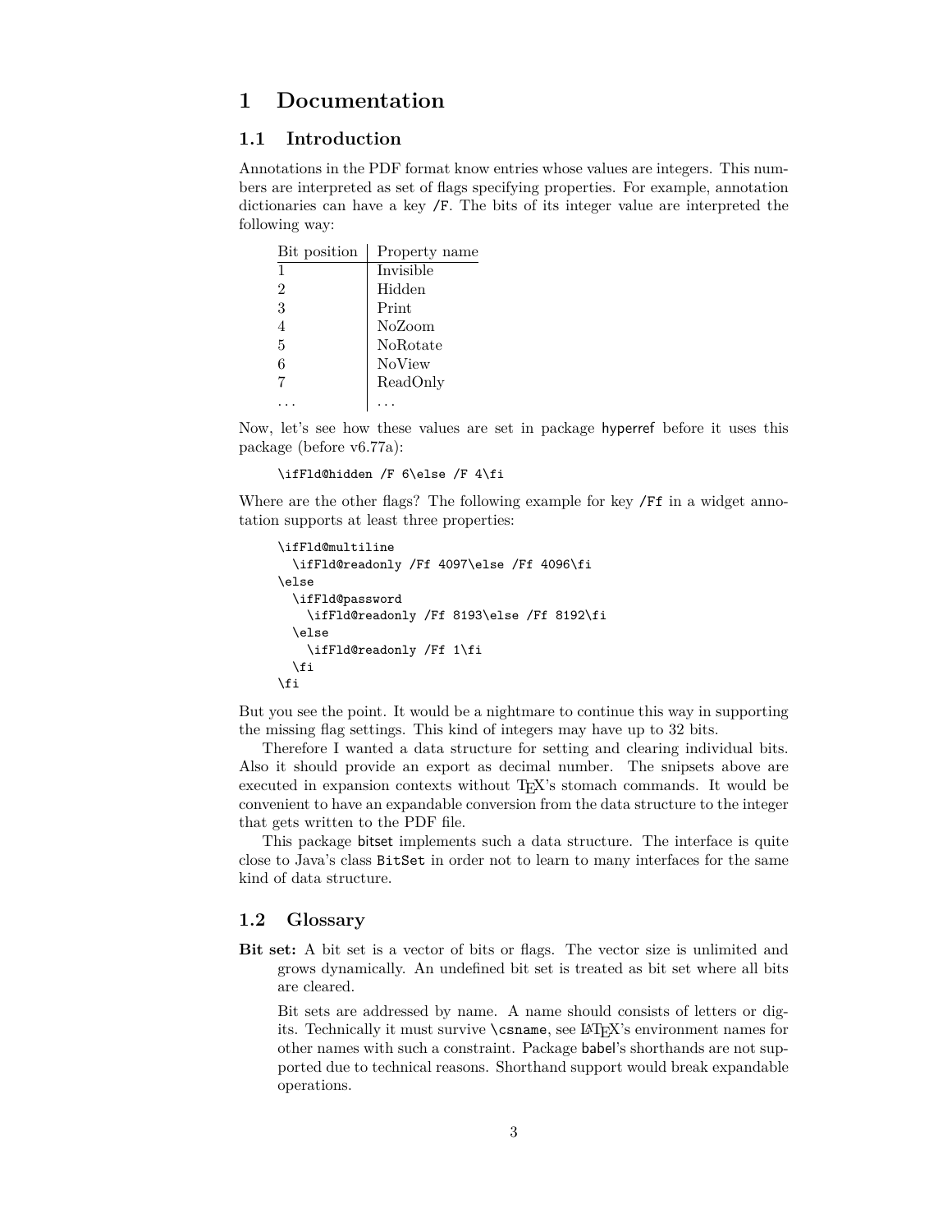# 1 Documentation

## 1.1 Introduction

Annotations in the PDF format know entries whose values are integers. This numbers are interpreted as set of flags specifying properties. For example, annotation dictionaries can have a key `/F`. The bits of its integer value are interpreted the following way:

| Bit position | Property name |
|---|---|
| 1 | Invisible |
| 2 | Hidden |
| 3 | Print |
| 4 | NoZoom |
| 5 | NoRotate |
| 6 | NoView |
| 7 | ReadOnly |
| ... | ... |

Now, let's see how these values are set in package hyperref before it uses this package (before v6.77a):

```
\ifFld@hidden /F 6\else /F 4\fi
```

Where are the other flags? The following example for key `/Ff` in a widget annotation supports at least three properties:

```
\ifFld@multiline
  \ifFld@readonly /Ff 4097\else /Ff 4096\fi
\else
  \ifFld@password
    \ifFld@readonly /Ff 8193\else /Ff 8192\fi
  \else
    \ifFld@readonly /Ff 1\fi
  \fi
\fi
```

But you see the point. It would be a nightmare to continue this way in supporting the missing flag settings. This kind of integers may have up to 32 bits.

Therefore I wanted a data structure for setting and clearing individual bits. Also it should provide an export as decimal number. The snipsets above are executed in expansion contexts without TeX's stomach commands. It would be convenient to have an expandable conversion from the data structure to the integer that gets written to the PDF file.

This package bitset implements such a data structure. The interface is quite close to Java's class `BitSet` in order not to learn to many interfaces for the same kind of data structure.

## 1.2 Glossary

**Bit set:** A bit set is a vector of bits or flags. The vector size is unlimited and grows dynamically. An undefined bit set is treated as bit set where all bits are cleared.

Bit sets are addressed by name. A name should consists of letters or digits. Technically it must survive `\csname`, see LaTeX's environment names for other names with such a constraint. Package babel's shorthands are not supported due to technical reasons. Shorthand support would break expandable operations.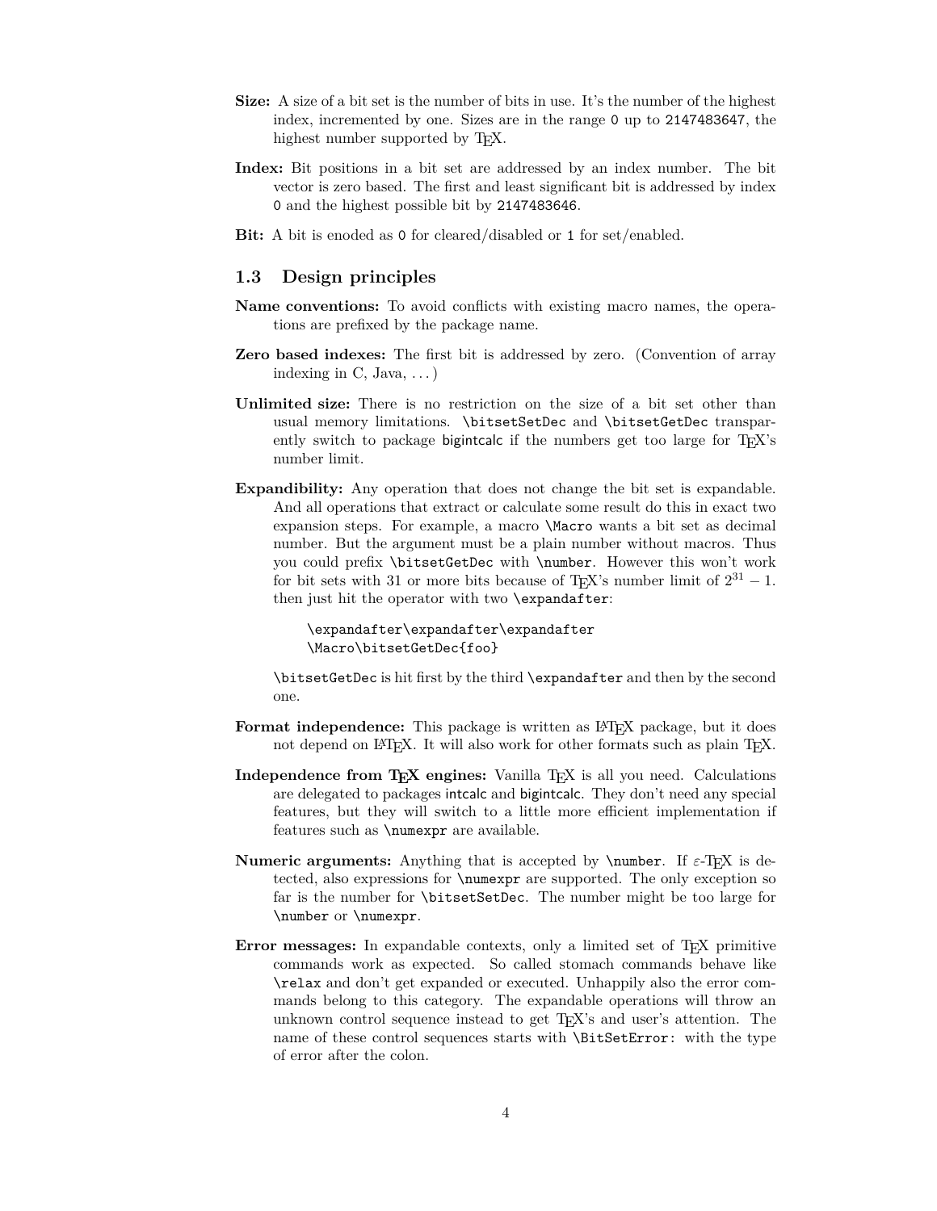**Size:** A size of a bit set is the number of bits in use. It's the number of the highest index, incremented by one. Sizes are in the range `0` up to `2147483647`, the highest number supported by TEX.

**Index:** Bit positions in a bit set are addressed by an index number. The bit vector is zero based. The first and least significant bit is addressed by index `0` and the highest possible bit by `2147483646`.

**Bit:** A bit is enoded as `0` for cleared/disabled or `1` for set/enabled.

### 1.3 Design principles

**Name conventions:** To avoid conflicts with existing macro names, the operations are prefixed by the package name.

**Zero based indexes:** The first bit is addressed by zero. (Convention of array indexing in C, Java, . . . )

**Unlimited size:** There is no restriction on the size of a bit set other than usual memory limitations. `\bitsetSetDec` and `\bitsetGetDec` transparently switch to package bigintcalc if the numbers get too large for TEX's number limit.

**Expandibility:** Any operation that does not change the bit set is expandable. And all operations that extract or calculate some result do this in exact two expansion steps. For example, a macro `\Macro` wants a bit set as decimal number. But the argument must be a plain number without macros. Thus you could prefix `\bitsetGetDec` with `\number`. However this won't work for bit sets with 31 or more bits because of TEX's number limit of $2^{31} - 1$. then just hit the operator with two `\expandafter`:

```
\expandafter\expandafter\expandafter
\Macro\bitsetGetDec{foo}
```

`\bitsetGetDec` is hit first by the third `\expandafter` and then by the second one.

**Format independence:** This package is written as LATEX package, but it does not depend on LATEX. It will also work for other formats such as plain TEX.

**Independence from TEX engines:** Vanilla TEX is all you need. Calculations are delegated to packages intcalc and bigintcalc. They don't need any special features, but they will switch to a little more efficient implementation if features such as `\numexpr` are available.

**Numeric arguments:** Anything that is accepted by `\number`. If $\varepsilon$-TEX is detected, also expressions for `\numexpr` are supported. The only exception so far is the number for `\bitsetSetDec`. The number might be too large for `\number` or `\numexpr`.

**Error messages:** In expandable contexts, only a limited set of TEX primitive commands work as expected. So called stomach commands behave like `\relax` and don't get expanded or executed. Unhappily also the error commands belong to this category. The expandable operations will throw an unknown control sequence instead to get TEX's and user's attention. The name of these control sequences starts with `\BitSetError:` with the type of error after the colon.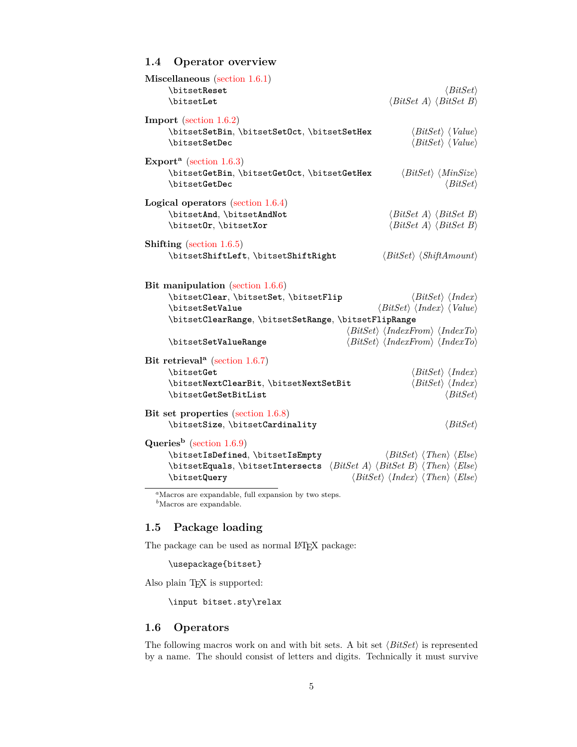## 1.4 Operator overview

**Miscellaneous** (section 1.6.1)

| | |
|---|---|
| `\bitsetReset` | ⟨*BitSet*⟩ |
| `\bitsetLet` | ⟨*BitSet A*⟩ ⟨*BitSet B*⟩ |

**Import** (section 1.6.2)

| | |
|---|---|
| `\bitsetSetBin`, `\bitsetSetOct`, `\bitsetSetHex` | ⟨*BitSet*⟩ ⟨*Value*⟩ |
| `\bitsetSetDec` | ⟨*BitSet*⟩ ⟨*Value*⟩ |

**Export**[a] (section 1.6.3)

| | |
|---|---|
| `\bitsetGetBin`, `\bitsetGetOct`, `\bitsetGetHex` | ⟨*BitSet*⟩ ⟨*MinSize*⟩ |
| `\bitsetGetDec` | ⟨*BitSet*⟩ |

**Logical operators** (section 1.6.4)

| | |
|---|---|
| `\bitsetAnd`, `\bitsetAndNot` | ⟨*BitSet A*⟩ ⟨*BitSet B*⟩ |
| `\bitsetOr`, `\bitsetXor` | ⟨*BitSet A*⟩ ⟨*BitSet B*⟩ |

**Shifting** (section 1.6.5)

| | |
|---|---|
| `\bitsetShiftLeft`, `\bitsetShiftRight` | ⟨*BitSet*⟩ ⟨*ShiftAmount*⟩ |

**Bit manipulation** (section 1.6.6)

| | |
|---|---|
| `\bitsetClear`, `\bitsetSet`, `\bitsetFlip` | ⟨*BitSet*⟩ ⟨*Index*⟩ |
| `\bitsetSetValue` | ⟨*BitSet*⟩ ⟨*Index*⟩ ⟨*Value*⟩ |
| `\bitsetClearRange`, `\bitsetSetRange`, `\bitsetFlipRange` | ⟨*BitSet*⟩ ⟨*IndexFrom*⟩ ⟨*IndexTo*⟩ |
| `\bitsetSetValueRange` | ⟨*BitSet*⟩ ⟨*IndexFrom*⟩ ⟨*IndexTo*⟩ |

**Bit retrieval**[a] (section 1.6.7)

| | |
|---|---|
| `\bitsetGet` | ⟨*BitSet*⟩ ⟨*Index*⟩ |
| `\bitsetNextClearBit`, `\bitsetNextSetBit` | ⟨*BitSet*⟩ ⟨*Index*⟩ |
| `\bitsetGetSetBitList` | ⟨*BitSet*⟩ |

**Bit set properties** (section 1.6.8)

| | |
|---|---|
| `\bitsetSize`, `\bitsetCardinality` | ⟨*BitSet*⟩ |

**Queries**[b] (section 1.6.9)

| | |
|---|---|
| `\bitsetIsDefined`, `\bitsetIsEmpty` | ⟨*BitSet*⟩ ⟨*Then*⟩ ⟨*Else*⟩ |
| `\bitsetEquals`, `\bitsetIntersects` | ⟨*BitSet A*⟩ ⟨*BitSet B*⟩ ⟨*Then*⟩ ⟨*Else*⟩ |
| `\bitsetQuery` | ⟨*BitSet*⟩ ⟨*Index*⟩ ⟨*Then*⟩ ⟨*Else*⟩ |

[a] Macros are expandable, full expansion by two steps.
[b] Macros are expandable.

## 1.5 Package loading

The package can be used as normal LaTeX package:

```
\usepackage{bitset}
```

Also plain TeX is supported:

```
\input bitset.sty\relax
```

## 1.6 Operators

The following macros work on and with bit sets. A bit set ⟨*BitSet*⟩ is represented by a name. The should consist of letters and digits. Technically it must survive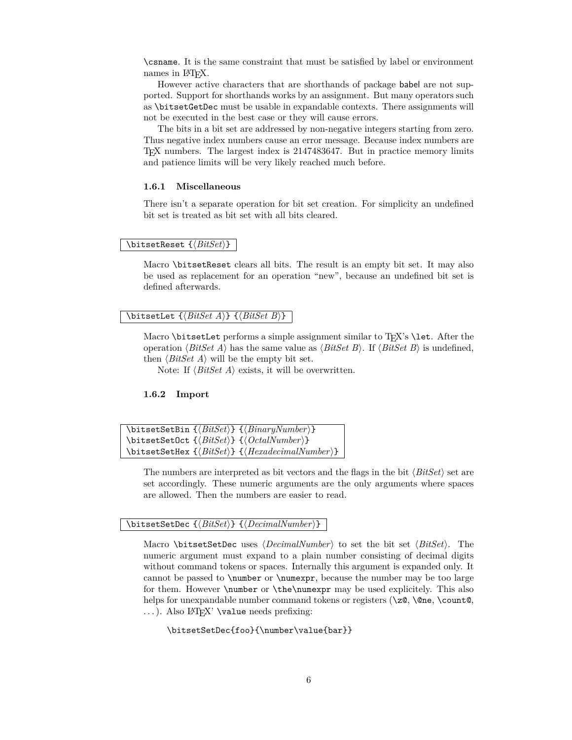`\csname`. It is the same constraint that must be satisfied by label or environment names in LaTeX.

However active characters that are shorthands of package babel are not supported. Support for shorthands works by an assignment. But many operators such as `\bitsetGetDec` must be usable in expandable contexts. There assignments will not be executed in the best case or they will cause errors.

The bits in a bit set are addressed by non-negative integers starting from zero. Thus negative index numbers cause an error message. Because index numbers are TeX numbers. The largest index is 2147483647. But in practice memory limits and patience limits will be very likely reached much before.

### 1.6.1 Miscellaneous

There isn't a separate operation for bit set creation. For simplicity an undefined bit set is treated as bit set with all bits cleared.

```
\bitsetReset {⟨BitSet⟩}
```

Macro `\bitsetReset` clears all bits. The result is an empty bit set. It may also be used as replacement for an operation "new", because an undefined bit set is defined afterwards.

```
\bitsetLet {⟨BitSet A⟩} {⟨BitSet B⟩}
```

Macro `\bitsetLet` performs a simple assignment similar to TeX's `\let`. After the operation ⟨*BitSet A*⟩ has the same value as ⟨*BitSet B*⟩. If ⟨*BitSet B*⟩ is undefined, then ⟨*BitSet A*⟩ will be the empty bit set.

Note: If ⟨*BitSet A*⟩ exists, it will be overwritten.

### 1.6.2 Import

```
\bitsetSetBin {⟨BitSet⟩} {⟨BinaryNumber⟩}
\bitsetSetOct {⟨BitSet⟩} {⟨OctalNumber⟩}
\bitsetSetHex {⟨BitSet⟩} {⟨HexadecimalNumber⟩}
```

The numbers are interpreted as bit vectors and the flags in the bit ⟨*BitSet*⟩ set are set accordingly. These numeric arguments are the only arguments where spaces are allowed. Then the numbers are easier to read.

```
\bitsetSetDec {⟨BitSet⟩} {⟨DecimalNumber⟩}
```

Macro `\bitsetSetDec` uses ⟨*DecimalNumber*⟩ to set the bit set ⟨*BitSet*⟩. The numeric argument must expand to a plain number consisting of decimal digits without command tokens or spaces. Internally this argument is expanded only. It cannot be passed to `\number` or `\numexpr`, because the number may be too large for them. However `\number` or `\the\numexpr` may be used explicitely. This also helps for unexpandable number command tokens or registers (`\z@`, `\@ne`, `\count@`, ...). Also LaTeX' `\value` needs prefixing:

```
\bitsetSetDec{foo}{\number\value{bar}}
```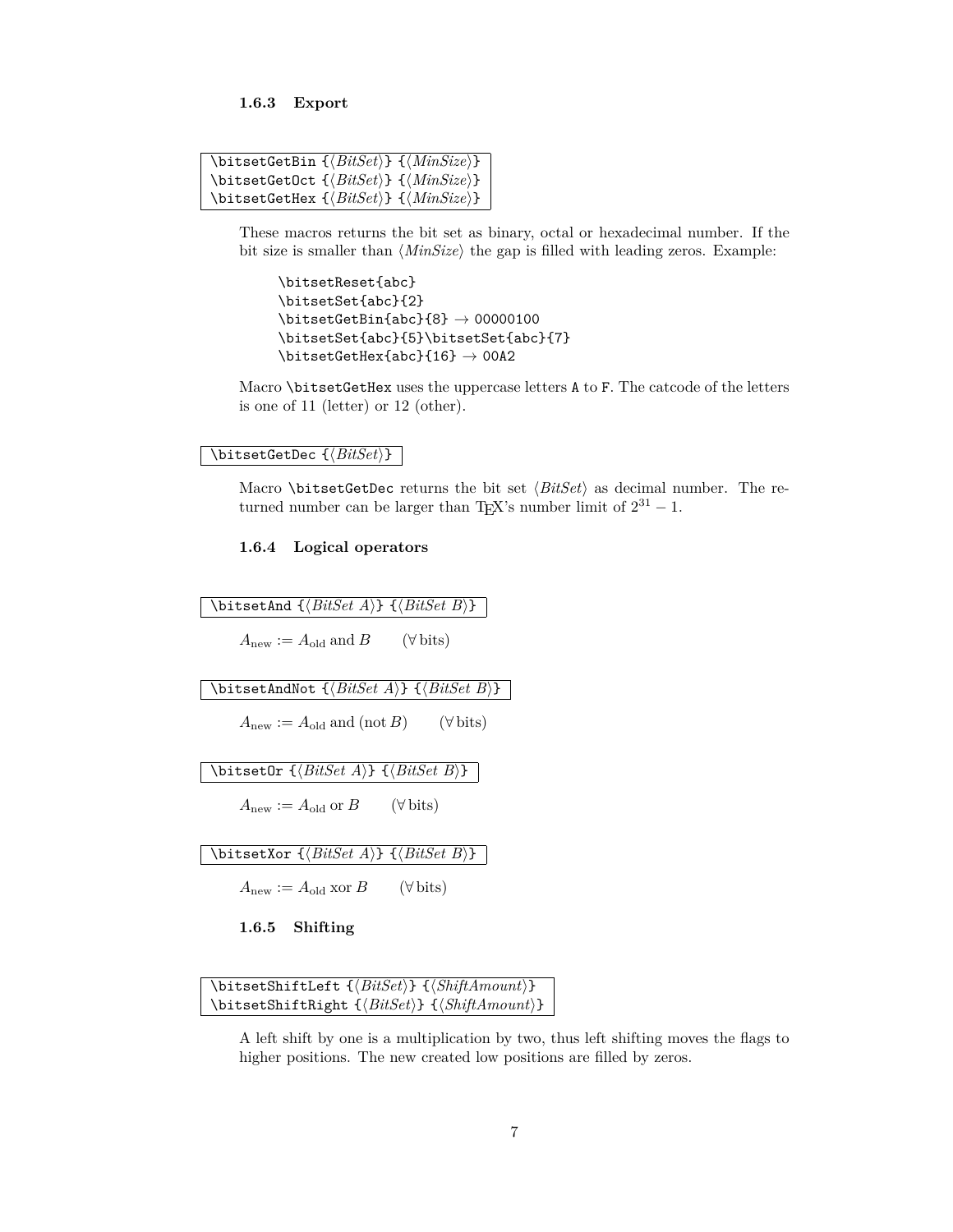### 1.6.3 Export

```
\bitsetGetBin {⟨BitSet⟩} {⟨MinSize⟩}
\bitsetGetOct {⟨BitSet⟩} {⟨MinSize⟩}
\bitsetGetHex {⟨BitSet⟩} {⟨MinSize⟩}
```

These macros returns the bit set as binary, octal or hexadecimal number. If the bit size is smaller than ⟨*MinSize*⟩ the gap is filled with leading zeros. Example:

```
\bitsetReset{abc}
\bitsetSet{abc}{2}
\bitsetGetBin{abc}{8} → 00000100
\bitsetSet{abc}{5}\bitsetSet{abc}{7}
\bitsetGetHex{abc}{16} → 00A2
```

Macro `\bitsetGetHex` uses the uppercase letters `A` to `F`. The catcode of the letters is one of 11 (letter) or 12 (other).

```
\bitsetGetDec {⟨BitSet⟩}
```

Macro `\bitsetGetDec` returns the bit set ⟨*BitSet*⟩ as decimal number. The returned number can be larger than TEX's number limit of $2^{31} - 1$.

### 1.6.4 Logical operators

```
\bitsetAnd {⟨BitSet A⟩} {⟨BitSet B⟩}
```

$A_{\text{new}} := A_{\text{old}}$ and $B$ $\qquad (\forall\, \text{bits})$

```
\bitsetAndNot {⟨BitSet A⟩} {⟨BitSet B⟩}
```

$A_{\text{new}} := A_{\text{old}}$ and (not $B$) $\qquad (\forall\, \text{bits})$

```
\bitsetOr {⟨BitSet A⟩} {⟨BitSet B⟩}
```

$A_{\text{new}} := A_{\text{old}}$ or $B$ $\qquad (\forall\, \text{bits})$

```
\bitsetXor {⟨BitSet A⟩} {⟨BitSet B⟩}
```

$A_{\text{new}} := A_{\text{old}}$ xor $B$ $\qquad (\forall\, \text{bits})$

### 1.6.5 Shifting

```
\bitsetShiftLeft {⟨BitSet⟩} {⟨ShiftAmount⟩}
\bitsetShiftRight {⟨BitSet⟩} {⟨ShiftAmount⟩}
```

A left shift by one is a multiplication by two, thus left shifting moves the flags to higher positions. The new created low positions are filled by zeros.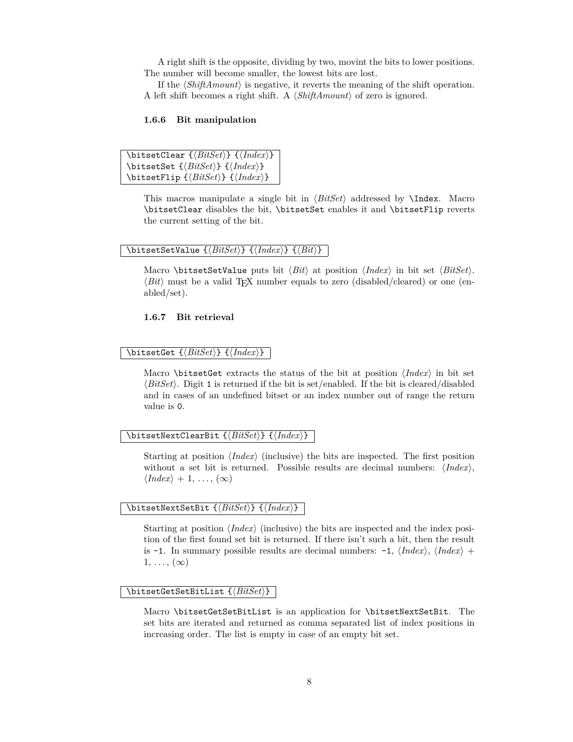A right shift is the opposite, dividing by two, movint the bits to lower positions. The number will become smaller, the lowest bits are lost.

If the ⟨*ShiftAmount*⟩ is negative, it reverts the meaning of the shift operation. A left shift becomes a right shift. A ⟨*ShiftAmount*⟩ of zero is ignored.

### 1.6.6 Bit manipulation

```
\bitsetClear {⟨BitSet⟩} {⟨Index⟩}
\bitsetSet {⟨BitSet⟩} {⟨Index⟩}
\bitsetFlip {⟨BitSet⟩} {⟨Index⟩}
```

This macros manipulate a single bit in ⟨*BitSet*⟩ addressed by `\Index`. Macro `\bitsetClear` disables the bit, `\bitsetSet` enables it and `\bitsetFlip` reverts the current setting of the bit.

```
\bitsetSetValue {⟨BitSet⟩} {⟨Index⟩} {⟨Bit⟩}
```

Macro `\bitsetSetValue` puts bit ⟨*Bit*⟩ at position ⟨*Index*⟩ in bit set ⟨*BitSet*⟩. ⟨*Bit*⟩ must be a valid TEX number equals to zero (disabled/cleared) or one (enabled/set).

### 1.6.7 Bit retrieval

```
\bitsetGet {⟨BitSet⟩} {⟨Index⟩}
```

Macro `\bitsetGet` extracts the status of the bit at position ⟨*Index*⟩ in bit set ⟨*BitSet*⟩. Digit `1` is returned if the bit is set/enabled. If the bit is cleared/disabled and in cases of an undefined bitset or an index number out of range the return value is `0`.

```
\bitsetNextClearBit {⟨BitSet⟩} {⟨Index⟩}
```

Starting at position ⟨*Index*⟩ (inclusive) the bits are inspected. The first position without a set bit is returned. Possible results are decimal numbers: ⟨*Index*⟩, ⟨*Index*⟩ + 1, ..., ($\infty$)

```
\bitsetNextSetBit {⟨BitSet⟩} {⟨Index⟩}
```

Starting at position ⟨*Index*⟩ (inclusive) the bits are inspected and the index position of the first found set bit is returned. If there isn't such a bit, then the result is `-1`. In summary possible results are decimal numbers: `-1`, ⟨*Index*⟩, ⟨*Index*⟩ + 1, ..., ($\infty$)

```
\bitsetGetSetBitList {⟨BitSet⟩}
```

Macro `\bitsetGetSetBitList` is an application for `\bitsetNextSetBit`. The set bits are iterated and returned as comma separated list of index positions in increasing order. The list is empty in case of an empty bit set.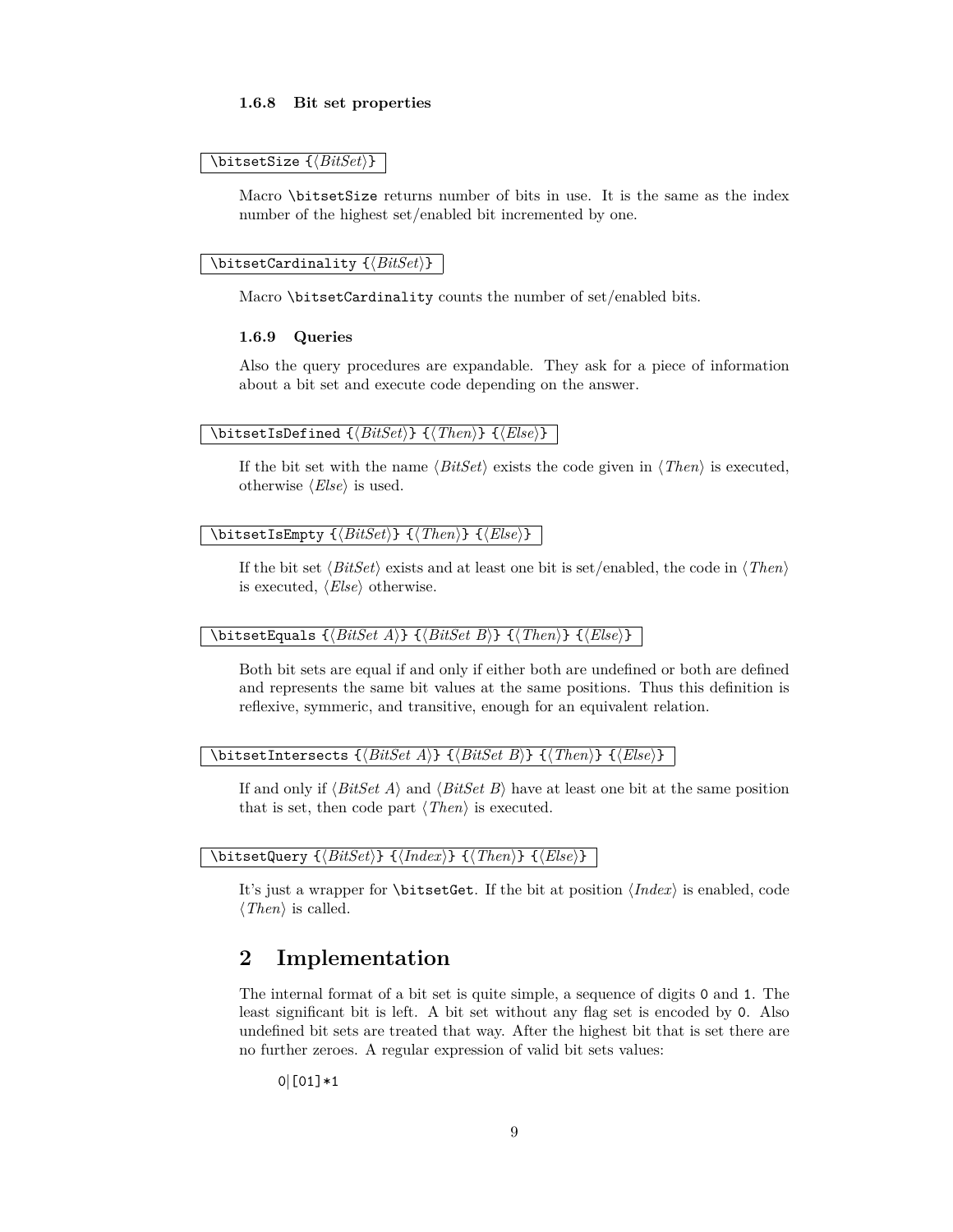#### 1.6.8 Bit set properties

```
\bitsetSize {⟨BitSet⟩}
```

Macro `\bitsetSize` returns number of bits in use. It is the same as the index number of the highest set/enabled bit incremented by one.

```
\bitsetCardinality {⟨BitSet⟩}
```

Macro `\bitsetCardinality` counts the number of set/enabled bits.

#### 1.6.9 Queries

Also the query procedures are expandable. They ask for a piece of information about a bit set and execute code depending on the answer.

```
\bitsetIsDefined {⟨BitSet⟩} {⟨Then⟩} {⟨Else⟩}
```

If the bit set with the name ⟨*BitSet*⟩ exists the code given in ⟨*Then*⟩ is executed, otherwise ⟨*Else*⟩ is used.

```
\bitsetIsEmpty {⟨BitSet⟩} {⟨Then⟩} {⟨Else⟩}
```

If the bit set ⟨*BitSet*⟩ exists and at least one bit is set/enabled, the code in ⟨*Then*⟩ is executed, ⟨*Else*⟩ otherwise.

```
\bitsetEquals {⟨BitSet A⟩} {⟨BitSet B⟩} {⟨Then⟩} {⟨Else⟩}
```

Both bit sets are equal if and only if either both are undefined or both are defined and represents the same bit values at the same positions. Thus this definition is reflexive, symmeric, and transitive, enough for an equivalent relation.

```
\bitsetIntersects {⟨BitSet A⟩} {⟨BitSet B⟩} {⟨Then⟩} {⟨Else⟩}
```

If and only if ⟨*BitSet A*⟩ and ⟨*BitSet B*⟩ have at least one bit at the same position that is set, then code part ⟨*Then*⟩ is executed.

```
\bitsetQuery {⟨BitSet⟩} {⟨Index⟩} {⟨Then⟩} {⟨Else⟩}
```

It's just a wrapper for `\bitsetGet`. If the bit at position ⟨*Index*⟩ is enabled, code ⟨*Then*⟩ is called.

## 2 Implementation

The internal format of a bit set is quite simple, a sequence of digits `0` and `1`. The least significant bit is left. A bit set without any flag set is encoded by `0`. Also undefined bit sets are treated that way. After the highest bit that is set there are no further zeroes. A regular expression of valid bit sets values:

```
0|[01]*1
```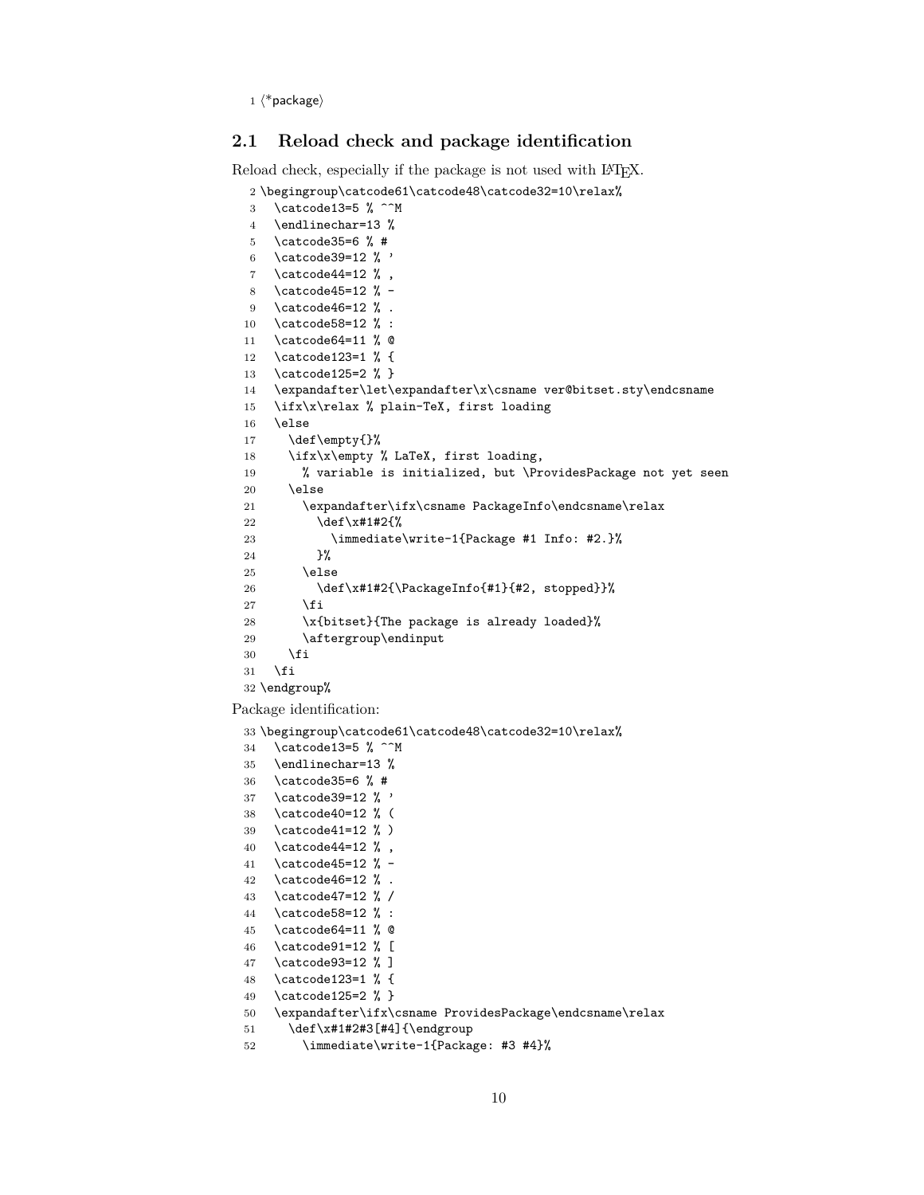```
1 ⟨*package⟩
```

## 2.1 Reload check and package identification

Reload check, especially if the package is not used with LaTeX.

```
2 \begingroup\catcode61\catcode48\catcode32=10\relax%
3   \catcode13=5 % ^^M
4   \endlinechar=13 %
5   \catcode35=6 % #
6   \catcode39=12 % '
7   \catcode44=12 % ,
8   \catcode45=12 % -
9   \catcode46=12 % .
10  \catcode58=12 % :
11  \catcode64=11 % @
12  \catcode123=1 % {
13  \catcode125=2 % }
14  \expandafter\let\expandafter\x\csname ver@bitset.sty\endcsname
15  \ifx\x\relax % plain-TeX, first loading
16  \else
17    \def\empty{}%
18    \ifx\x\empty % LaTeX, first loading,
19      % variable is initialized, but \ProvidesPackage not yet seen
20    \else
21      \expandafter\ifx\csname PackageInfo\endcsname\relax
22        \def\x#1#2{%
23          \immediate\write-1{Package #1 Info: #2.}%
24        }%
25      \else
26        \def\x#1#2{\PackageInfo{#1}{#2, stopped}}%
27      \fi
28      \x{bitset}{The package is already loaded}%
29      \aftergroup\endinput
30    \fi
31  \fi
32 \endgroup%
```

Package identification:

```
33 \begingroup\catcode61\catcode48\catcode32=10\relax%
34   \catcode13=5 % ^^M
35   \endlinechar=13 %
36   \catcode35=6 % #
37   \catcode39=12 % '
38   \catcode40=12 % (
39   \catcode41=12 % )
40   \catcode44=12 % ,
41   \catcode45=12 % -
42   \catcode46=12 % .
43   \catcode47=12 % /
44   \catcode58=12 % :
45   \catcode64=11 % @
46   \catcode91=12 % [
47   \catcode93=12 % ]
48   \catcode123=1 % {
49   \catcode125=2 % }
50   \expandafter\ifx\csname ProvidesPackage\endcsname\relax
51     \def\x#1#2#3[#4]{\endgroup
52       \immediate\write-1{Package: #3 #4}%
```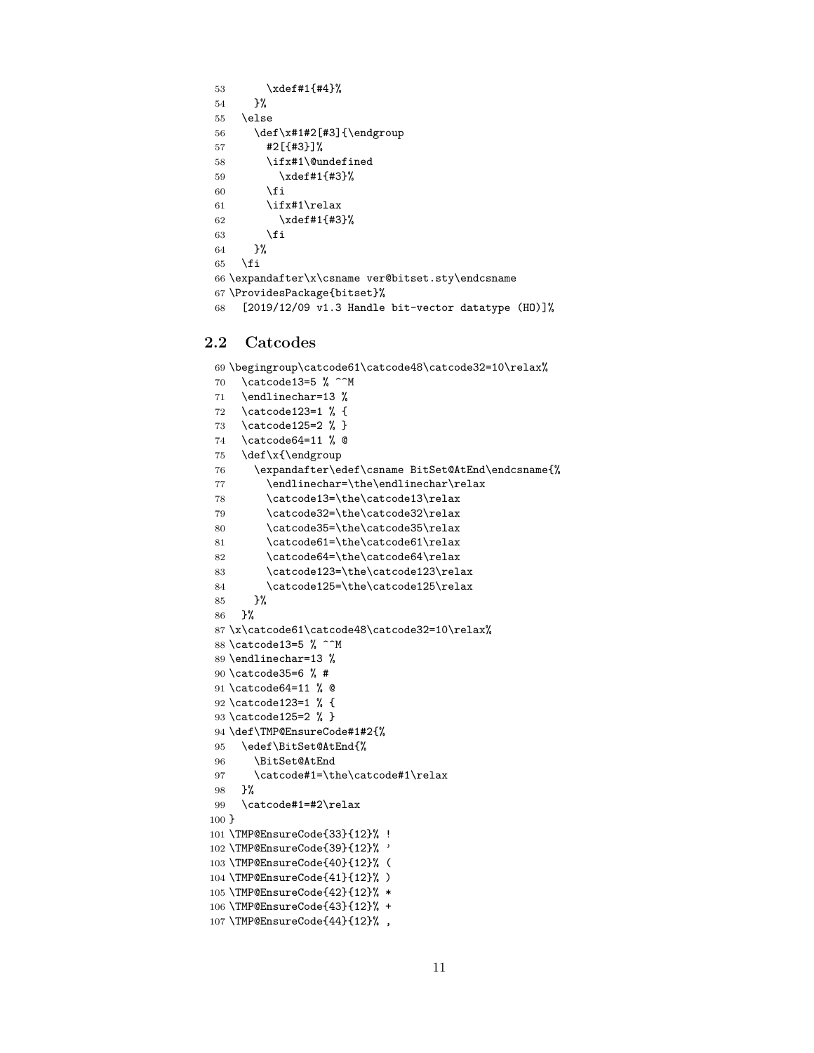```
53       \xdef#1{#4}%
54     }%
55   \else
56     \def\x#1#2[#3]{\endgroup
57       #2[{#3}]%
58       \ifx#1\@undefined
59         \xdef#1{#3}%
60       \fi
61       \ifx#1\relax
62         \xdef#1{#3}%
63       \fi
64     }%
65   \fi
66 \expandafter\x\csname ver@bitset.sty\endcsname
67 \ProvidesPackage{bitset}%
68   [2019/12/09 v1.3 Handle bit-vector datatype (HO)]%
```

## 2.2 Catcodes

```
69 \begingroup\catcode61\catcode48\catcode32=10\relax%
70   \catcode13=5 % ^^M
71   \endlinechar=13 %
72   \catcode123=1 % {
73   \catcode125=2 % }
74   \catcode64=11 % @
75   \def\x{\endgroup
76     \expandafter\edef\csname BitSet@AtEnd\endcsname{%
77       \endlinechar=\the\endlinechar\relax
78       \catcode13=\the\catcode13\relax
79       \catcode32=\the\catcode32\relax
80       \catcode35=\the\catcode35\relax
81       \catcode61=\the\catcode61\relax
82       \catcode64=\the\catcode64\relax
83       \catcode123=\the\catcode123\relax
84       \catcode125=\the\catcode125\relax
85     }%
86   }%
87 \x\catcode61\catcode48\catcode32=10\relax%
88 \catcode13=5 % ^^M
89 \endlinechar=13 %
90 \catcode35=6 % #
91 \catcode64=11 % @
92 \catcode123=1 % {
93 \catcode125=2 % }
94 \def\TMP@EnsureCode#1#2{%
95   \edef\BitSet@AtEnd{%
96     \BitSet@AtEnd
97     \catcode#1=\the\catcode#1\relax
98   }%
99   \catcode#1=#2\relax
100 }
101 \TMP@EnsureCode{33}{12}% !
102 \TMP@EnsureCode{39}{12}% '
103 \TMP@EnsureCode{40}{12}% (
104 \TMP@EnsureCode{41}{12}% )
105 \TMP@EnsureCode{42}{12}% *
106 \TMP@EnsureCode{43}{12}% +
107 \TMP@EnsureCode{44}{12}% ,
```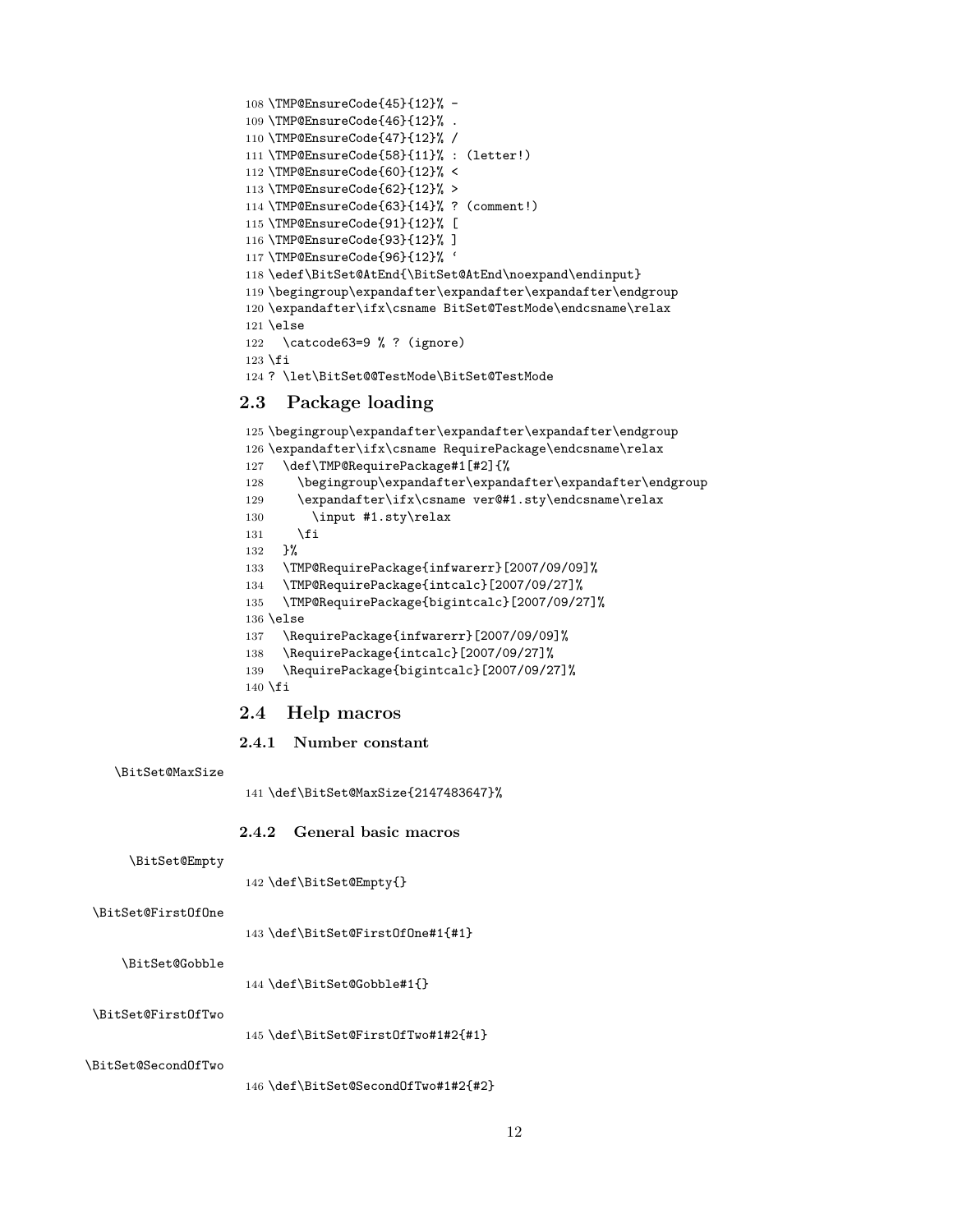```
108 \TMP@EnsureCode{45}{12}% -
109 \TMP@EnsureCode{46}{12}% .
110 \TMP@EnsureCode{47}{12}% /
111 \TMP@EnsureCode{58}{11}% : (letter!)
112 \TMP@EnsureCode{60}{12}% <
113 \TMP@EnsureCode{62}{12}% >
114 \TMP@EnsureCode{63}{14}% ? (comment!)
115 \TMP@EnsureCode{91}{12}% [
116 \TMP@EnsureCode{93}{12}% ]
117 \TMP@EnsureCode{96}{12}% '
118 \edef\BitSet@AtEnd{\BitSet@AtEnd\noexpand\endinput}
119 \begingroup\expandafter\expandafter\expandafter\endgroup
120 \expandafter\ifx\csname BitSet@TestMode\endcsname\relax
121 \else
122   \catcode63=9 % ? (ignore)
123 \fi
124 ? \let\BitSet@@TestMode\BitSet@TestMode
```

## 2.3 Package loading

```
125 \begingroup\expandafter\expandafter\expandafter\endgroup
126 \expandafter\ifx\csname RequirePackage\endcsname\relax
127   \def\TMP@RequirePackage#1[#2]{%
128     \begingroup\expandafter\expandafter\expandafter\endgroup
129     \expandafter\ifx\csname ver@#1.sty\endcsname\relax
130       \input #1.sty\relax
131     \fi
132   }%
133   \TMP@RequirePackage{infwarerr}[2007/09/09]%
134   \TMP@RequirePackage{intcalc}[2007/09/27]%
135   \TMP@RequirePackage{bigintcalc}[2007/09/27]%
136 \else
137   \RequirePackage{infwarerr}[2007/09/09]%
138   \RequirePackage{intcalc}[2007/09/27]%
139   \RequirePackage{bigintcalc}[2007/09/27]%
140 \fi
```

## 2.4 Help macros

### 2.4.1 Number constant

\BitSet@MaxSize

```
141 \def\BitSet@MaxSize{2147483647}%
```

### 2.4.2 General basic macros

\BitSet@Empty

```
142 \def\BitSet@Empty{}
```

\BitSet@FirstOfOne

```
143 \def\BitSet@FirstOfOne#1{#1}
```

\BitSet@Gobble

```
144 \def\BitSet@Gobble#1{}
```

\BitSet@FirstOfTwo

```
145 \def\BitSet@FirstOfTwo#1#2{#1}
```

\BitSet@SecondOfTwo

```
146 \def\BitSet@SecondOfTwo#1#2{#2}
```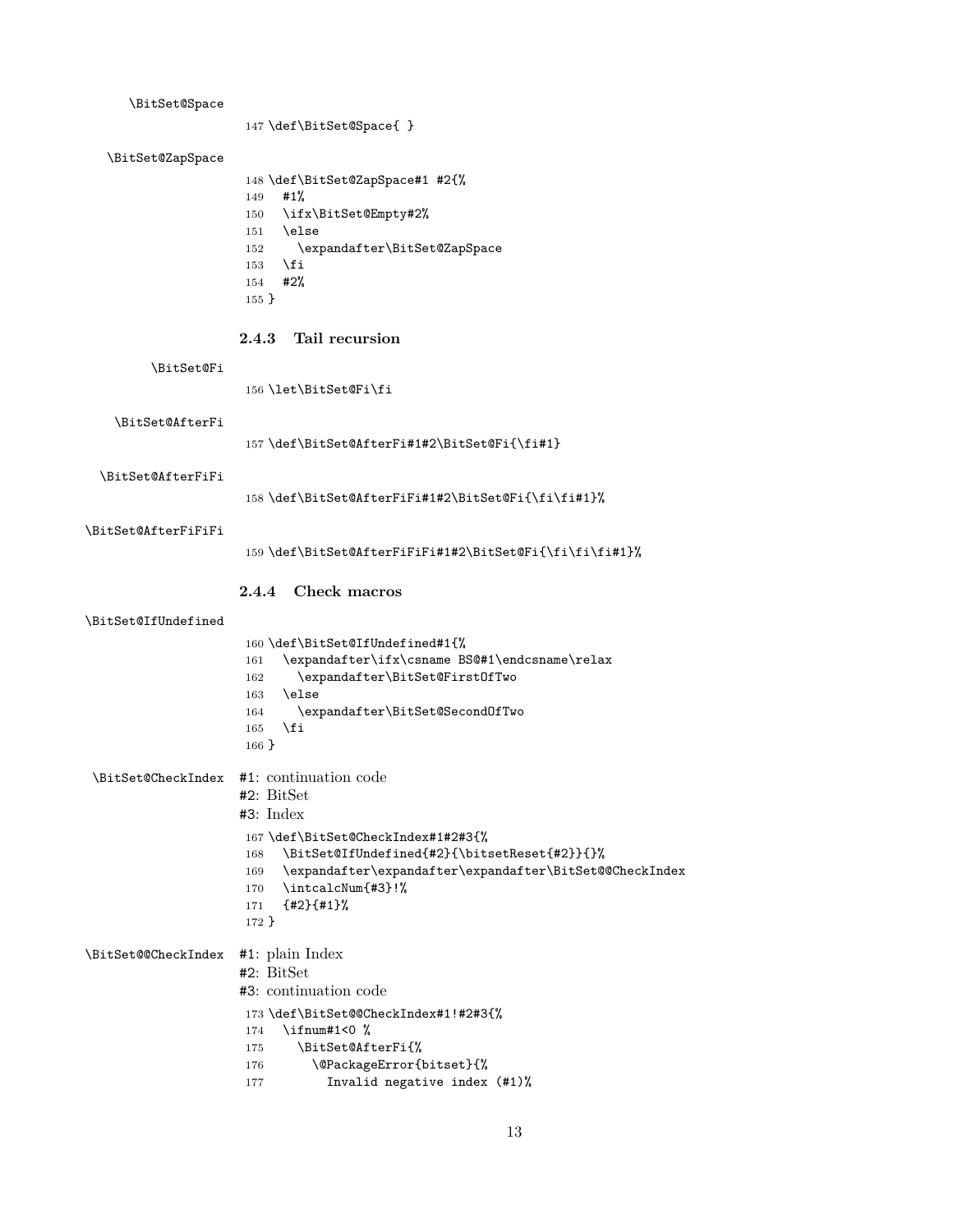\BitSet@Space

```
147 \def\BitSet@Space{ }
```

\BitSet@ZapSpace

```
148 \def\BitSet@ZapSpace#1 #2{%
149   #1%
150   \ifx\BitSet@Empty#2%
151   \else
152     \expandafter\BitSet@ZapSpace
153   \fi
154   #2%
155 }
```

### 2.4.3 Tail recursion

\BitSet@Fi

```
156 \let\BitSet@Fi\fi
```

\BitSet@AfterFi

```
157 \def\BitSet@AfterFi#1#2\BitSet@Fi{\fi#1}
```

\BitSet@AfterFiFi

```
158 \def\BitSet@AfterFiFi#1#2\BitSet@Fi{\fi\fi#1}%
```

\BitSet@AfterFiFiFi

```
159 \def\BitSet@AfterFiFiFi#1#2\BitSet@Fi{\fi\fi\fi#1}%
```

### 2.4.4 Check macros

\BitSet@IfUndefined

```
160 \def\BitSet@IfUndefined#1{%
161   \expandafter\ifx\csname BS@#1\endcsname\relax
162     \expandafter\BitSet@FirstOfTwo
163   \else
164     \expandafter\BitSet@SecondOfTwo
165   \fi
166 }
```

\BitSet@CheckIndex

#1: continuation code
#2: BitSet
#3: Index

```
167 \def\BitSet@CheckIndex#1#2#3{%
168   \BitSet@IfUndefined{#2}{\bitsetReset{#2}}{}%
169   \expandafter\expandafter\expandafter\BitSet@@CheckIndex
170   \intcalcNum{#3}!%
171   {#2}{#1}%
172 }
```

\BitSet@@CheckIndex

#1: plain Index
#2: BitSet
#3: continuation code

```
173 \def\BitSet@@CheckIndex#1!#2#3{%
174   \ifnum#1<0 %
175     \BitSet@AfterFi{%
176       \@PackageError{bitset}{%
177         Invalid negative index (#1)%
```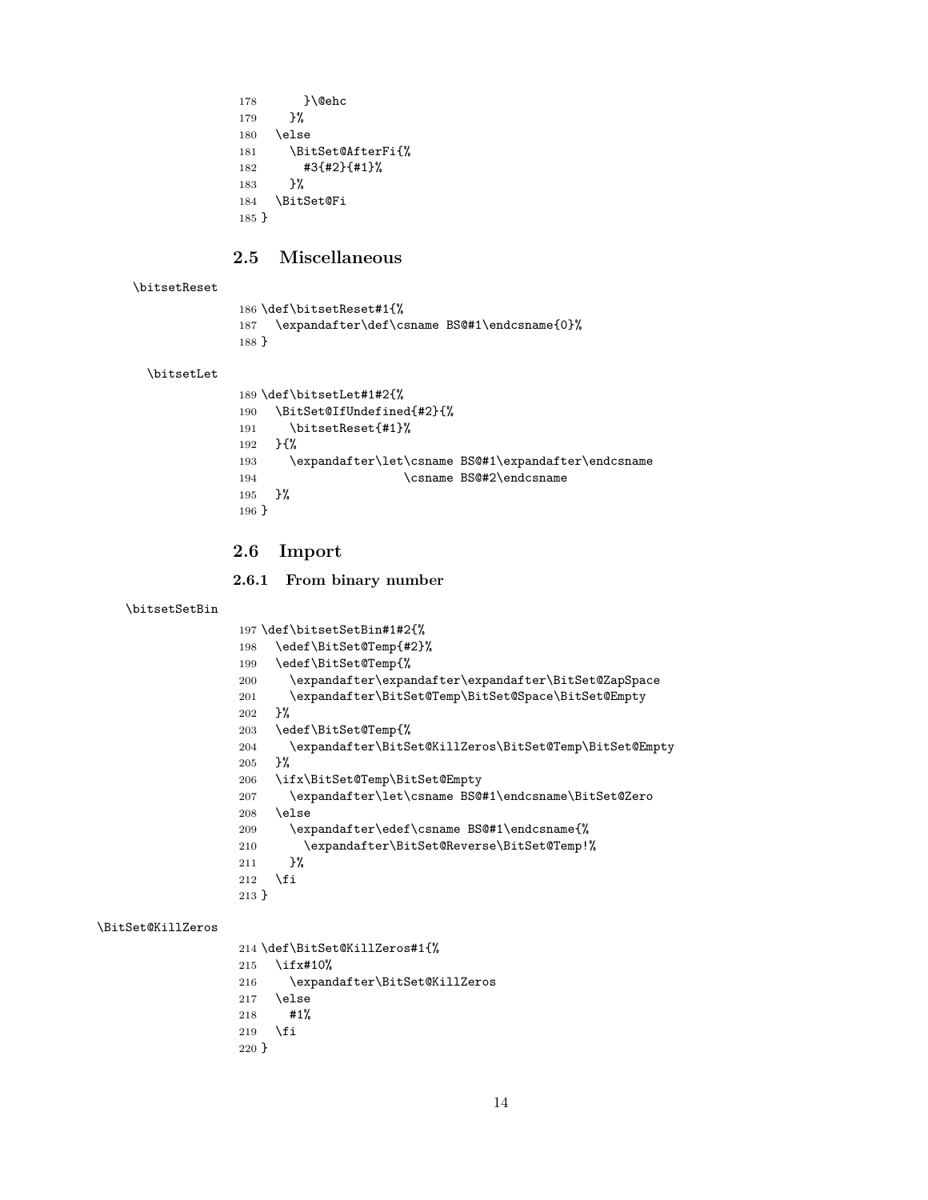```
178       }\@ehc
179     }%
180   \else
181     \BitSet@AfterFi{%
182       #3{#2}{#1}%
183     }%
184   \BitSet@Fi
185 }
```

## 2.5 Miscellaneous

\bitsetReset

```
186 \def\bitsetReset#1{%
187   \expandafter\def\csname BS@#1\endcsname{0}%
188 }
```

\bitsetLet

```
189 \def\bitsetLet#1#2{%
190   \BitSet@IfUndefined{#2}{%
191     \bitsetReset{#1}%
192   }{%
193     \expandafter\let\csname BS@#1\expandafter\endcsname
194                     \csname BS@#2\endcsname
195   }%
196 }
```

## 2.6 Import

### 2.6.1 From binary number

\bitsetSetBin

```
197 \def\bitsetSetBin#1#2{%
198   \edef\BitSet@Temp{#2}%
199   \edef\BitSet@Temp{%
200     \expandafter\expandafter\expandafter\BitSet@ZapSpace
201     \expandafter\BitSet@Temp\BitSet@Space\BitSet@Empty
202   }%
203   \edef\BitSet@Temp{%
204     \expandafter\BitSet@KillZeros\BitSet@Temp\BitSet@Empty
205   }%
206   \ifx\BitSet@Temp\BitSet@Empty
207     \expandafter\let\csname BS@#1\endcsname\BitSet@Zero
208   \else
209     \expandafter\edef\csname BS@#1\endcsname{%
210       \expandafter\BitSet@Reverse\BitSet@Temp!%
211     }%
212   \fi
213 }
```

\BitSet@KillZeros

```
214 \def\BitSet@KillZeros#1{%
215   \ifx#10%
216     \expandafter\BitSet@KillZeros
217   \else
218     #1%
219   \fi
220 }
```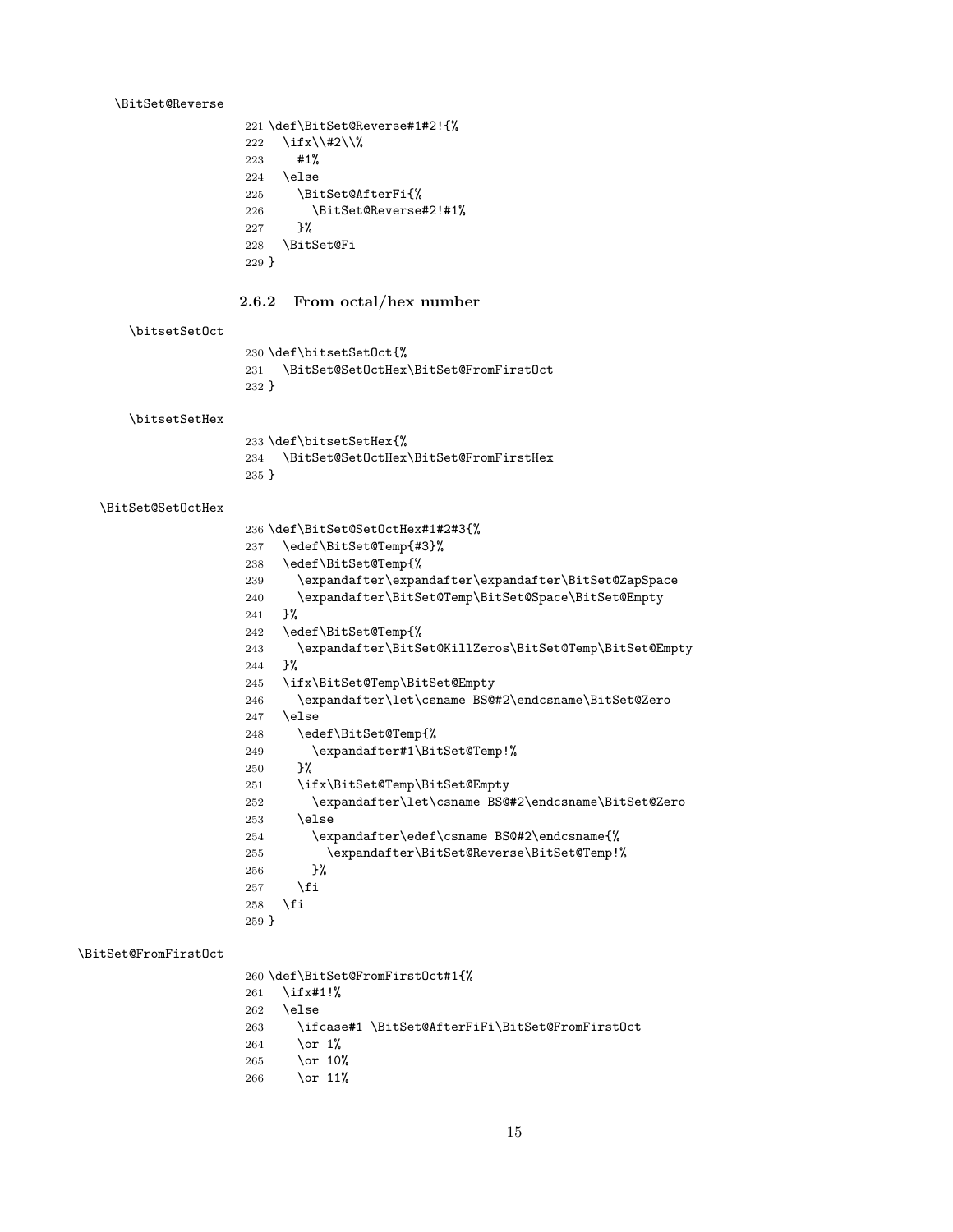\BitSet@Reverse

```
221 \def\BitSet@Reverse#1#2!{%
222   \ifx\\#2\\%
223     #1%
224   \else
225     \BitSet@AfterFi{%
226       \BitSet@Reverse#2!#1%
227     }%
228   \BitSet@Fi
229 }
```

### 2.6.2 From octal/hex number

\bitsetSetOct

```
230 \def\bitsetSetOct{%
231   \BitSet@SetOctHex\BitSet@FromFirstOct
232 }
```

\bitsetSetHex

```
233 \def\bitsetSetHex{%
234   \BitSet@SetOctHex\BitSet@FromFirstHex
235 }
```

\BitSet@SetOctHex

```
236 \def\BitSet@SetOctHex#1#2#3{%
237   \edef\BitSet@Temp{#3}%
238   \edef\BitSet@Temp{%
239     \expandafter\expandafter\expandafter\BitSet@ZapSpace
240     \expandafter\BitSet@Temp\BitSet@Space\BitSet@Empty
241   }%
242   \edef\BitSet@Temp{%
243     \expandafter\BitSet@KillZeros\BitSet@Temp\BitSet@Empty
244   }%
245   \ifx\BitSet@Temp\BitSet@Empty
246     \expandafter\let\csname BS@#2\endcsname\BitSet@Zero
247   \else
248     \edef\BitSet@Temp{%
249       \expandafter#1\BitSet@Temp!%
250     }%
251     \ifx\BitSet@Temp\BitSet@Empty
252       \expandafter\let\csname BS@#2\endcsname\BitSet@Zero
253     \else
254       \expandafter\edef\csname BS@#2\endcsname{%
255         \expandafter\BitSet@Reverse\BitSet@Temp!%
256       }%
257     \fi
258   \fi
259 }
```

\BitSet@FromFirstOct

```
260 \def\BitSet@FromFirstOct#1{%
261   \ifx#1!%
262   \else
263     \ifcase#1 \BitSet@AfterFiFi\BitSet@FromFirstOct
264     \or 1%
265     \or 10%
266     \or 11%
```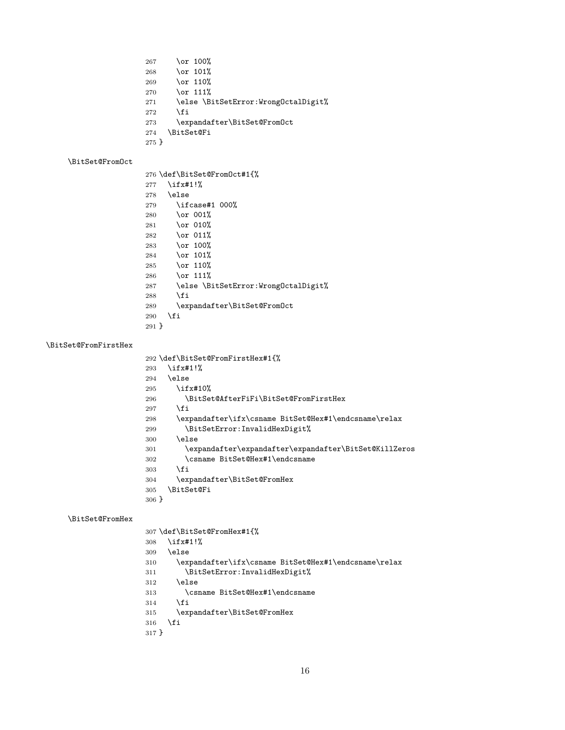```
267     \or 100%
268     \or 101%
269     \or 110%
270     \or 111%
271     \else \BitSetError:WrongOctalDigit%
272     \fi
273     \expandafter\BitSet@FromOct
274   \BitSet@Fi
275 }
```

\BitSet@FromOct

```
276 \def\BitSet@FromOct#1{%
277   \ifx#1!%
278   \else
279     \ifcase#1 000%
280     \or 001%
281     \or 010%
282     \or 011%
283     \or 100%
284     \or 101%
285     \or 110%
286     \or 111%
287     \else \BitSetError:WrongOctalDigit%
288     \fi
289     \expandafter\BitSet@FromOct
290   \fi
291 }
```

\BitSet@FromFirstHex

```
292 \def\BitSet@FromFirstHex#1{%
293   \ifx#1!%
294   \else
295     \ifx#10%
296       \BitSet@AfterFiFi\BitSet@FromFirstHex
297     \fi
298     \expandafter\ifx\csname BitSet@Hex#1\endcsname\relax
299       \BitSetError:InvalidHexDigit%
300     \else
301       \expandafter\expandafter\expandafter\BitSet@KillZeros
302       \csname BitSet@Hex#1\endcsname
303     \fi
304     \expandafter\BitSet@FromHex
305   \BitSet@Fi
306 }
```

\BitSet@FromHex

```
307 \def\BitSet@FromHex#1{%
308   \ifx#1!%
309   \else
310     \expandafter\ifx\csname BitSet@Hex#1\endcsname\relax
311       \BitSetError:InvalidHexDigit%
312     \else
313       \csname BitSet@Hex#1\endcsname
314     \fi
315     \expandafter\BitSet@FromHex
316   \fi
317 }
```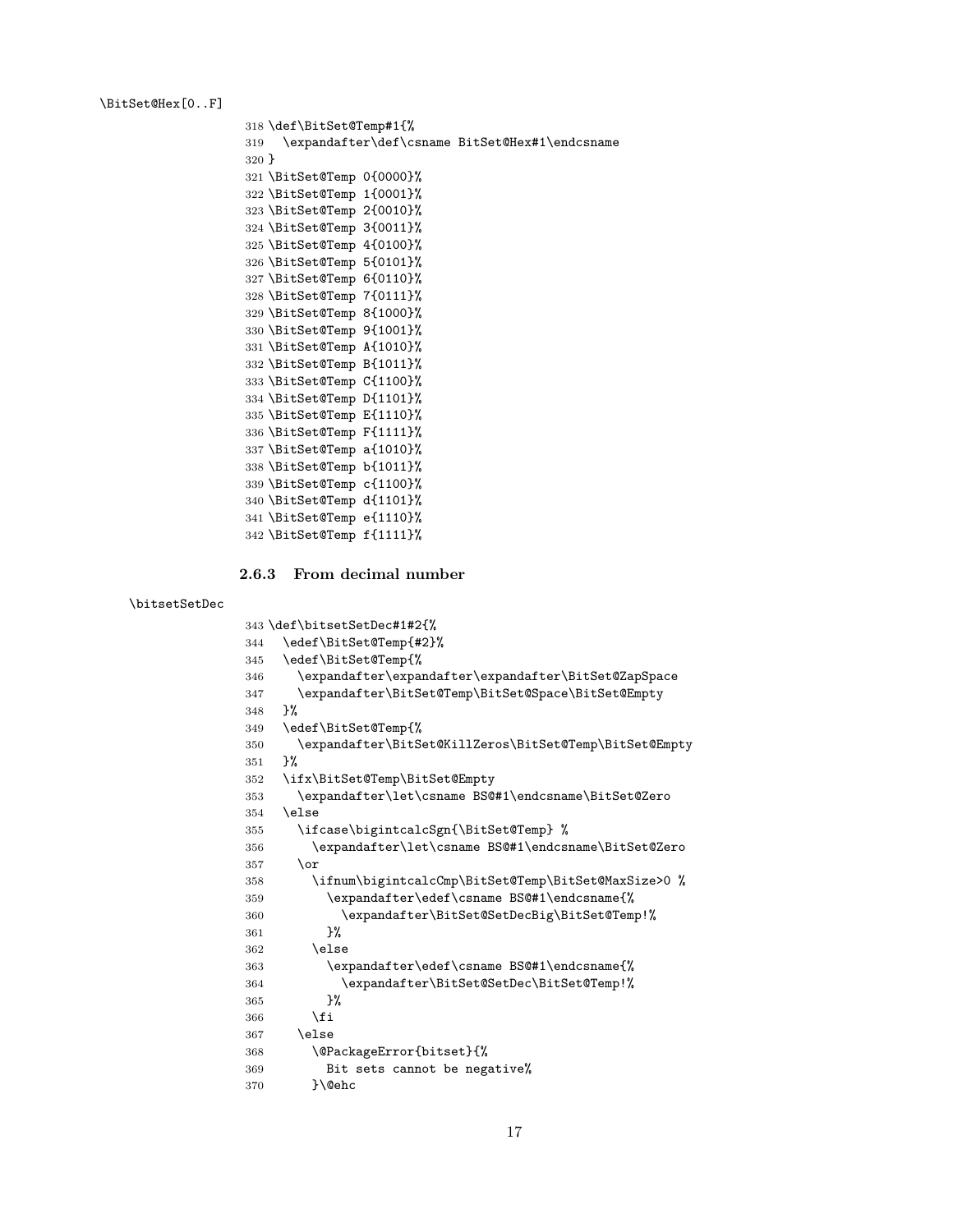\BitSet@Hex[0..F]

```
318 \def\BitSet@Temp#1{%
319   \expandafter\def\csname BitSet@Hex#1\endcsname
320 }
321 \BitSet@Temp 0{0000}%
322 \BitSet@Temp 1{0001}%
323 \BitSet@Temp 2{0010}%
324 \BitSet@Temp 3{0011}%
325 \BitSet@Temp 4{0100}%
326 \BitSet@Temp 5{0101}%
327 \BitSet@Temp 6{0110}%
328 \BitSet@Temp 7{0111}%
329 \BitSet@Temp 8{1000}%
330 \BitSet@Temp 9{1001}%
331 \BitSet@Temp A{1010}%
332 \BitSet@Temp B{1011}%
333 \BitSet@Temp C{1100}%
334 \BitSet@Temp D{1101}%
335 \BitSet@Temp E{1110}%
336 \BitSet@Temp F{1111}%
337 \BitSet@Temp a{1010}%
338 \BitSet@Temp b{1011}%
339 \BitSet@Temp c{1100}%
340 \BitSet@Temp d{1101}%
341 \BitSet@Temp e{1110}%
342 \BitSet@Temp f{1111}%
```

### 2.6.3 From decimal number

\bitsetSetDec

```
343 \def\bitsetSetDec#1#2{%
344   \edef\BitSet@Temp{#2}%
345   \edef\BitSet@Temp{%
346     \expandafter\expandafter\expandafter\BitSet@ZapSpace
347     \expandafter\BitSet@Temp\BitSet@Space\BitSet@Empty
348   }%
349   \edef\BitSet@Temp{%
350     \expandafter\BitSet@KillZeros\BitSet@Temp\BitSet@Empty
351   }%
352   \ifx\BitSet@Temp\BitSet@Empty
353     \expandafter\let\csname BS@#1\endcsname\BitSet@Zero
354   \else
355     \ifcase\bigintcalcSgn{\BitSet@Temp} %
356       \expandafter\let\csname BS@#1\endcsname\BitSet@Zero
357     \or
358       \ifnum\bigintcalcCmp\BitSet@Temp\BitSet@MaxSize>0 %
359         \expandafter\edef\csname BS@#1\endcsname{%
360           \expandafter\BitSet@SetDecBig\BitSet@Temp!%
361         }%
362       \else
363         \expandafter\edef\csname BS@#1\endcsname{%
364           \expandafter\BitSet@SetDec\BitSet@Temp!%
365         }%
366       \fi
367     \else
368       \@PackageError{bitset}{%
369         Bit sets cannot be negative%
370       }\@ehc
```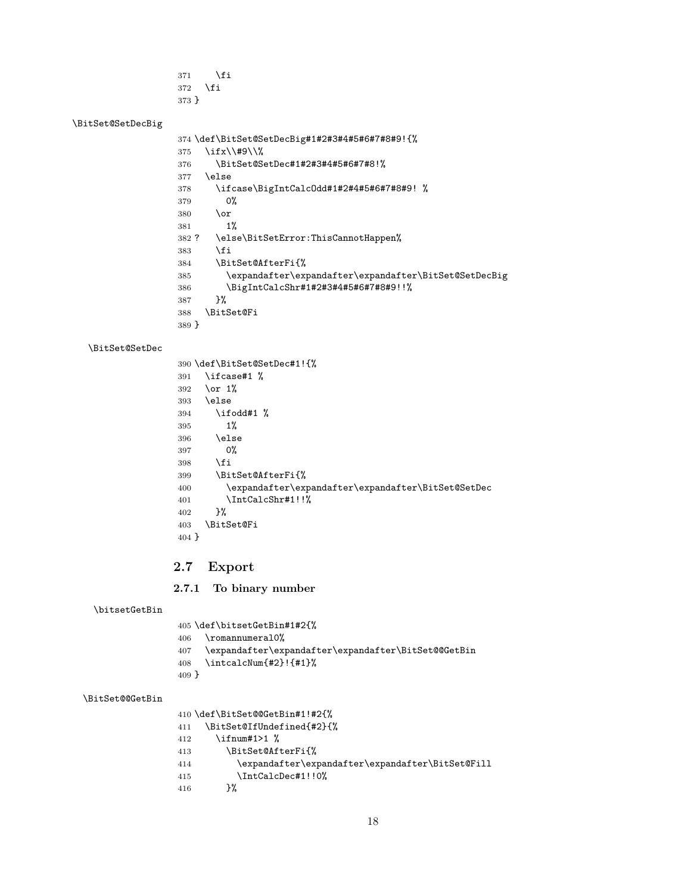```
371     \fi
372   \fi
373 }
```

\BitSet@SetDecBig

```
374 \def\BitSet@SetDecBig#1#2#3#4#5#6#7#8#9!{%
375   \ifx\\#9\\%
376     \BitSet@SetDec#1#2#3#4#5#6#7#8!%
377   \else
378     \ifcase\BigIntCalcOdd#1#2#4#5#6#7#8#9! %
379       0%
380     \or
381       1%
382 ?    \else\BitSetError:ThisCannotHappen%
383     \fi
384     \BitSet@AfterFi{%
385       \expandafter\expandafter\expandafter\BitSet@SetDecBig
386       \BigIntCalcShr#1#2#3#4#5#6#7#8#9!!%
387     }%
388   \BitSet@Fi
389 }
```

\BitSet@SetDec

```
390 \def\BitSet@SetDec#1!{%
391   \ifcase#1 %
392   \or 1%
393   \else
394     \ifodd#1 %
395       1%
396     \else
397       0%
398     \fi
399     \BitSet@AfterFi{%
400       \expandafter\expandafter\expandafter\BitSet@SetDec
401       \IntCalcShr#1!!%
402     }%
403   \BitSet@Fi
404 }
```

## 2.7 Export

### 2.7.1 To binary number

\bitsetGetBin

```
405 \def\bitsetGetBin#1#2{%
406   \romannumeral0%
407   \expandafter\expandafter\expandafter\BitSet@@GetBin
408   \intcalcNum{#2}!{#1}%
409 }
```

\BitSet@@GetBin

```
410 \def\BitSet@@GetBin#1!#2{%
411   \BitSet@IfUndefined{#2}{%
412     \ifnum#1>1 %
413       \BitSet@AfterFi{%
414         \expandafter\expandafter\expandafter\BitSet@Fill
415         \IntCalcDec#1!!0%
416       }%
```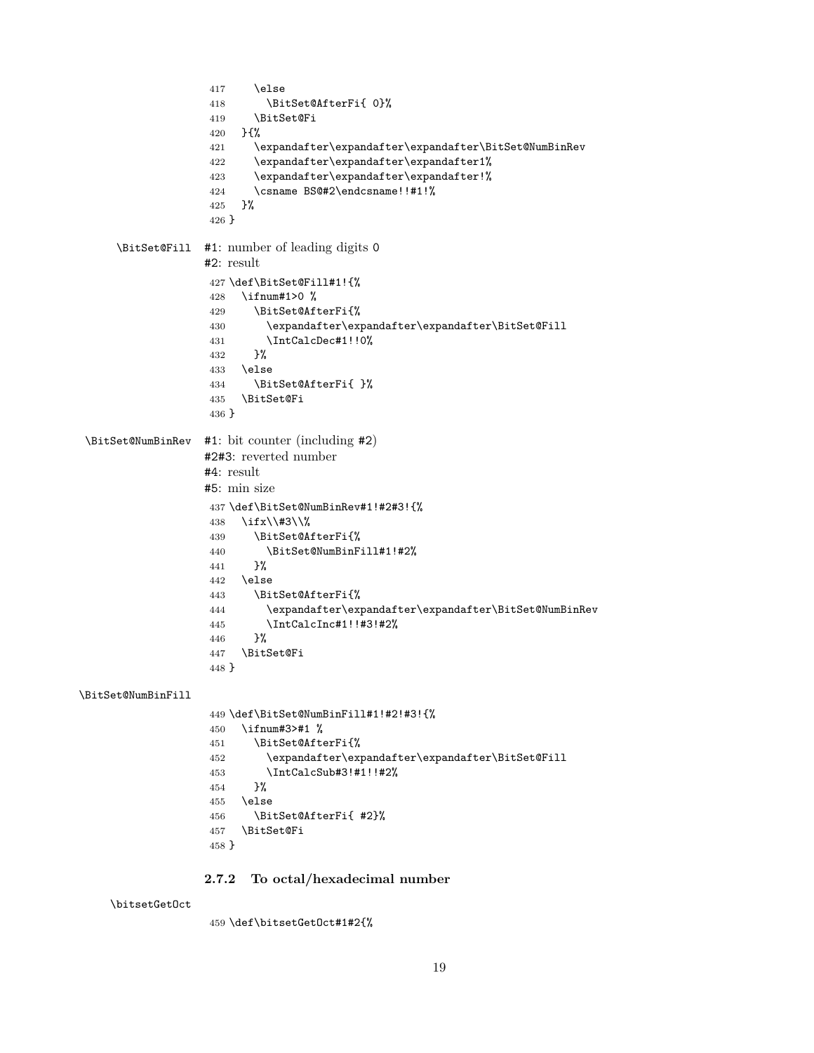```
417     \else
418       \BitSet@AfterFi{ 0}%
419     \BitSet@Fi
420   }{%
421     \expandafter\expandafter\expandafter\BitSet@NumBinRev
422     \expandafter\expandafter\expandafter1%
423     \expandafter\expandafter\expandafter!%
424     \csname BS@#2\endcsname!!#1!%
425   }%
426 }
```

\BitSet@Fill

#1: number of leading digits 0
#2: result

```
427 \def\BitSet@Fill#1!{%
428   \ifnum#1>0 %
429     \BitSet@AfterFi{%
430       \expandafter\expandafter\expandafter\BitSet@Fill
431       \IntCalcDec#1!!0%
432     }%
433   \else
434     \BitSet@AfterFi{ }%
435   \BitSet@Fi
436 }
```

\BitSet@NumBinRev

#1: bit counter (including #2)
#2#3: reverted number
#4: result
#5: min size

```
437 \def\BitSet@NumBinRev#1!#2#3!{%
438   \ifx\\#3\\%
439     \BitSet@AfterFi{%
440       \BitSet@NumBinFill#1!#2%
441     }%
442   \else
443     \BitSet@AfterFi{%
444       \expandafter\expandafter\expandafter\BitSet@NumBinRev
445       \IntCalcInc#1!!#3!#2%
446     }%
447   \BitSet@Fi
448 }
```

\BitSet@NumBinFill

```
449 \def\BitSet@NumBinFill#1!#2!#3!{%
450   \ifnum#3>#1 %
451     \BitSet@AfterFi{%
452       \expandafter\expandafter\expandafter\BitSet@Fill
453       \IntCalcSub#3!#1!!#2%
454     }%
455   \else
456     \BitSet@AfterFi{ #2}%
457   \BitSet@Fi
458 }
```

### 2.7.2 To octal/hexadecimal number

\bitsetGetOct

```
459 \def\bitsetGetOct#1#2{%
```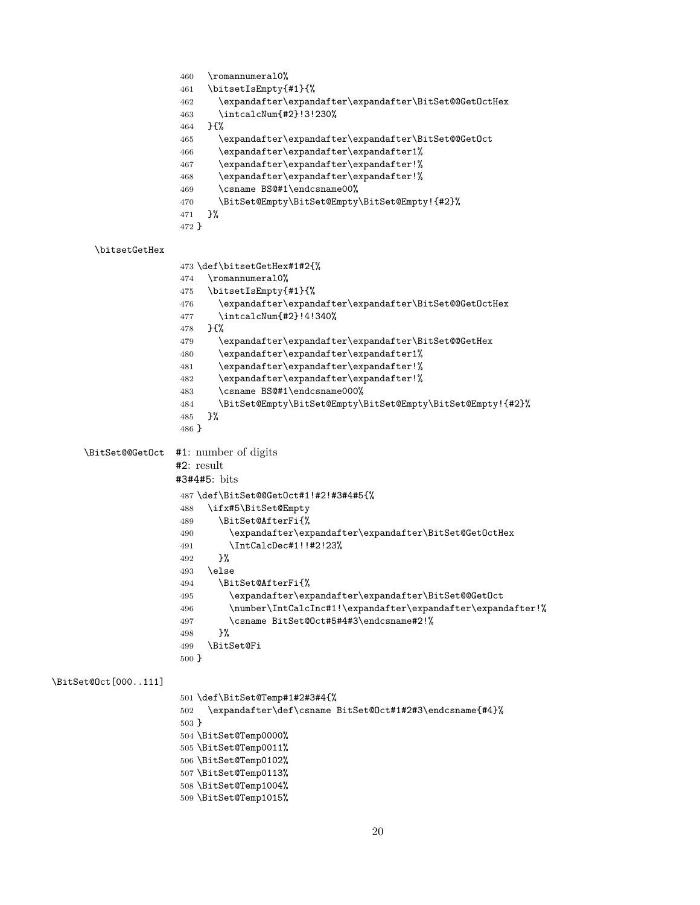```
460   \romannumeral0%
461   \bitsetIsEmpty{#1}{%
462     \expandafter\expandafter\expandafter\BitSet@@GetOctHex
463     \intcalcNum{#2}!3!230%
464   }{%
465     \expandafter\expandafter\expandafter\BitSet@@GetOct
466     \expandafter\expandafter\expandafter1%
467     \expandafter\expandafter\expandafter!%
468     \expandafter\expandafter\expandafter!%
469     \csname BS@#1\endcsname00%
470     \BitSet@Empty\BitSet@Empty\BitSet@Empty!{#2}%
471   }%
472 }
```

\bitsetGetHex

```
473 \def\bitsetGetHex#1#2{%
474   \romannumeral0%
475   \bitsetIsEmpty{#1}{%
476     \expandafter\expandafter\expandafter\BitSet@@GetOctHex
477     \intcalcNum{#2}!4!340%
478   }{%
479     \expandafter\expandafter\expandafter\BitSet@@GetHex
480     \expandafter\expandafter\expandafter1%
481     \expandafter\expandafter\expandafter!%
482     \expandafter\expandafter\expandafter!%
483     \csname BS@#1\endcsname000%
484     \BitSet@Empty\BitSet@Empty\BitSet@Empty\BitSet@Empty!{#2}%
485   }%
486 }
```

\BitSet@@GetOct

#1: number of digits
#2: result
#3#4#5: bits

```
487 \def\BitSet@@GetOct#1!#2!#3#4#5{%
488   \ifx#5\BitSet@Empty
489     \BitSet@AfterFi{%
490       \expandafter\expandafter\expandafter\BitSet@GetOctHex
491       \IntCalcDec#1!!#2!23%
492     }%
493   \else
494     \BitSet@AfterFi{%
495       \expandafter\expandafter\expandafter\BitSet@@GetOct
496       \number\IntCalcInc#1!\expandafter\expandafter\expandafter!%
497       \csname BitSet@Oct#5#4#3\endcsname#2!%
498     }%
499   \BitSet@Fi
500 }
```

\BitSet@Oct[000..111]

```
501 \def\BitSet@Temp#1#2#3#4{%
502   \expandafter\def\csname BitSet@Oct#1#2#3\endcsname{#4}%
503 }
504 \BitSet@Temp0000%
505 \BitSet@Temp0011%
506 \BitSet@Temp0102%
507 \BitSet@Temp0113%
508 \BitSet@Temp1004%
509 \BitSet@Temp1015%
```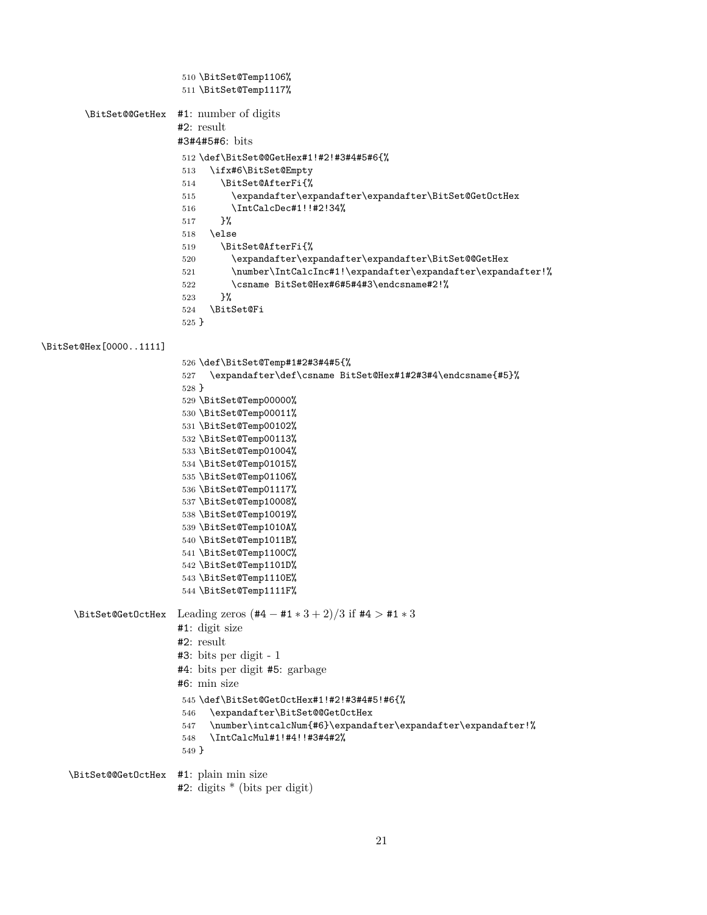```
510 \BitSet@Temp1106%
511 \BitSet@Temp1117%
```

**\BitSet@@GetHex** #1: number of digits
#2: result
#3#4#5#6: bits

```
512 \def\BitSet@@GetHex#1!#2!#3#4#5#6{%
513   \ifx#6\BitSet@Empty
514     \BitSet@AfterFi{%
515       \expandafter\expandafter\expandafter\BitSet@GetOctHex
516       \IntCalcDec#1!!#2!34%
517     }%
518   \else
519     \BitSet@AfterFi{%
520       \expandafter\expandafter\expandafter\BitSet@@GetHex
521       \number\IntCalcInc#1!\expandafter\expandafter\expandafter!%
522       \csname BitSet@Hex#6#5#4#3\endcsname#2!%
523     }%
524   \BitSet@Fi
525 }
```

**\BitSet@Hex[0000..1111]**

```
526 \def\BitSet@Temp#1#2#3#4#5{%
527   \expandafter\def\csname BitSet@Hex#1#2#3#4\endcsname{#5}%
528 }
529 \BitSet@Temp00000%
530 \BitSet@Temp00011%
531 \BitSet@Temp00102%
532 \BitSet@Temp00113%
533 \BitSet@Temp01004%
534 \BitSet@Temp01015%
535 \BitSet@Temp01106%
536 \BitSet@Temp01117%
537 \BitSet@Temp10008%
538 \BitSet@Temp10019%
539 \BitSet@Temp1010A%
540 \BitSet@Temp1011B%
541 \BitSet@Temp1100C%
542 \BitSet@Temp1101D%
543 \BitSet@Temp1110E%
544 \BitSet@Temp1111F%
```

**\BitSet@GetOctHex** Leading zeros $(\#4 - \#1*3+2)/3$ if $\#4 > \#1*3$
#1: digit size
#2: result
#3: bits per digit - 1
#4: bits per digit #5: garbage
#6: min size

```
545 \def\BitSet@GetOctHex#1!#2!#3#4#5!#6{%
546   \expandafter\BitSet@@GetOctHex
547   \number\intcalcNum{#6}\expandafter\expandafter\expandafter!%
548   \IntCalcMul#1!#4!!#3#4#2%
549 }
```

**\BitSet@@GetOctHex** #1: plain min size
#2: digits * (bits per digit)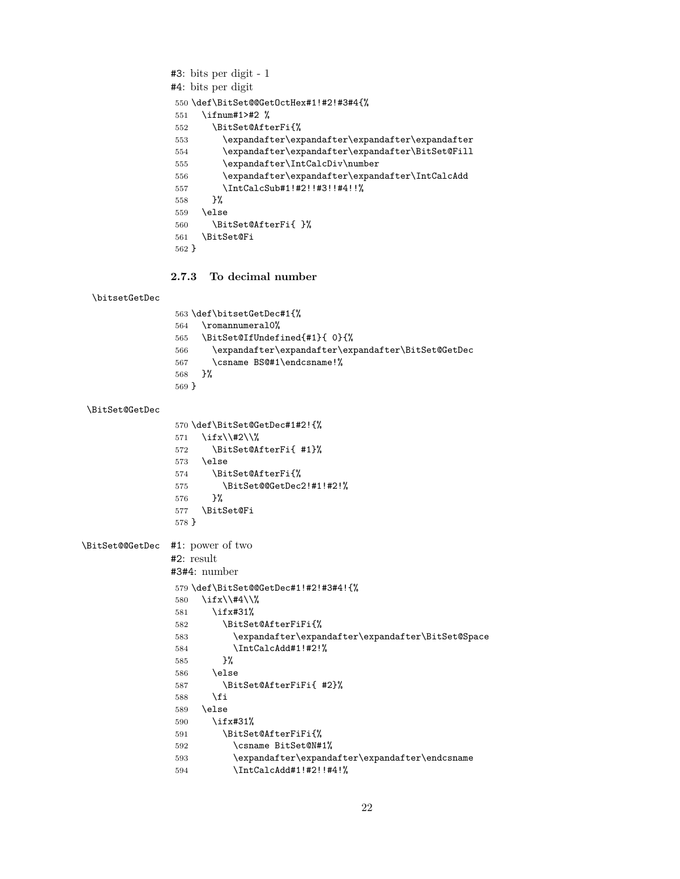#3: bits per digit - 1

#4: bits per digit

```
550 \def\BitSet@@GetOctHex#1!#2!#3#4{%
551   \ifnum#1>#2 %
552     \BitSet@AfterFi{%
553       \expandafter\expandafter\expandafter\expandafter
554       \expandafter\expandafter\expandafter\BitSet@Fill
555       \expandafter\IntCalcDiv\number
556       \expandafter\expandafter\expandafter\IntCalcAdd
557       \IntCalcSub#1!#2!!#3!!#4!!%
558     }%
559   \else
560     \BitSet@AfterFi{ }%
561   \BitSet@Fi
562 }
```

### 2.7.3 To decimal number

\bitsetGetDec

```
563 \def\bitsetGetDec#1{%
564   \romannumeral0%
565   \BitSet@IfUndefined{#1}{ 0}{%
566     \expandafter\expandafter\expandafter\BitSet@GetDec
567     \csname BS@#1\endcsname!%
568   }%
569 }
```

\BitSet@GetDec

```
570 \def\BitSet@GetDec#1#2!{%
571   \ifx\\#2\\%
572     \BitSet@AfterFi{ #1}%
573   \else
574     \BitSet@AfterFi{%
575       \BitSet@@GetDec2!#1!#2!%
576     }%
577   \BitSet@Fi
578 }
```

\BitSet@@GetDec

#1: power of two

#2: result

#3#4: number

```
579 \def\BitSet@@GetDec#1!#2!#3#4!{%
580   \ifx\\#4\\%
581     \ifx#31%
582       \BitSet@AfterFiFi{%
583         \expandafter\expandafter\expandafter\BitSet@Space
584         \IntCalcAdd#1!#2!%
585       }%
586     \else
587       \BitSet@AfterFiFi{ #2}%
588     \fi
589   \else
590     \ifx#31%
591       \BitSet@AfterFiFi{%
592         \csname BitSet@N#1%
593         \expandafter\expandafter\expandafter\endcsname
594         \IntCalcAdd#1!#2!!#4!%
```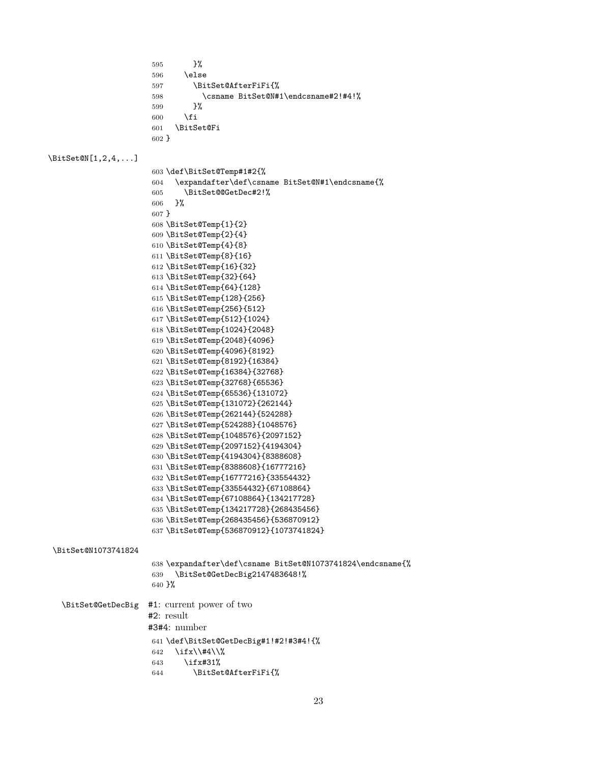```
595       }%
596     \else
597       \BitSet@AfterFiFi{%
598         \csname BitSet@N#1\endcsname#2!#4!%
599       }%
600     \fi
601   \BitSet@Fi
602 }
```

\BitSet@N[1,2,4,...]

```
603 \def\BitSet@Temp#1#2{%
604   \expandafter\def\csname BitSet@N#1\endcsname{%
605     \BitSet@@GetDec#2!%
606   }%
607 }
608 \BitSet@Temp{1}{2}
609 \BitSet@Temp{2}{4}
610 \BitSet@Temp{4}{8}
611 \BitSet@Temp{8}{16}
612 \BitSet@Temp{16}{32}
613 \BitSet@Temp{32}{64}
614 \BitSet@Temp{64}{128}
615 \BitSet@Temp{128}{256}
616 \BitSet@Temp{256}{512}
617 \BitSet@Temp{512}{1024}
618 \BitSet@Temp{1024}{2048}
619 \BitSet@Temp{2048}{4096}
620 \BitSet@Temp{4096}{8192}
621 \BitSet@Temp{8192}{16384}
622 \BitSet@Temp{16384}{32768}
623 \BitSet@Temp{32768}{65536}
624 \BitSet@Temp{65536}{131072}
625 \BitSet@Temp{131072}{262144}
626 \BitSet@Temp{262144}{524288}
627 \BitSet@Temp{524288}{1048576}
628 \BitSet@Temp{1048576}{2097152}
629 \BitSet@Temp{2097152}{4194304}
630 \BitSet@Temp{4194304}{8388608}
631 \BitSet@Temp{8388608}{16777216}
632 \BitSet@Temp{16777216}{33554432}
633 \BitSet@Temp{33554432}{67108864}
634 \BitSet@Temp{67108864}{134217728}
635 \BitSet@Temp{134217728}{268435456}
636 \BitSet@Temp{268435456}{536870912}
637 \BitSet@Temp{536870912}{1073741824}
```

\BitSet@N1073741824

```
638 \expandafter\def\csname BitSet@N1073741824\endcsname{%
639   \BitSet@GetDecBig2147483648!%
640 }%
```

\BitSet@GetDecBig

#1: current power of two
#2: result
#3#4: number

```
641 \def\BitSet@GetDecBig#1!#2!#3#4!{%
642   \ifx\\#4\\%
643     \ifx#31%
644       \BitSet@AfterFiFi{%
```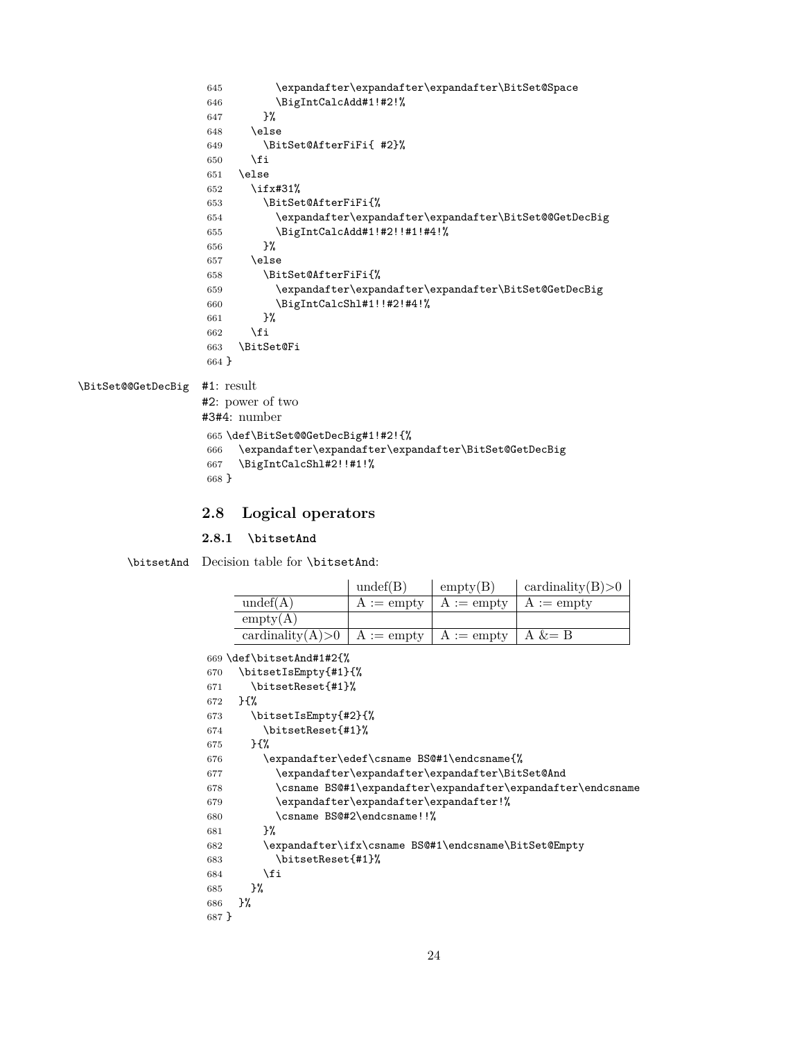```
645         \expandafter\expandafter\expandafter\BitSet@Space
646         \BigIntCalcAdd#1!#2!%
647       }%
648     \else
649       \BitSet@AfterFiFi{ #2}%
650     \fi
651   \else
652     \ifx#31%
653       \BitSet@AfterFiFi{%
654         \expandafter\expandafter\expandafter\BitSet@@GetDecBig
655         \BigIntCalcAdd#1!#2!!#1!#4!%
656       }%
657     \else
658       \BitSet@AfterFiFi{%
659         \expandafter\expandafter\expandafter\BitSet@GetDecBig
660         \BigIntCalcShl#1!!#2!#4!%
661       }%
662     \fi
663   \BitSet@Fi
664 }
```

`\BitSet@@GetDecBig` #1: result
#2: power of two
#3#4: number

```
665 \def\BitSet@@GetDecBig#1!#2!{%
666   \expandafter\expandafter\expandafter\BitSet@GetDecBig
667   \BigIntCalcShl#2!!#1!%
668 }
```

## 2.8 Logical operators

### 2.8.1 `\bitsetAnd`

`\bitsetAnd` Decision table for `\bitsetAnd`:

| | undef(B) | empty(B) | cardinality(B)>0 |
|---|---|---|---|
| undef(A) | A := empty | A := empty | A := empty |
| empty(A) | | | |
| cardinality(A)>0 | A := empty | A := empty | A &= B |

```
669 \def\bitsetAnd#1#2{%
670   \bitsetIsEmpty{#1}{%
671     \bitsetReset{#1}%
672   }{%
673     \bitsetIsEmpty{#2}{%
674       \bitsetReset{#1}%
675     }{%
676       \expandafter\edef\csname BS@#1\endcsname{%
677         \expandafter\expandafter\expandafter\BitSet@And
678         \csname BS@#1\expandafter\expandafter\expandafter\endcsname
679         \expandafter\expandafter\expandafter!%
680         \csname BS@#2\endcsname!!%
681       }%
682       \expandafter\ifx\csname BS@#1\endcsname\BitSet@Empty
683         \bitsetReset{#1}%
684       \fi
685     }%
686   }%
687 }
```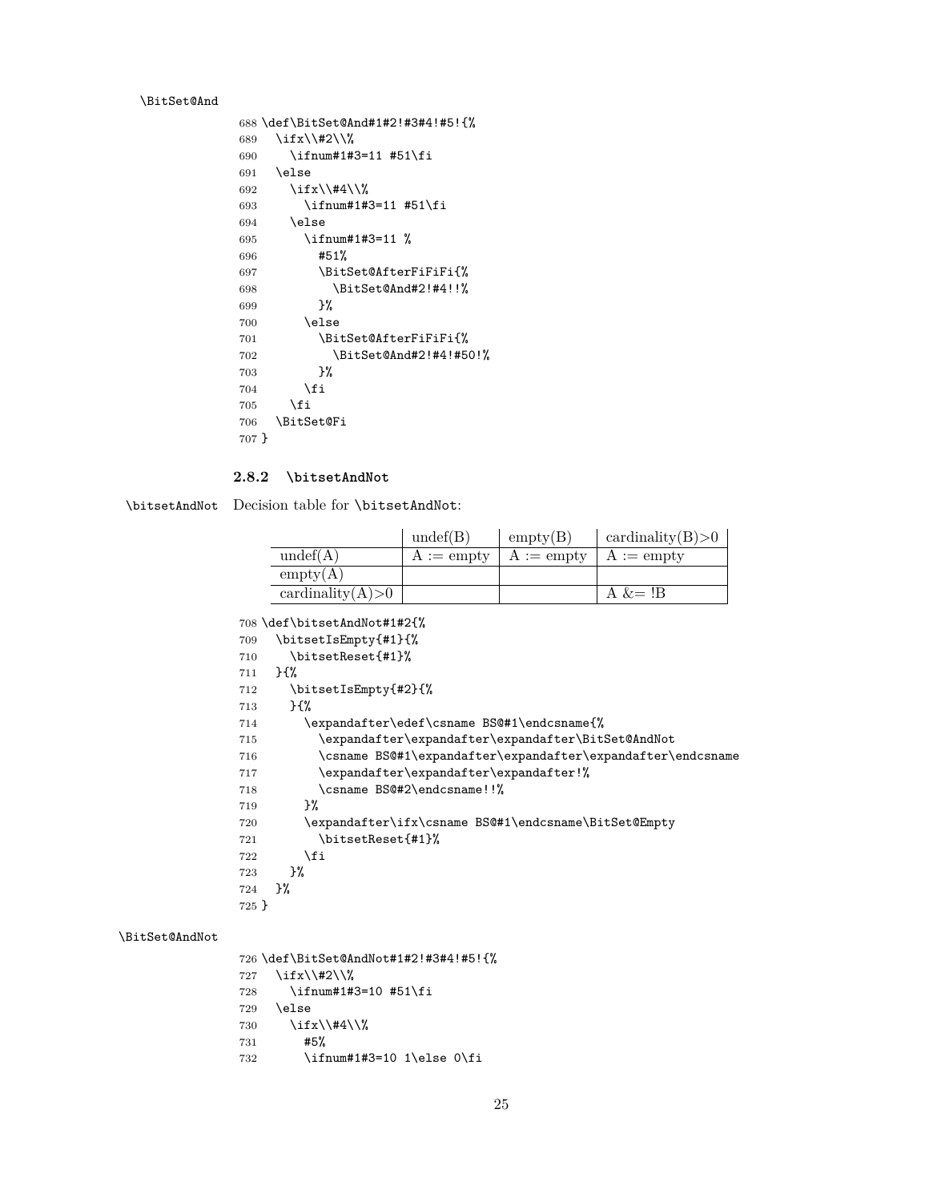\BitSet@And

```
688 \def\BitSet@And#1#2!#3#4!#5!{%
689   \ifx\\#2\\%
690     \ifnum#1#3=11 #51\fi
691   \else
692     \ifx\\#4\\%
693       \ifnum#1#3=11 #51\fi
694     \else
695       \ifnum#1#3=11 %
696         #51%
697         \BitSet@AfterFiFiFi{%
698           \BitSet@And#2!#4!!%
699         }%
700       \else
701         \BitSet@AfterFiFiFi{%
702           \BitSet@And#2!#4!#50!%
703         }%
704       \fi
705     \fi
706   \BitSet@Fi
707 }
```

### 2.8.2 \bitsetAndNot

\bitsetAndNot Decision table for \bitsetAndNot:

| | undef(B) | empty(B) | cardinality(B)>0 |
|---|---|---|---|
| undef(A) | A := empty | A := empty | A := empty |
| empty(A) | | | |
| cardinality(A)>0 | | | A &= !B |

```
708 \def\bitsetAndNot#1#2{%
709   \bitsetIsEmpty{#1}{%
710     \bitsetReset{#1}%
711   }{%
712     \bitsetIsEmpty{#2}{%
713     }{%
714       \expandafter\edef\csname BS@#1\endcsname{%
715         \expandafter\expandafter\expandafter\BitSet@AndNot
716         \csname BS@#1\expandafter\expandafter\expandafter\endcsname
717         \expandafter\expandafter\expandafter!%
718         \csname BS@#2\endcsname!!%
719       }%
720       \expandafter\ifx\csname BS@#1\endcsname\BitSet@Empty
721         \bitsetReset{#1}%
722       \fi
723     }%
724   }%
725 }
```

\BitSet@AndNot

```
726 \def\BitSet@AndNot#1#2!#3#4!#5!{%
727   \ifx\\#2\\%
728     \ifnum#1#3=10 #51\fi
729   \else
730     \ifx\\#4\\%
731       #5%
732       \ifnum#1#3=10 1\else 0\fi
```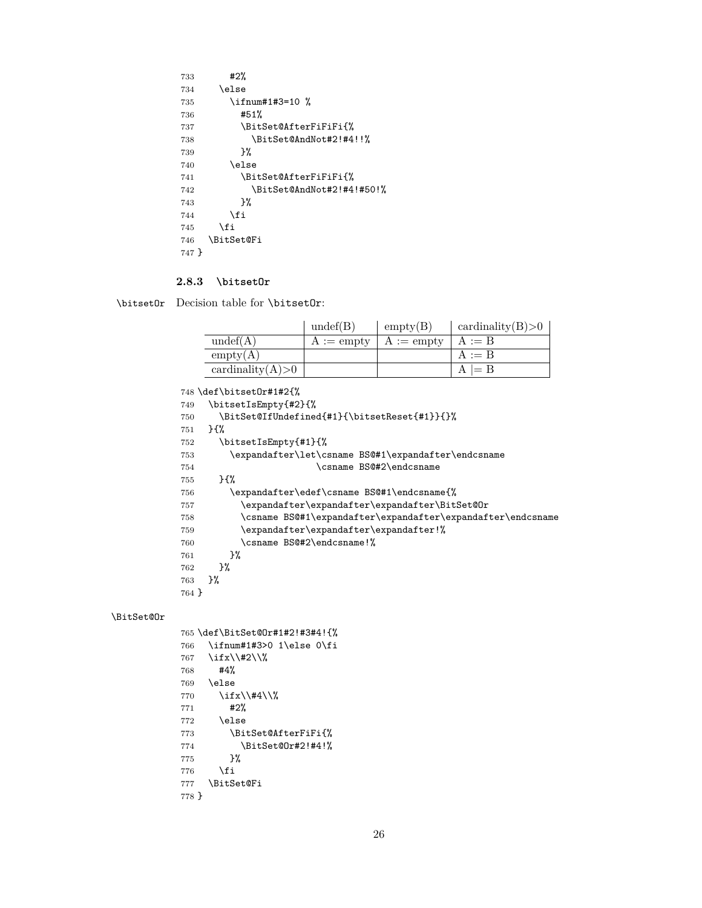```
733       #2%
734     \else
735       \ifnum#1#3=10 %
736         #51%
737         \BitSet@AfterFiFiFi{%
738           \BitSet@AndNot#2!#4!!%
739         }%
740       \else
741         \BitSet@AfterFiFiFi{%
742           \BitSet@AndNot#2!#4!#50!%
743         }%
744       \fi
745     \fi
746   \BitSet@Fi
747 }
```

### 2.8.3 \bitsetOr

\bitsetOr Decision table for \bitsetOr:

| | undef(B) | empty(B) | cardinality(B)>0 |
|---|---|---|---|
| undef(A) | A := empty | A := empty | A := B |
| empty(A) | | | A := B |
| cardinality(A)>0 | | | A \|= B |

```
748 \def\bitsetOr#1#2{%
749   \bitsetIsEmpty{#2}{%
750     \BitSet@IfUndefined{#1}{\bitsetReset{#1}}{}%
751   }{%
752     \bitsetIsEmpty{#1}{%
753       \expandafter\let\csname BS@#1\expandafter\endcsname
754                       \csname BS@#2\endcsname
755     }{%
756       \expandafter\edef\csname BS@#1\endcsname{%
757         \expandafter\expandafter\expandafter\BitSet@Or
758         \csname BS@#1\expandafter\expandafter\expandafter\endcsname
759         \expandafter\expandafter\expandafter!%
760         \csname BS@#2\endcsname!%
761       }%
762     }%
763   }%
764 }
```

\BitSet@Or

```
765 \def\BitSet@Or#1#2!#3#4!{%
766   \ifnum#1#3>0 1\else 0\fi
767   \ifx\\#2\\%
768     #4%
769   \else
770     \ifx\\#4\\%
771       #2%
772     \else
773       \BitSet@AfterFiFi{%
774         \BitSet@Or#2!#4!%
775       }%
776     \fi
777   \BitSet@Fi
778 }
```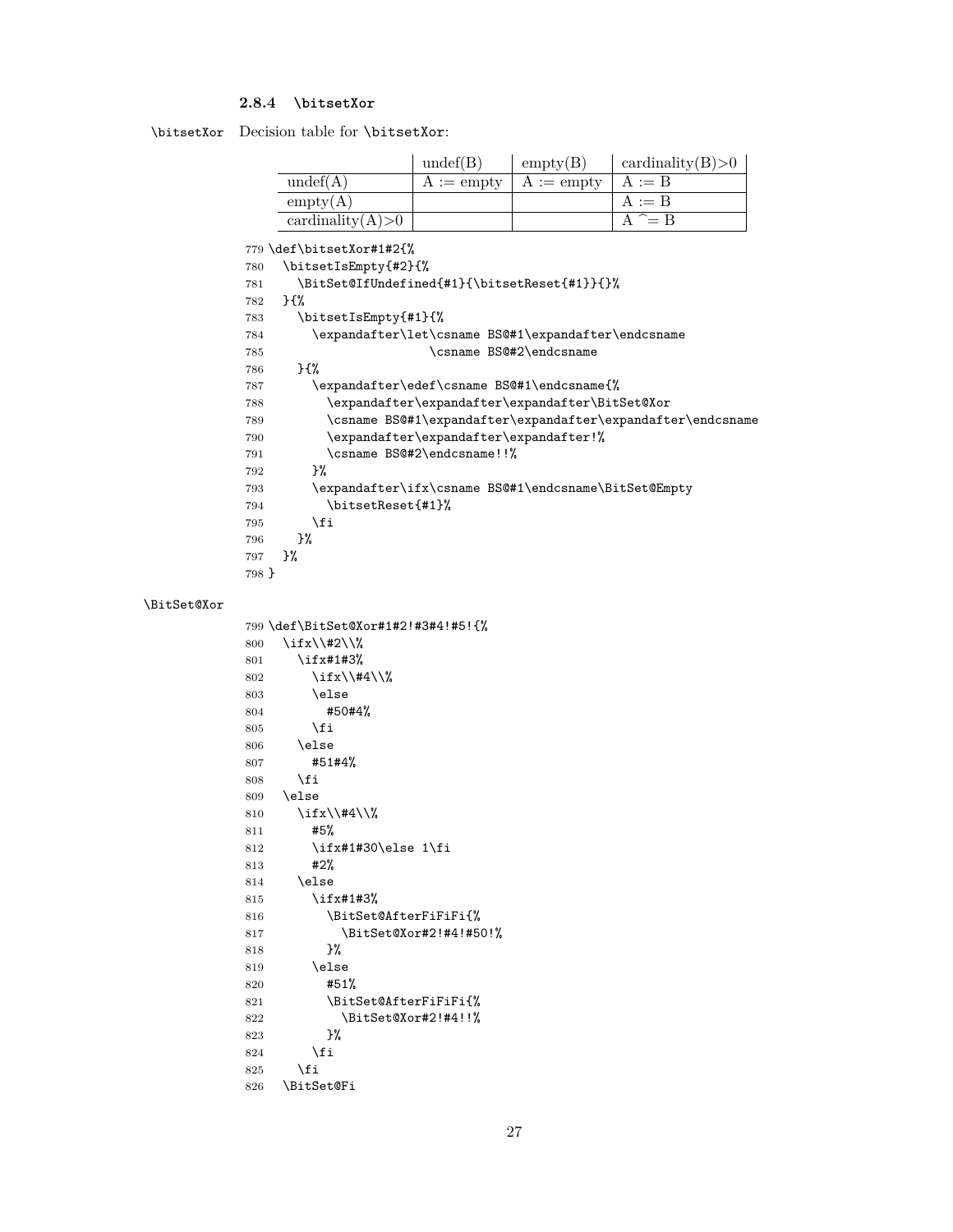#### 2.8.4 \bitsetXor

\bitsetXor Decision table for \bitsetXor:

| | undef(B) | empty(B) | cardinality(B)>0 |
|---|---|---|---|
| undef(A) | A := empty | A := empty | A := B |
| empty(A) | | | A := B |
| cardinality(A)>0 | | | A ^= B |

```
779 \def\bitsetXor#1#2{%
780   \bitsetIsEmpty{#2}{%
781     \BitSet@IfUndefined{#1}{\bitsetReset{#1}}{}%
782   }{%
783     \bitsetIsEmpty{#1}{%
784       \expandafter\let\csname BS@#1\expandafter\endcsname
785                        \csname BS@#2\endcsname
786     }{%
787       \expandafter\edef\csname BS@#1\endcsname{%
788         \expandafter\expandafter\expandafter\BitSet@Xor
789         \csname BS@#1\expandafter\expandafter\expandafter\endcsname
790         \expandafter\expandafter\expandafter!%
791         \csname BS@#2\endcsname!!%
792       }%
793       \expandafter\ifx\csname BS@#1\endcsname\BitSet@Empty
794         \bitsetReset{#1}%
795       \fi
796     }%
797   }%
798 }
```

\BitSet@Xor

```
799 \def\BitSet@Xor#1#2!#3#4!#5!{%
800   \ifx\\#2\\%
801     \ifx#1#3%
802       \ifx\\#4\\%
803       \else
804         #50#4%
805       \fi
806     \else
807       #51#4%
808     \fi
809   \else
810     \ifx\\#4\\%
811       #5%
812       \ifx#1#30\else 1\fi
813       #2%
814     \else
815       \ifx#1#3%
816         \BitSet@AfterFiFiFi{%
817           \BitSet@Xor#2!#4!#50!%
818         }%
819       \else
820         #51%
821         \BitSet@AfterFiFiFi{%
822           \BitSet@Xor#2!#4!!%
823         }%
824       \fi
825     \fi
826   \BitSet@Fi
```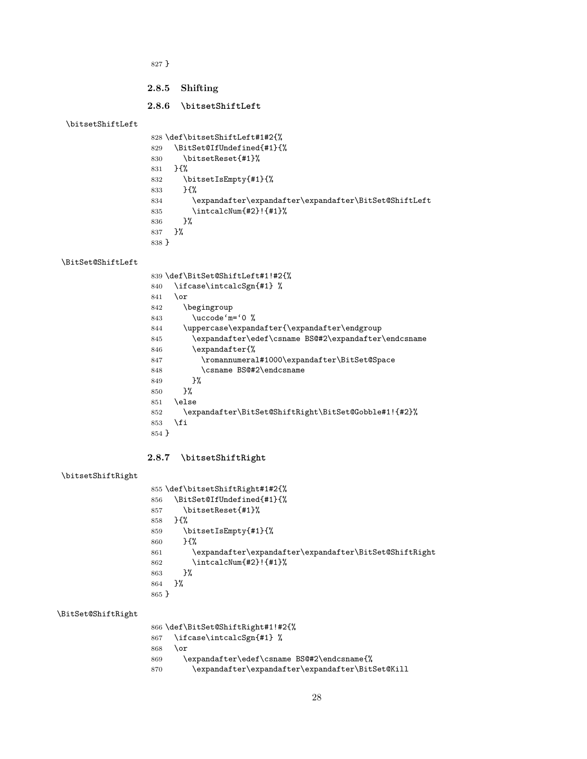```
827 }
```

#### 2.8.5 Shifting

#### 2.8.6 \bitsetShiftLeft

\bitsetShiftLeft

```
828 \def\bitsetShiftLeft#1#2{%
829   \BitSet@IfUndefined{#1}{%
830     \bitsetReset{#1}%
831   }{%
832     \bitsetIsEmpty{#1}{%
833     }{%
834       \expandafter\expandafter\expandafter\BitSet@ShiftLeft
835       \intcalcNum{#2}!{#1}%
836     }%
837   }%
838 }
```

\BitSet@ShiftLeft

```
839 \def\BitSet@ShiftLeft#1!#2{%
840   \ifcase\intcalcSgn{#1} %
841   \or
842     \begingroup
843       \uccode`m=`0 %
844     \uppercase\expandafter{\expandafter\endgroup
845       \expandafter\edef\csname BS@#2\expandafter\endcsname
846       \expandafter{%
847         \romannumeral#1000\expandafter\BitSet@Space
848         \csname BS@#2\endcsname
849       }%
850     }%
851   \else
852     \expandafter\BitSet@ShiftRight\BitSet@Gobble#1!{#2}%
853   \fi
854 }
```

#### 2.8.7 \bitsetShiftRight

\bitsetShiftRight

```
855 \def\bitsetShiftRight#1#2{%
856   \BitSet@IfUndefined{#1}{%
857     \bitsetReset{#1}%
858   }{%
859     \bitsetIsEmpty{#1}{%
860     }{%
861       \expandafter\expandafter\expandafter\BitSet@ShiftRight
862       \intcalcNum{#2}!{#1}%
863     }%
864   }%
865 }
```

\BitSet@ShiftRight

```
866 \def\BitSet@ShiftRight#1!#2{%
867   \ifcase\intcalcSgn{#1} %
868   \or
869     \expandafter\edef\csname BS@#2\endcsname{%
870       \expandafter\expandafter\expandafter\BitSet@Kill
```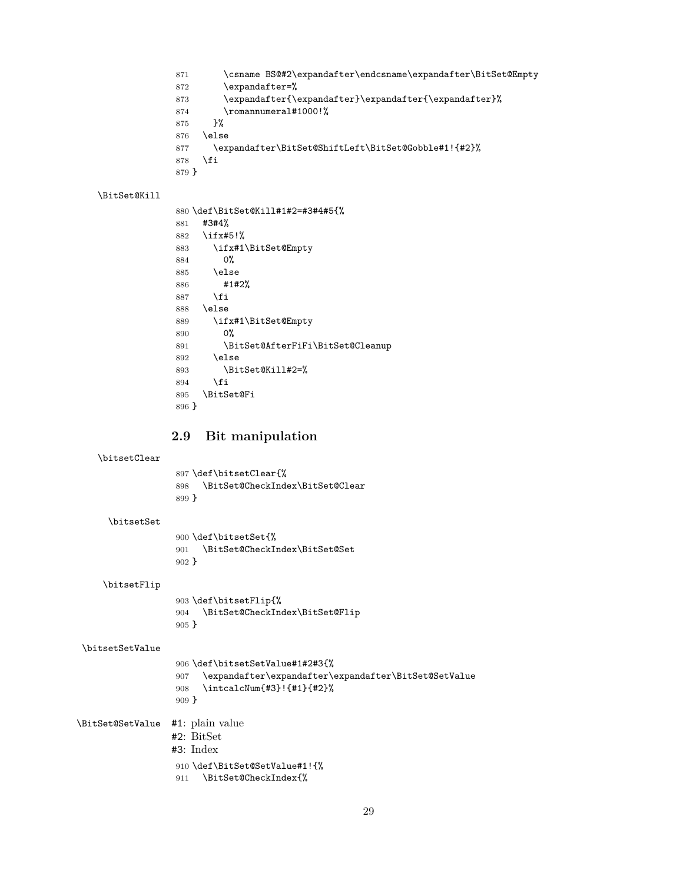```
871       \csname BS@#2\expandafter\endcsname\expandafter\BitSet@Empty
872       \expandafter=%
873       \expandafter{\expandafter}\expandafter{\expandafter}%
874       \romannumeral#1000!%
875     }%
876   \else
877     \expandafter\BitSet@ShiftLeft\BitSet@Gobble#1!{#2}%
878   \fi
879 }
```

\BitSet@Kill

```
880 \def\BitSet@Kill#1#2=#3#4#5{%
881   #3#4%
882   \ifx#5!%
883     \ifx#1\BitSet@Empty
884       0%
885     \else
886       #1#2%
887     \fi
888   \else
889     \ifx#1\BitSet@Empty
890       0%
891       \BitSet@AfterFiFi\BitSet@Cleanup
892     \else
893       \BitSet@Kill#2=%
894     \fi
895   \BitSet@Fi
896 }
```

## 2.9 Bit manipulation

\bitsetClear

```
897 \def\bitsetClear{%
898   \BitSet@CheckIndex\BitSet@Clear
899 }
```

\bitsetSet

```
900 \def\bitsetSet{%
901   \BitSet@CheckIndex\BitSet@Set
902 }
```

\bitsetFlip

```
903 \def\bitsetFlip{%
904   \BitSet@CheckIndex\BitSet@Flip
905 }
```

\bitsetSetValue

```
906 \def\bitsetSetValue#1#2#3{%
907   \expandafter\expandafter\expandafter\BitSet@SetValue
908   \intcalcNum{#3}!{#1}{#2}%
909 }
```

\BitSet@SetValue

#1: plain value
#2: BitSet
#3: Index

```
910 \def\BitSet@SetValue#1!{%
911   \BitSet@CheckIndex{%
```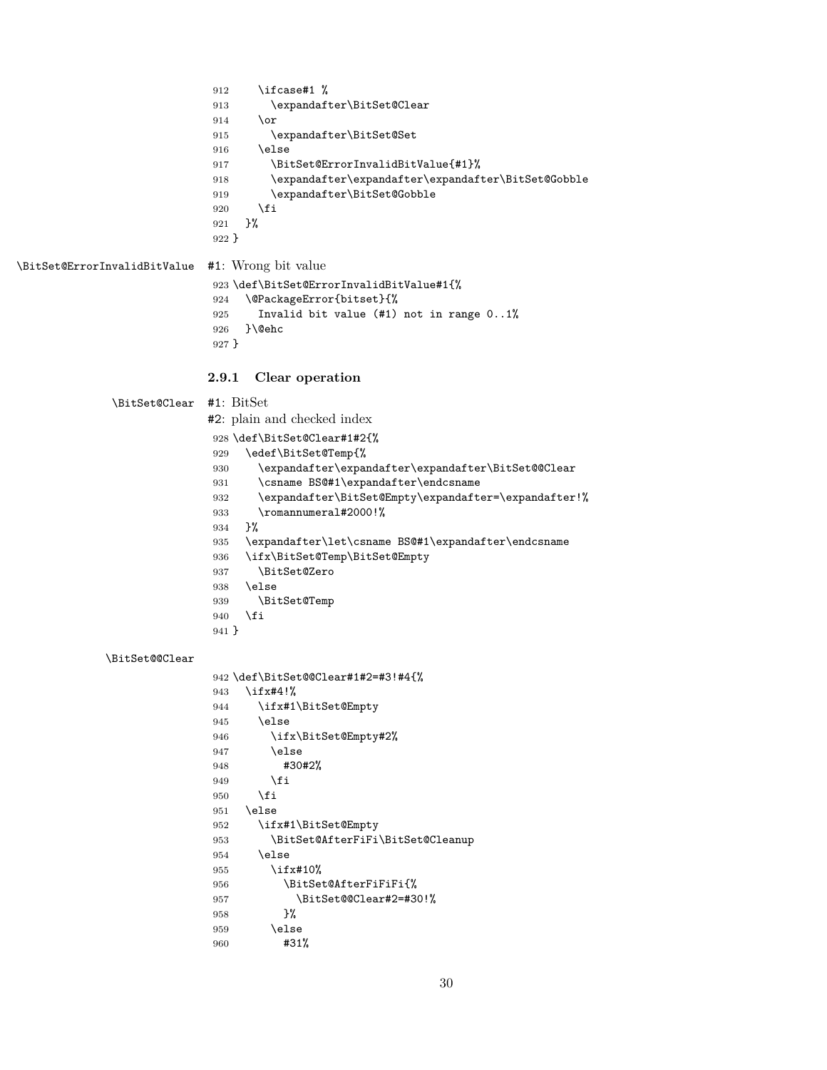```
912     \ifcase#1 %
913       \expandafter\BitSet@Clear
914     \or
915       \expandafter\BitSet@Set
916     \else
917       \BitSet@ErrorInvalidBitValue{#1}%
918       \expandafter\expandafter\expandafter\BitSet@Gobble
919       \expandafter\BitSet@Gobble
920     \fi
921   }%
922 }
```

\BitSet@ErrorInvalidBitValue #1: Wrong bit value

```
923 \def\BitSet@ErrorInvalidBitValue#1{%
924   \@PackageError{bitset}{%
925     Invalid bit value (#1) not in range 0..1%
926   }\@ehc
927 }
```

### 2.9.1 Clear operation

\BitSet@Clear #1: BitSet
#2: plain and checked index

```
928 \def\BitSet@Clear#1#2{%
929   \edef\BitSet@Temp{%
930     \expandafter\expandafter\expandafter\BitSet@@Clear
931     \csname BS@#1\expandafter\endcsname
932     \expandafter\BitSet@Empty\expandafter=\expandafter!%
933     \romannumeral#2000!%
934   }%
935   \expandafter\let\csname BS@#1\expandafter\endcsname
936   \ifx\BitSet@Temp\BitSet@Empty
937     \BitSet@Zero
938   \else
939     \BitSet@Temp
940   \fi
941 }
```

\BitSet@@Clear

```
942 \def\BitSet@@Clear#1#2=#3!#4{%
943   \ifx#4!%
944     \ifx#1\BitSet@Empty
945     \else
946       \ifx\BitSet@Empty#2%
947       \else
948         #30#2%
949       \fi
950     \fi
951   \else
952     \ifx#1\BitSet@Empty
953       \BitSet@AfterFiFi\BitSet@Cleanup
954     \else
955       \ifx#10%
956         \BitSet@AfterFiFiFi{%
957           \BitSet@@Clear#2=#30!%
958         }%
959       \else
960         #31%
```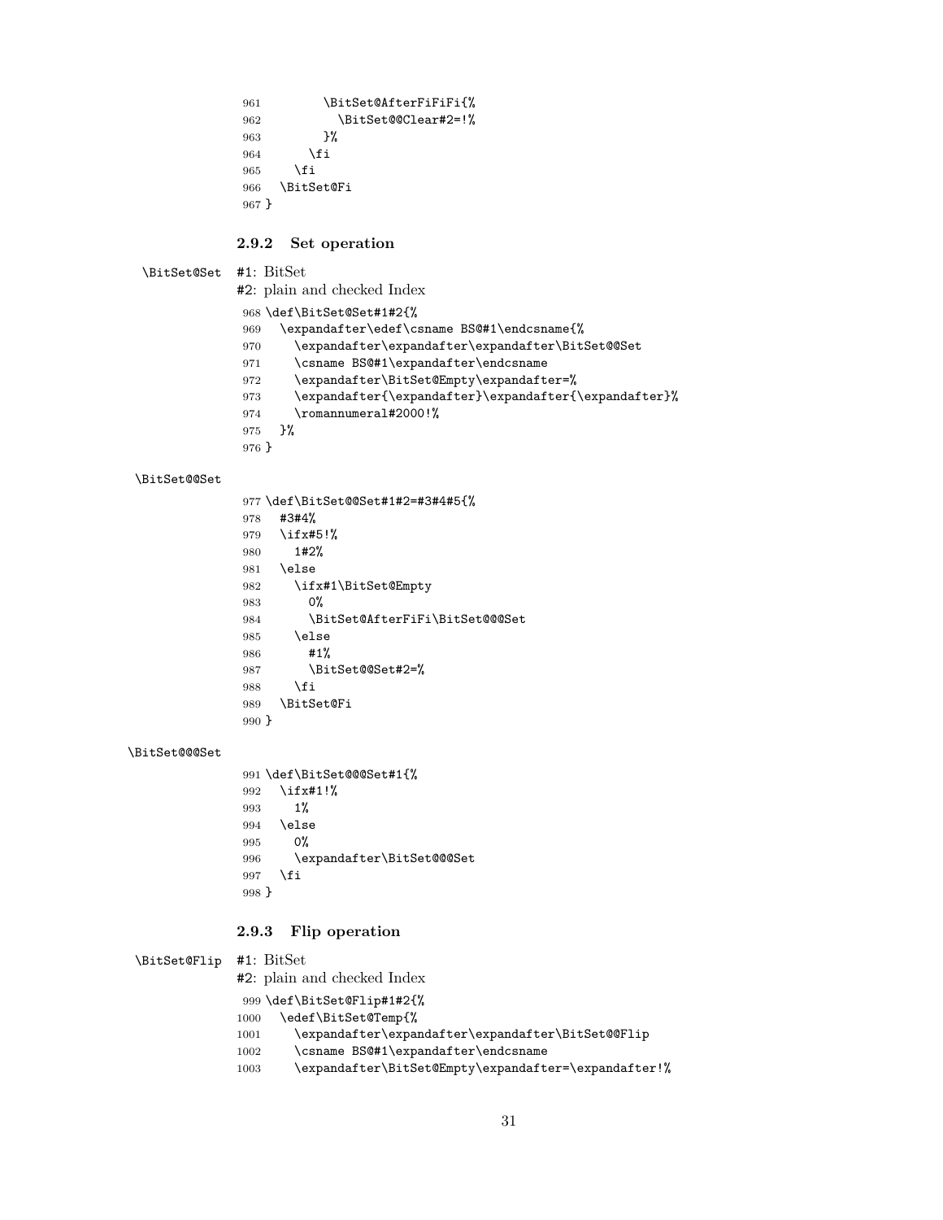```
961         \BitSet@AfterFiFiFi{%
962           \BitSet@@Clear#2=!%
963         }%
964       \fi
965     \fi
966   \BitSet@Fi
967 }
```

### 2.9.2 Set operation

\BitSet@Set #1: BitSet
#2: plain and checked Index

```
968 \def\BitSet@Set#1#2{%
969   \expandafter\edef\csname BS@#1\endcsname{%
970     \expandafter\expandafter\expandafter\BitSet@@Set
971     \csname BS@#1\expandafter\endcsname
972     \expandafter\BitSet@Empty\expandafter=%
973     \expandafter{\expandafter}\expandafter{\expandafter}%
974     \romannumeral#2000!%
975   }%
976 }
```

\BitSet@@Set

```
977 \def\BitSet@@Set#1#2=#3#4#5{%
978   #3#4%
979   \ifx#5!%
980     1#2%
981   \else
982     \ifx#1\BitSet@Empty
983       0%
984       \BitSet@AfterFiFi\BitSet@@@Set
985     \else
986       #1%
987       \BitSet@@Set#2=%
988     \fi
989   \BitSet@Fi
990 }
```

\BitSet@@@Set

```
991 \def\BitSet@@@Set#1{%
992   \ifx#1!%
993     1%
994   \else
995     0%
996     \expandafter\BitSet@@@Set
997   \fi
998 }
```

### 2.9.3 Flip operation

\BitSet@Flip #1: BitSet
#2: plain and checked Index

```
999 \def\BitSet@Flip#1#2{%
1000   \edef\BitSet@Temp{%
1001     \expandafter\expandafter\expandafter\BitSet@@Flip
1002     \csname BS@#1\expandafter\endcsname
1003     \expandafter\BitSet@Empty\expandafter=\expandafter!%
```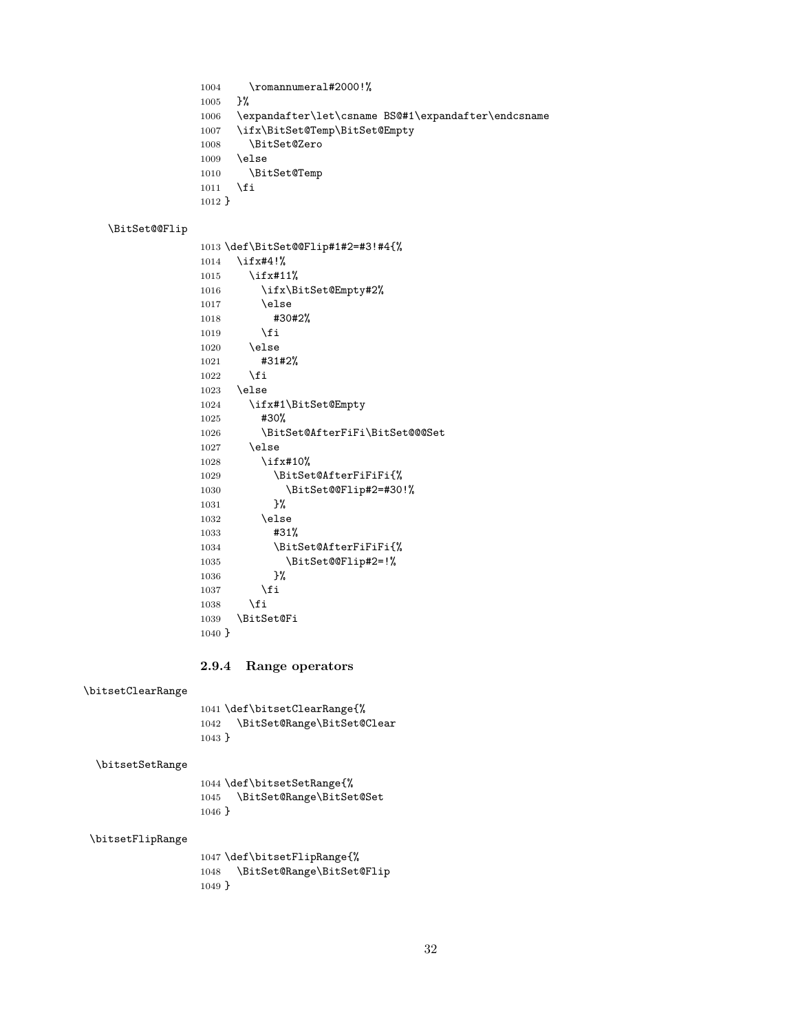```
1004     \romannumeral#2000!%
1005   }%
1006   \expandafter\let\csname BS@#1\expandafter\endcsname
1007   \ifx\BitSet@Temp\BitSet@Empty
1008     \BitSet@Zero
1009   \else
1010     \BitSet@Temp
1011   \fi
1012 }
```

\BitSet@@Flip

```
1013 \def\BitSet@@Flip#1#2=#3!#4{%
1014   \ifx#4!%
1015     \ifx#11%
1016       \ifx\BitSet@Empty#2%
1017       \else
1018         #30#2%
1019       \fi
1020     \else
1021       #31#2%
1022     \fi
1023   \else
1024     \ifx#1\BitSet@Empty
1025       #30%
1026       \BitSet@AfterFiFi\BitSet@@@Set
1027     \else
1028       \ifx#10%
1029         \BitSet@AfterFiFiFi{%
1030           \BitSet@@Flip#2=#30!%
1031         }%
1032       \else
1033         #31%
1034         \BitSet@AfterFiFiFi{%
1035           \BitSet@@Flip#2=!%
1036         }%
1037       \fi
1038     \fi
1039   \BitSet@Fi
1040 }
```

### 2.9.4 Range operators

\bitsetClearRange

```
1041 \def\bitsetClearRange{%
1042   \BitSet@Range\BitSet@Clear
1043 }
```

\bitsetSetRange

```
1044 \def\bitsetSetRange{%
1045   \BitSet@Range\BitSet@Set
1046 }
```

\bitsetFlipRange

```
1047 \def\bitsetFlipRange{%
1048   \BitSet@Range\BitSet@Flip
1049 }
```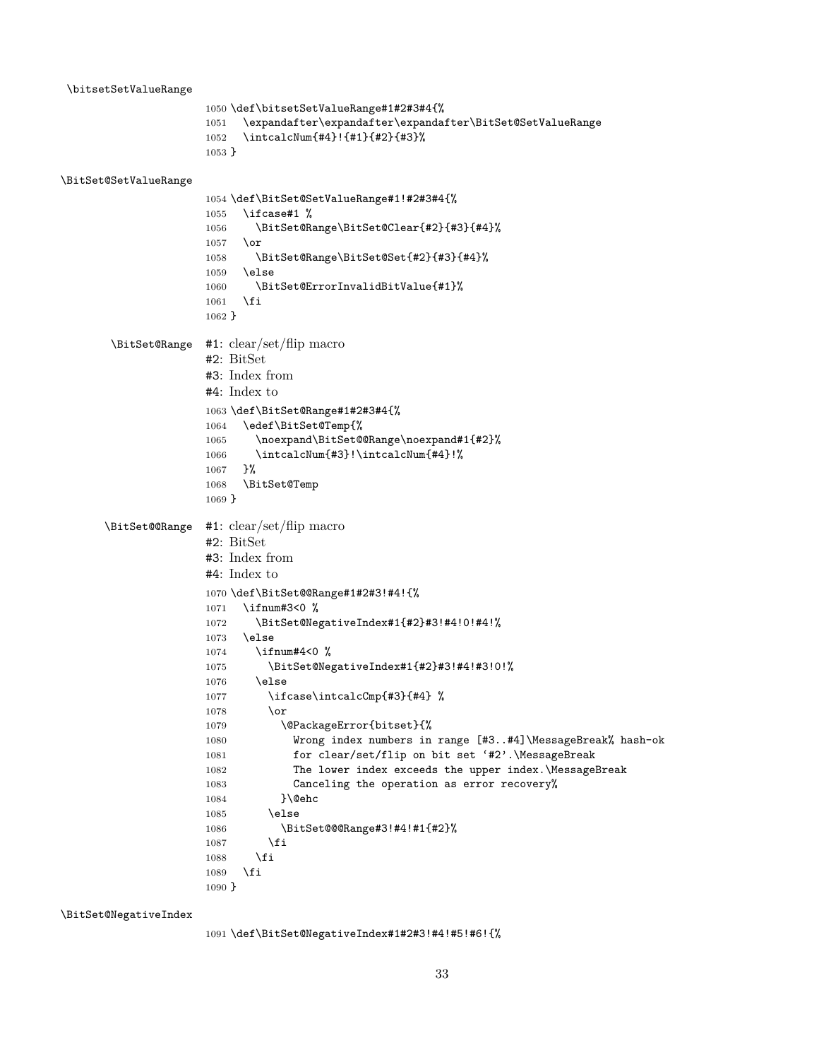\bitsetSetValueRange

```
1050 \def\bitsetSetValueRange#1#2#3#4{%
1051   \expandafter\expandafter\expandafter\BitSet@SetValueRange
1052   \intcalcNum{#4}!{#1}{#2}{#3}%
1053 }
```

\BitSet@SetValueRange

```
1054 \def\BitSet@SetValueRange#1!#2#3#4{%
1055   \ifcase#1 %
1056     \BitSet@Range\BitSet@Clear{#2}{#3}{#4}%
1057   \or
1058     \BitSet@Range\BitSet@Set{#2}{#3}{#4}%
1059   \else
1060     \BitSet@ErrorInvalidBitValue{#1}%
1061   \fi
1062 }
```

\BitSet@Range

#1: clear/set/flip macro
#2: BitSet
#3: Index from
#4: Index to

```
1063 \def\BitSet@Range#1#2#3#4{%
1064   \edef\BitSet@Temp{%
1065     \noexpand\BitSet@@Range\noexpand#1{#2}%
1066     \intcalcNum{#3}!\intcalcNum{#4}!%
1067   }%
1068   \BitSet@Temp
1069 }
```

\BitSet@@Range

#1: clear/set/flip macro
#2: BitSet
#3: Index from
#4: Index to

```
1070 \def\BitSet@@Range#1#2#3!#4!{%
1071   \ifnum#3<0 %
1072     \BitSet@NegativeIndex#1{#2}#3!#4!0!#4!%
1073   \else
1074     \ifnum#4<0 %
1075       \BitSet@NegativeIndex#1{#2}#3!#4!#3!0!%
1076     \else
1077       \ifcase\intcalcCmp{#3}{#4} %
1078       \or
1079         \@PackageError{bitset}{%
1080           Wrong index numbers in range [#3..#4]\MessageBreak% hash-ok
1081           for clear/set/flip on bit set `#2'.\MessageBreak
1082           The lower index exceeds the upper index.\MessageBreak
1083           Canceling the operation as error recovery%
1084         }\@ehc
1085       \else
1086         \BitSet@@@Range#3!#4!#1{#2}%
1087       \fi
1088     \fi
1089   \fi
1090 }
```

\BitSet@NegativeIndex

```
1091 \def\BitSet@NegativeIndex#1#2#3!#4!#5!#6!{%
```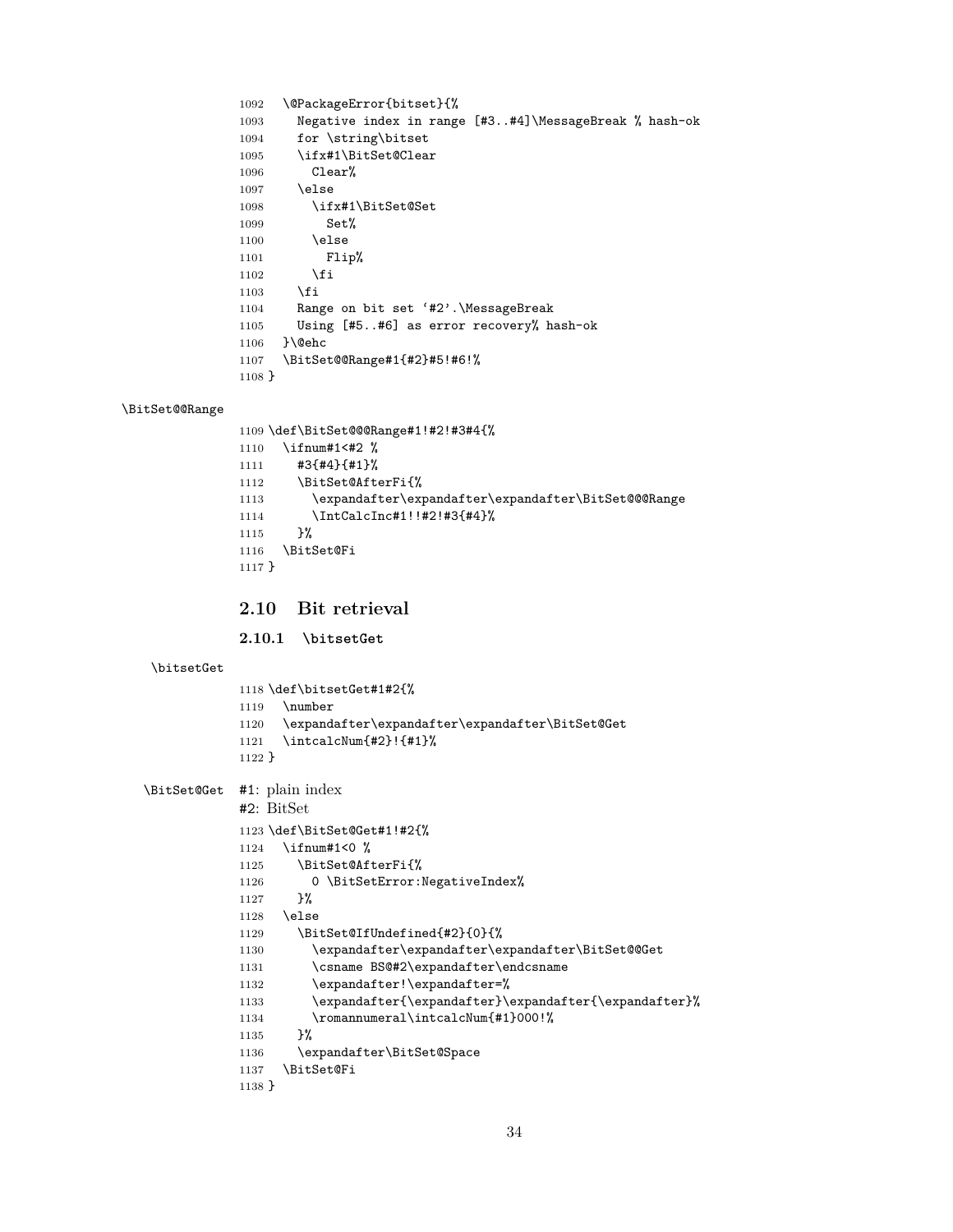```
1092   \@PackageError{bitset}{%
1093     Negative index in range [#3..#4]\MessageBreak % hash-ok
1094     for \string\bitset
1095     \ifx#1\BitSet@Clear
1096       Clear%
1097     \else
1098       \ifx#1\BitSet@Set
1099         Set%
1100       \else
1101         Flip%
1102       \fi
1103     \fi
1104     Range on bit set `#2'.\MessageBreak
1105     Using [#5..#6] as error recovery% hash-ok
1106   }\@ehc
1107   \BitSet@@Range#1{#2}#5!#6!%
1108 }
```

\BitSet@@Range

```
1109 \def\BitSet@@@Range#1!#2!#3#4{%
1110   \ifnum#1<#2 %
1111     #3{#4}{#1}%
1112     \BitSet@AfterFi{%
1113       \expandafter\expandafter\expandafter\BitSet@@@Range
1114       \IntCalcInc#1!!#2!#3{#4}%
1115     }%
1116   \BitSet@Fi
1117 }
```

## 2.10 Bit retrieval

### 2.10.1 \bitsetGet

\bitsetGet

```
1118 \def\bitsetGet#1#2{%
1119   \number
1120   \expandafter\expandafter\expandafter\BitSet@Get
1121   \intcalcNum{#2}!{#1}%
1122 }
```

\BitSet@Get #1: plain index

#2: BitSet

```
1123 \def\BitSet@Get#1!#2{%
1124   \ifnum#1<0 %
1125     \BitSet@AfterFi{%
1126       0 \BitSetError:NegativeIndex%
1127     }%
1128   \else
1129     \BitSet@IfUndefined{#2}{0}{%
1130       \expandafter\expandafter\expandafter\BitSet@@Get
1131       \csname BS@#2\expandafter\endcsname
1132       \expandafter!\expandafter=%
1133       \expandafter{\expandafter}\expandafter{\expandafter}%
1134       \romannumeral\intcalcNum{#1}000!%
1135     }%
1136     \expandafter\BitSet@Space
1137   \BitSet@Fi
1138 }
```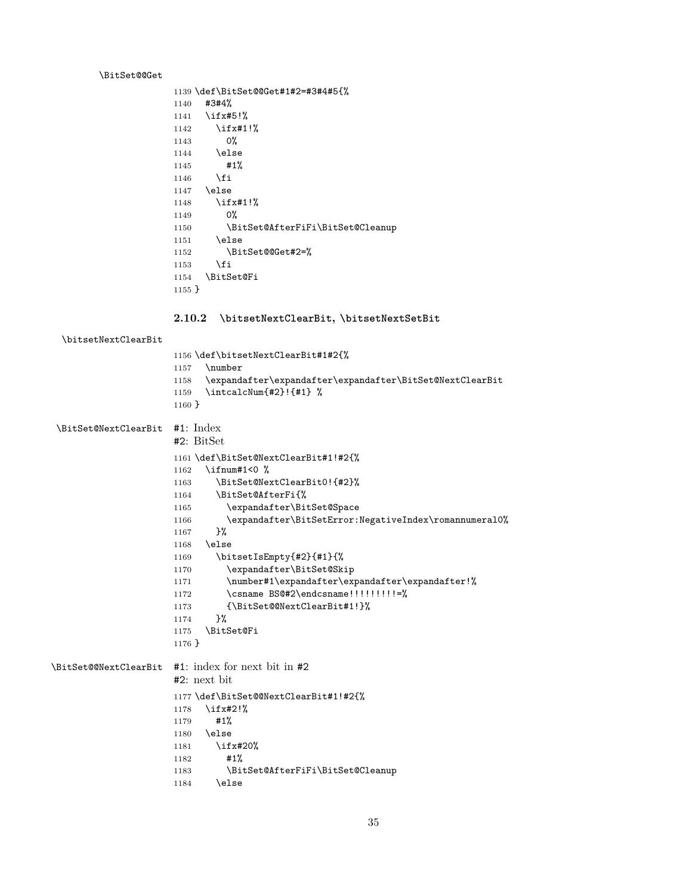\BitSet@@Get

```
1139 \def\BitSet@@Get#1#2=#3#4#5{%
1140   #3#4%
1141   \ifx#5!%
1142     \ifx#1!%
1143       0%
1144     \else
1145       #1%
1146     \fi
1147   \else
1148     \ifx#1!%
1149       0%
1150       \BitSet@AfterFiFi\BitSet@Cleanup
1151     \else
1152       \BitSet@@Get#2=%
1153     \fi
1154   \BitSet@Fi
1155 }
```

### 2.10.2 \bitsetNextClearBit, \bitsetNextSetBit

\bitsetNextClearBit

```
1156 \def\bitsetNextClearBit#1#2{%
1157   \number
1158   \expandafter\expandafter\expandafter\BitSet@NextClearBit
1159   \intcalcNum{#2}!{#1} %
1160 }
```

\BitSet@NextClearBit

#1: Index
#2: BitSet

```
1161 \def\BitSet@NextClearBit#1!#2{%
1162   \ifnum#1<0 %
1163     \BitSet@NextClearBit0!{#2}%
1164     \BitSet@AfterFi{%
1165       \expandafter\BitSet@Space
1166       \expandafter\BitSetError:NegativeIndex\romannumeral0%
1167     }%
1168   \else
1169     \bitsetIsEmpty{#2}{#1}{%
1170       \expandafter\BitSet@Skip
1171       \number#1\expandafter\expandafter\expandafter!%
1172       \csname BS@#2\endcsname!!!!!!!!!=%
1173       {\BitSet@@NextClearBit#1!}%
1174     }%
1175   \BitSet@Fi
1176 }
```

\BitSet@@NextClearBit

#1: index for next bit in #2
#2: next bit

```
1177 \def\BitSet@@NextClearBit#1!#2{%
1178   \ifx#2!%
1179     #1%
1180   \else
1181     \ifx#20%
1182       #1%
1183       \BitSet@AfterFiFi\BitSet@Cleanup
1184     \else
```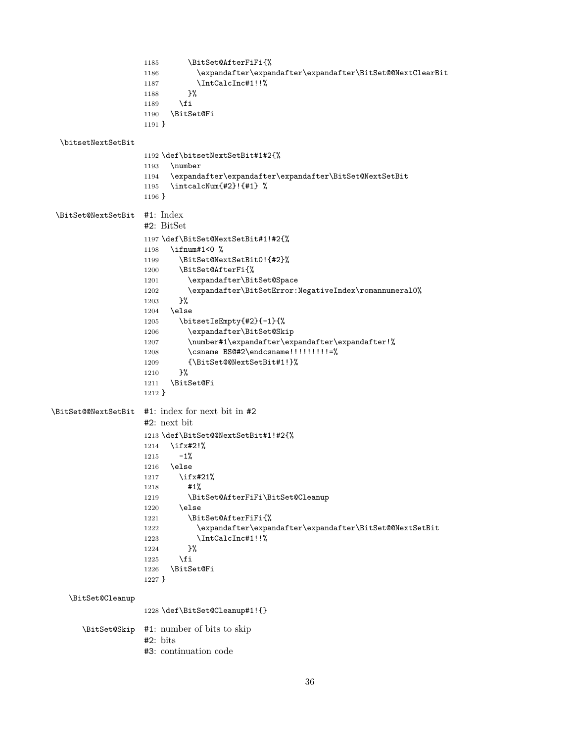```
1185      \BitSet@AfterFiFi{%
1186        \expandafter\expandafter\expandafter\BitSet@@NextClearBit
1187        \IntCalcInc#1!!%
1188      }%
1189    \fi
1190  \BitSet@Fi
1191 }
```

**\bitsetNextSetBit**

```
1192 \def\bitsetNextSetBit#1#2{%
1193   \number
1194   \expandafter\expandafter\expandafter\BitSet@NextSetBit
1195   \intcalcNum{#2}!{#1} %
1196 }
```

**\BitSet@NextSetBit** #1: Index
#2: BitSet

```
1197 \def\BitSet@NextSetBit#1!#2{%
1198   \ifnum#1<0 %
1199     \BitSet@NextSetBit0!{#2}%
1200     \BitSet@AfterFi{%
1201       \expandafter\BitSet@Space
1202       \expandafter\BitSetError:NegativeIndex\romannumeral0%
1203     }%
1204   \else
1205     \bitsetIsEmpty{#2}{-1}{%
1206       \expandafter\BitSet@Skip
1207       \number#1\expandafter\expandafter\expandafter!%
1208       \csname BS@#2\endcsname!!!!!!!!!=%
1209       {\BitSet@@NextSetBit#1!}%
1210     }%
1211   \BitSet@Fi
1212 }
```

**\BitSet@@NextSetBit** #1: index for next bit in #2
#2: next bit

```
1213 \def\BitSet@@NextSetBit#1!#2{%
1214   \ifx#2!%
1215     -1%
1216   \else
1217     \ifx#21%
1218       #1%
1219       \BitSet@AfterFiFi\BitSet@Cleanup
1220     \else
1221       \BitSet@AfterFiFi{%
1222         \expandafter\expandafter\expandafter\BitSet@@NextSetBit
1223         \IntCalcInc#1!!%
1224       }%
1225     \fi
1226   \BitSet@Fi
1227 }
```

**\BitSet@Cleanup**

```
1228 \def\BitSet@Cleanup#1!{}
```

**\BitSet@Skip** #1: number of bits to skip
#2: bits
#3: continuation code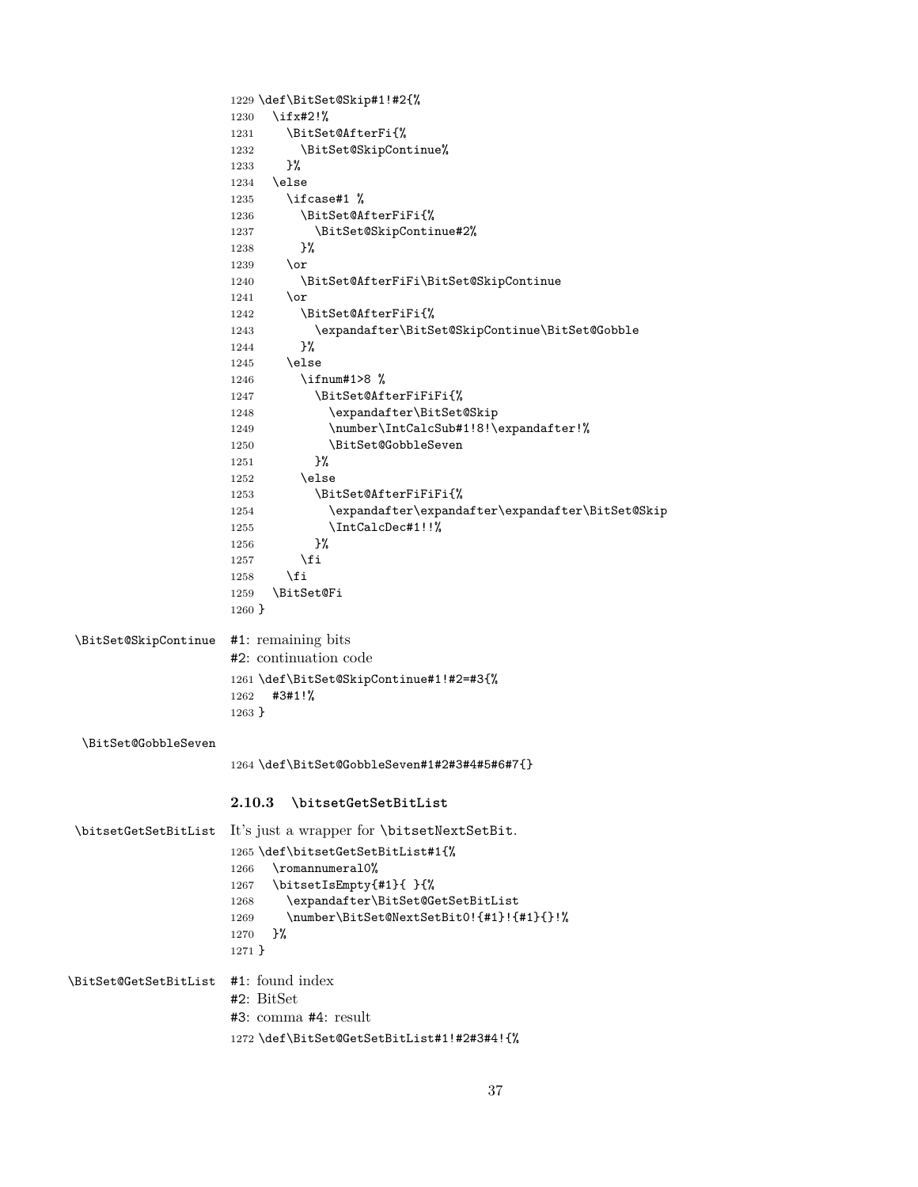```
1229 \def\BitSet@Skip#1!#2{%
1230   \ifx#2!%
1231     \BitSet@AfterFi{%
1232       \BitSet@SkipContinue%
1233     }%
1234   \else
1235     \ifcase#1 %
1236       \BitSet@AfterFiFi{%
1237         \BitSet@SkipContinue#2%
1238       }%
1239     \or
1240       \BitSet@AfterFiFi\BitSet@SkipContinue
1241     \or
1242       \BitSet@AfterFiFi{%
1243         \expandafter\BitSet@SkipContinue\BitSet@Gobble
1244       }%
1245     \else
1246       \ifnum#1>8 %
1247         \BitSet@AfterFiFiFi{%
1248           \expandafter\BitSet@Skip
1249           \number\IntCalcSub#1!8!\expandafter!%
1250           \BitSet@GobbleSeven
1251         }%
1252       \else
1253         \BitSet@AfterFiFiFi{%
1254           \expandafter\expandafter\expandafter\BitSet@Skip
1255           \IntCalcDec#1!!%
1256         }%
1257       \fi
1258     \fi
1259   \BitSet@Fi
1260 }
```

\BitSet@SkipContinue #1: remaining bits
#2: continuation code

```
1261 \def\BitSet@SkipContinue#1!#2=#3{%
1262   #3#1!%
1263 }
```

\BitSet@GobbleSeven

```
1264 \def\BitSet@GobbleSeven#1#2#3#4#5#6#7{}
```

### 2.10.3 \bitsetGetSetBitList

\bitsetGetSetBitList It's just a wrapper for \bitsetNextSetBit.

```
1265 \def\bitsetGetSetBitList#1{%
1266   \romannumeral0%
1267   \bitsetIsEmpty{#1}{ }{%
1268     \expandafter\BitSet@GetSetBitList
1269     \number\BitSet@NextSetBit0!{#1}!{#1}{}!%
1270   }%
1271 }
```

\BitSet@GetSetBitList #1: found index
#2: BitSet
#3: comma #4: result

```
1272 \def\BitSet@GetSetBitList#1!#2#3#4!{%
```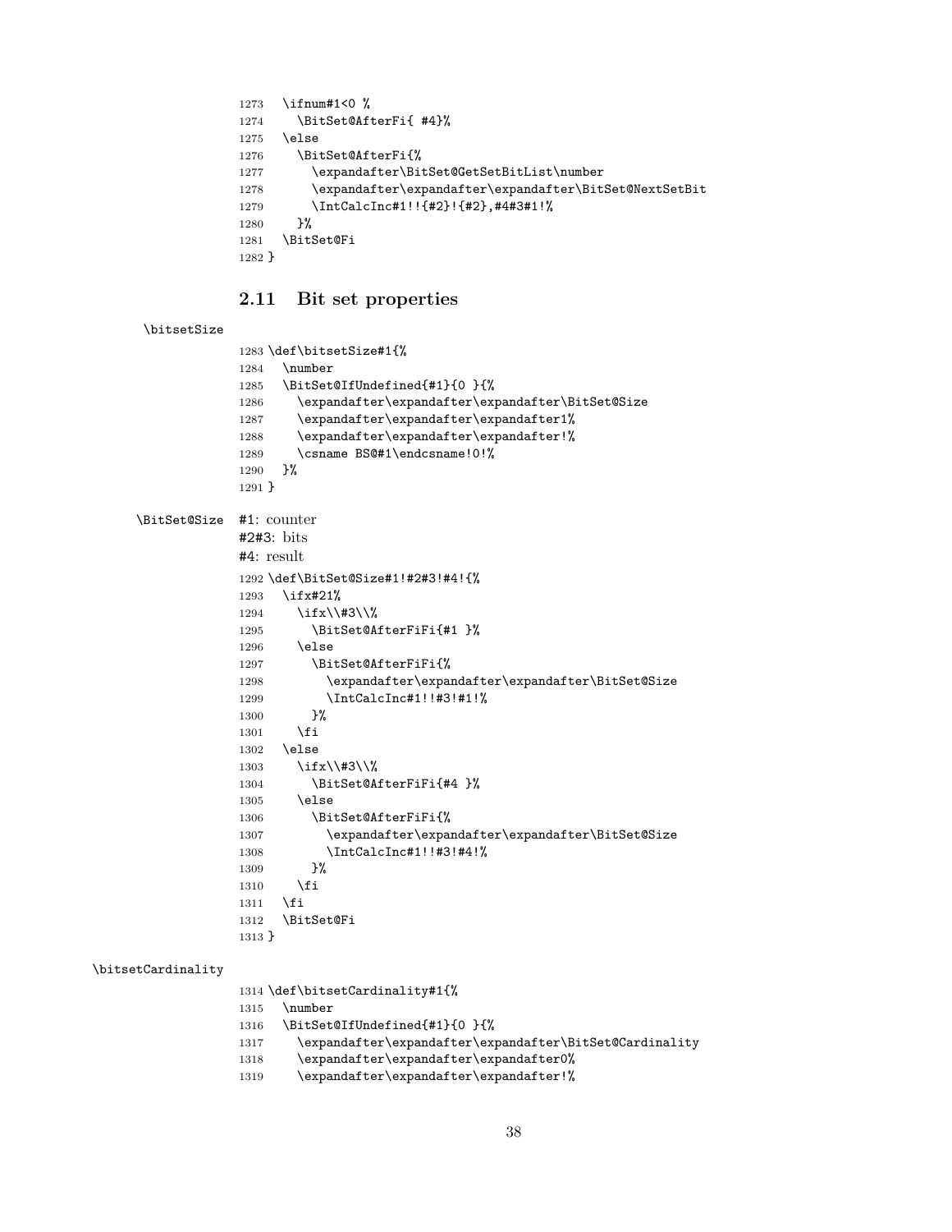```
1273   \ifnum#1<0 %
1274     \BitSet@AfterFi{ #4}%
1275   \else
1276     \BitSet@AfterFi{%
1277       \expandafter\BitSet@GetSetBitList\number
1278       \expandafter\expandafter\expandafter\BitSet@NextSetBit
1279       \IntCalcInc#1!!{#2}!{#2},#4#3#1!%
1280     }%
1281   \BitSet@Fi
1282 }
```

## 2.11 Bit set properties

\bitsetSize

```
1283 \def\bitsetSize#1{%
1284   \number
1285   \BitSet@IfUndefined{#1}{0 }{%
1286     \expandafter\expandafter\expandafter\BitSet@Size
1287     \expandafter\expandafter\expandafter1%
1288     \expandafter\expandafter\expandafter!%
1289     \csname BS@#1\endcsname!0!%
1290   }%
1291 }
```

\BitSet@Size #1: counter
#2#3: bits
#4: result

```
1292 \def\BitSet@Size#1!#2#3!#4!{%
1293   \ifx#21%
1294     \ifx\\#3\\%
1295       \BitSet@AfterFiFi{#1 }%
1296     \else
1297       \BitSet@AfterFiFi{%
1298         \expandafter\expandafter\expandafter\BitSet@Size
1299         \IntCalcInc#1!!#3!#1!%
1300       }%
1301     \fi
1302   \else
1303     \ifx\\#3\\%
1304       \BitSet@AfterFiFi{#4 }%
1305     \else
1306       \BitSet@AfterFiFi{%
1307         \expandafter\expandafter\expandafter\BitSet@Size
1308         \IntCalcInc#1!!#3!#4!%
1309       }%
1310     \fi
1311   \fi
1312   \BitSet@Fi
1313 }
```

\bitsetCardinality

```
1314 \def\bitsetCardinality#1{%
1315   \number
1316   \BitSet@IfUndefined{#1}{0 }{%
1317     \expandafter\expandafter\expandafter\BitSet@Cardinality
1318     \expandafter\expandafter\expandafter0%
1319     \expandafter\expandafter\expandafter!%
```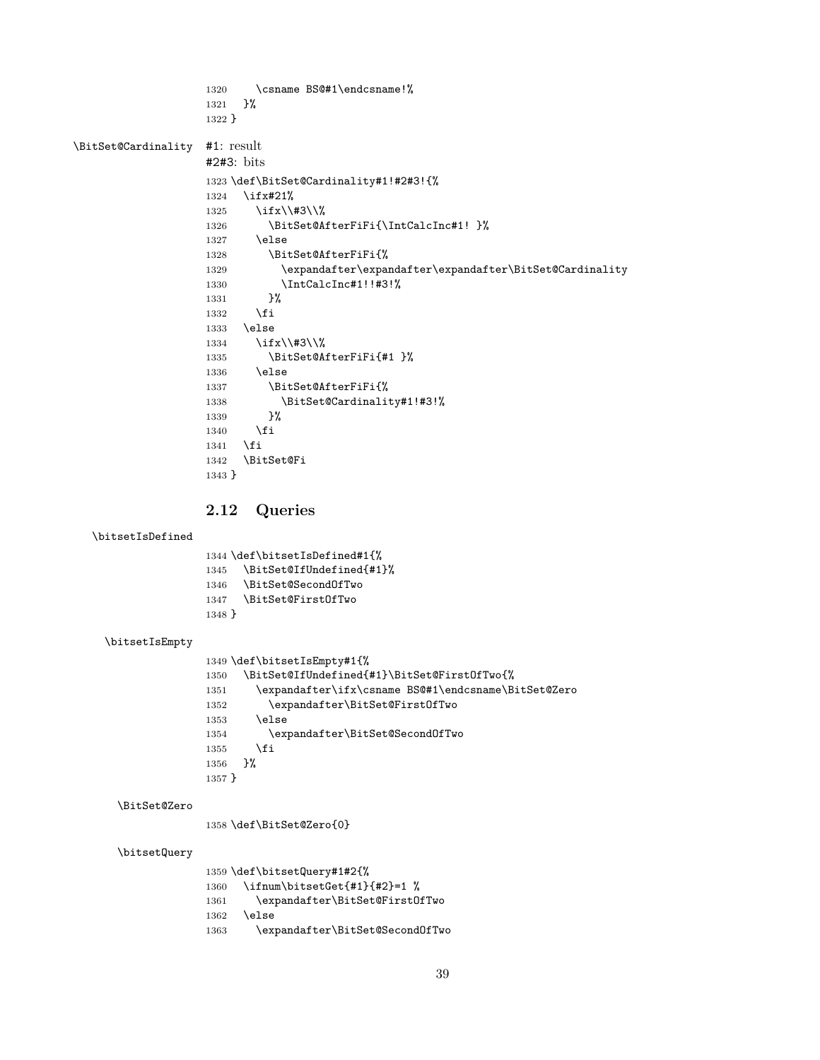```
1320     \csname BS@#1\endcsname!%
1321   }%
1322 }
```

\BitSet@Cardinality #1: result

#2#3: bits

```
1323 \def\BitSet@Cardinality#1!#2#3!{%
1324   \ifx#21%
1325     \ifx\\#3\\%
1326       \BitSet@AfterFiFi{\IntCalcInc#1! }%
1327     \else
1328       \BitSet@AfterFiFi{%
1329         \expandafter\expandafter\expandafter\BitSet@Cardinality
1330         \IntCalcInc#1!!#3!%
1331       }%
1332     \fi
1333   \else
1334     \ifx\\#3\\%
1335       \BitSet@AfterFiFi{#1 }%
1336     \else
1337       \BitSet@AfterFiFi{%
1338         \BitSet@Cardinality#1!#3!%
1339       }%
1340     \fi
1341   \fi
1342   \BitSet@Fi
1343 }
```

## 2.12 Queries

\bitsetIsDefined

```
1344 \def\bitsetIsDefined#1{%
1345   \BitSet@IfUndefined{#1}%
1346   \BitSet@SecondOfTwo
1347   \BitSet@FirstOfTwo
1348 }
```

\bitsetIsEmpty

```
1349 \def\bitsetIsEmpty#1{%
1350   \BitSet@IfUndefined{#1}\BitSet@FirstOfTwo{%
1351     \expandafter\ifx\csname BS@#1\endcsname\BitSet@Zero
1352       \expandafter\BitSet@FirstOfTwo
1353     \else
1354       \expandafter\BitSet@SecondOfTwo
1355     \fi
1356   }%
1357 }
```

\BitSet@Zero

```
1358 \def\BitSet@Zero{0}
```

\bitsetQuery

```
1359 \def\bitsetQuery#1#2{%
1360   \ifnum\bitsetGet{#1}{#2}=1 %
1361     \expandafter\BitSet@FirstOfTwo
1362   \else
1363     \expandafter\BitSet@SecondOfTwo
```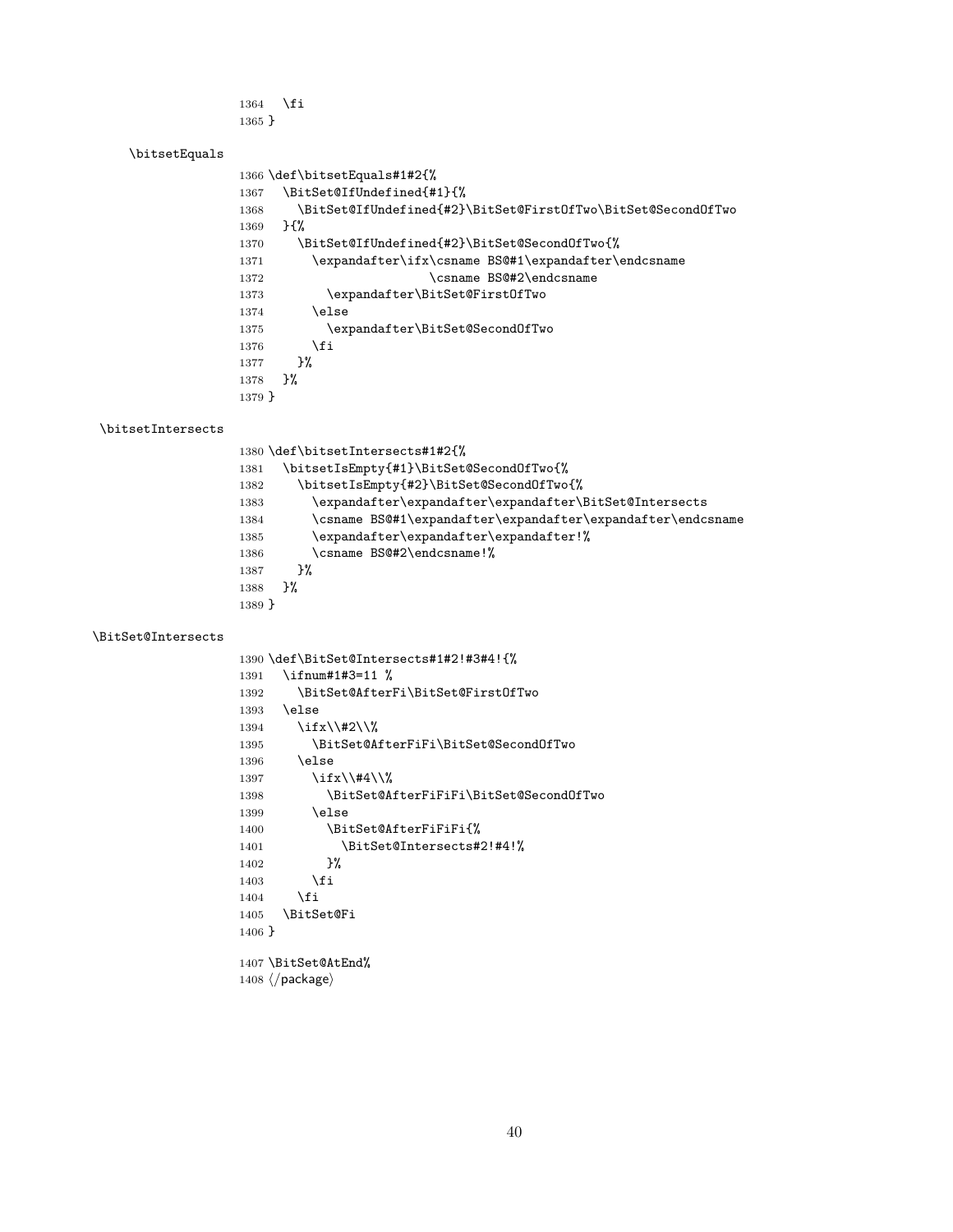```
1364   \fi
1365 }
```

\bitsetEquals

```
1366 \def\bitsetEquals#1#2{%
1367   \BitSet@IfUndefined{#1}{%
1368     \BitSet@IfUndefined{#2}\BitSet@FirstOfTwo\BitSet@SecondOfTwo
1369   }{%
1370     \BitSet@IfUndefined{#2}\BitSet@SecondOfTwo{%
1371       \expandafter\ifx\csname BS@#1\expandafter\endcsname
1372                       \csname BS@#2\endcsname
1373         \expandafter\BitSet@FirstOfTwo
1374       \else
1375         \expandafter\BitSet@SecondOfTwo
1376       \fi
1377     }%
1378   }%
1379 }
```

\bitsetIntersects

```
1380 \def\bitsetIntersects#1#2{%
1381   \bitsetIsEmpty{#1}\BitSet@SecondOfTwo{%
1382     \bitsetIsEmpty{#2}\BitSet@SecondOfTwo{%
1383       \expandafter\expandafter\expandafter\BitSet@Intersects
1384       \csname BS@#1\expandafter\expandafter\expandafter\endcsname
1385       \expandafter\expandafter\expandafter!%
1386       \csname BS@#2\endcsname!%
1387     }%
1388   }%
1389 }
```

\BitSet@Intersects

```
1390 \def\BitSet@Intersects#1#2!#3#4!{%
1391   \ifnum#1#3=11 %
1392     \BitSet@AfterFi\BitSet@FirstOfTwo
1393   \else
1394     \ifx\\#2\\%
1395       \BitSet@AfterFiFi\BitSet@SecondOfTwo
1396     \else
1397       \ifx\\#4\\%
1398         \BitSet@AfterFiFiFi\BitSet@SecondOfTwo
1399       \else
1400         \BitSet@AfterFiFiFi{%
1401           \BitSet@Intersects#2!#4!%
1402         }%
1403       \fi
1404     \fi
1405   \BitSet@Fi
1406 }

1407 \BitSet@AtEnd%
1408 </package>
```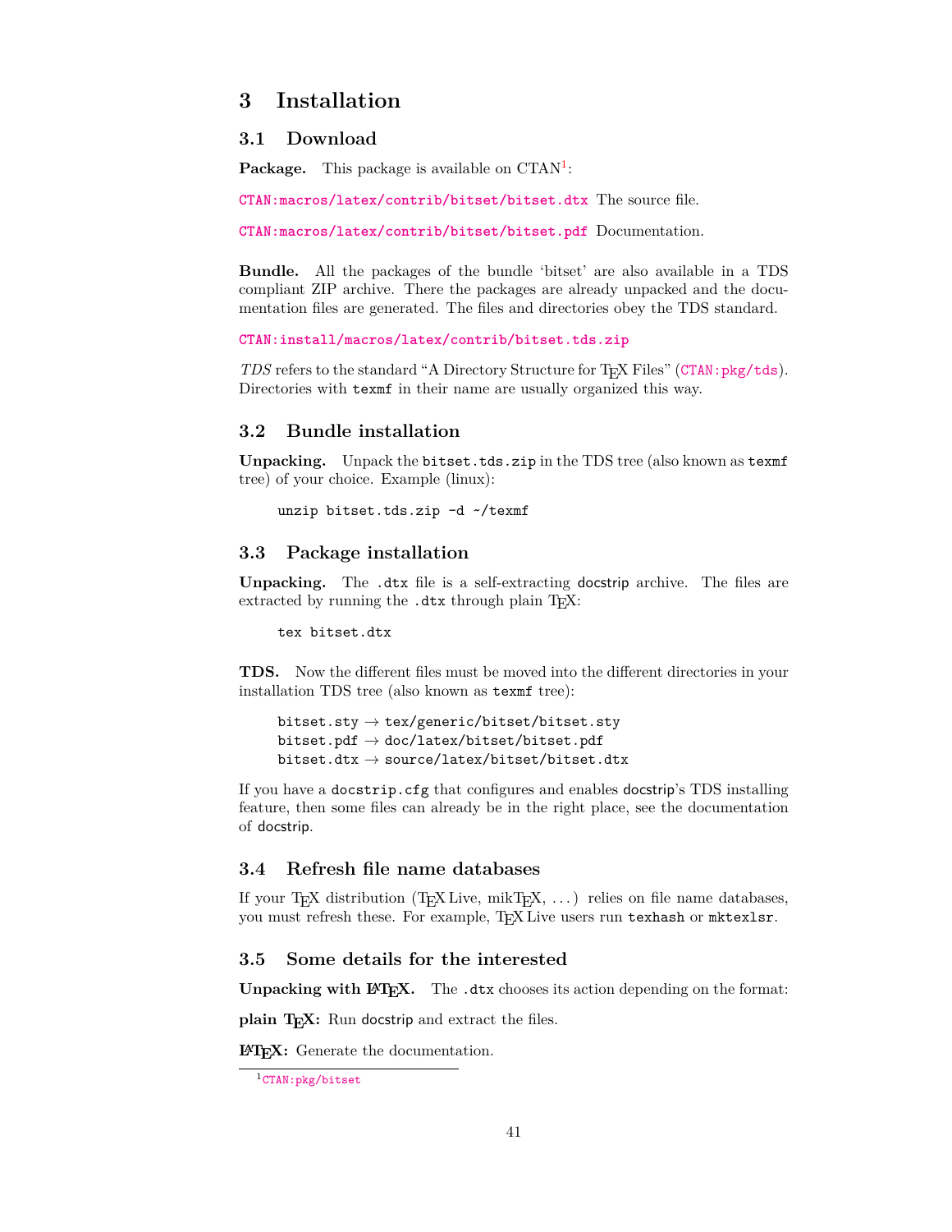# 3 Installation

## 3.1 Download

**Package.** This package is available on CTAN[1]:

CTAN:macros/latex/contrib/bitset/bitset.dtx The source file.

CTAN:macros/latex/contrib/bitset/bitset.pdf Documentation.

**Bundle.** All the packages of the bundle 'bitset' are also available in a TDS compliant ZIP archive. There the packages are already unpacked and the documentation files are generated. The files and directories obey the TDS standard.

CTAN:install/macros/latex/contrib/bitset.tds.zip

*TDS* refers to the standard "A Directory Structure for TEX Files" (CTAN:pkg/tds). Directories with `texmf` in their name are usually organized this way.

## 3.2 Bundle installation

**Unpacking.** Unpack the `bitset.tds.zip` in the TDS tree (also known as `texmf` tree) of your choice. Example (linux):

```
unzip bitset.tds.zip -d ~/texmf
```

## 3.3 Package installation

**Unpacking.** The `.dtx` file is a self-extracting docstrip archive. The files are extracted by running the `.dtx` through plain TEX:

```
tex bitset.dtx
```

**TDS.** Now the different files must be moved into the different directories in your installation TDS tree (also known as `texmf` tree):

```
bitset.sty → tex/generic/bitset/bitset.sty
bitset.pdf → doc/latex/bitset/bitset.pdf
bitset.dtx → source/latex/bitset/bitset.dtx
```

If you have a `docstrip.cfg` that configures and enables docstrip's TDS installing feature, then some files can already be in the right place, see the documentation of docstrip.

## 3.4 Refresh file name databases

If your TEX distribution (TEX Live, mikTEX, ...) relies on file name databases, you must refresh these. For example, TEX Live users run `texhash` or `mktexlsr`.

## 3.5 Some details for the interested

**Unpacking with LATEX.** The `.dtx` chooses its action depending on the format:

**plain TEX:** Run docstrip and extract the files.

**LATEX:** Generate the documentation.

[1] CTAN:pkg/bitset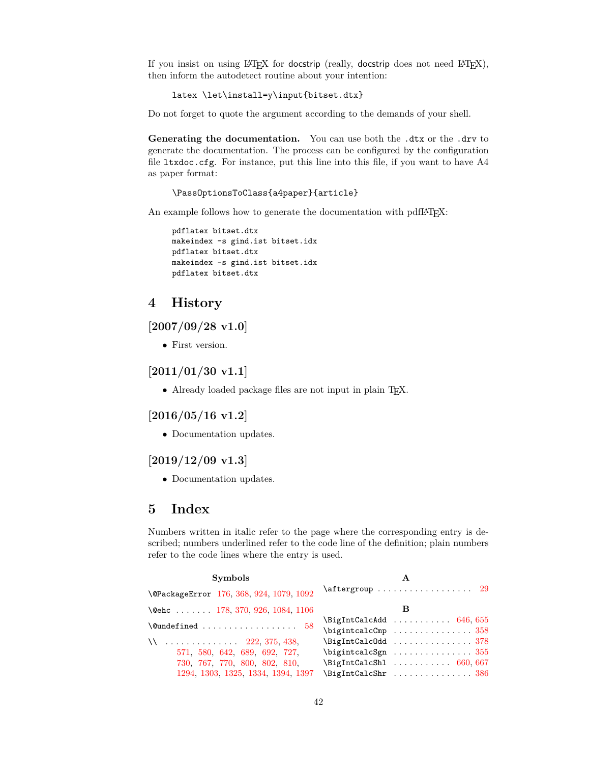If you insist on using LaTeX for docstrip (really, docstrip does not need LaTeX), then inform the autodetect routine about your intention:

```
latex \let\install=y\input{bitset.dtx}
```

Do not forget to quote the argument according to the demands of your shell.

**Generating the documentation.** You can use both the `.dtx` or the `.drv` to generate the documentation. The process can be configured by the configuration file `ltxdoc.cfg`. For instance, put this line into this file, if you want to have A4 as paper format:

```
\PassOptionsToClass{a4paper}{article}
```

An example follows how to generate the documentation with pdfLaTeX:

```
pdflatex bitset.dtx
makeindex -s gind.ist bitset.idx
pdflatex bitset.dtx
makeindex -s gind.ist bitset.idx
pdflatex bitset.dtx
```

# 4 History

## [2007/09/28 v1.0]

- First version.

## [2011/01/30 v1.1]

- Already loaded package files are not input in plain TeX.

## [2016/05/16 v1.2]

- Documentation updates.

## [2019/12/09 v1.3]

- Documentation updates.

# 5 Index

Numbers written in italic refer to the page where the corresponding entry is described; numbers underlined refer to the code line of the definition; plain numbers refer to the code lines where the entry is used.

**Symbols**

\@PackageError 176, 368, 924, 1079, 1092
\@ehc . . . . . . . 178, 370, 926, 1084, 1106
\@undefined . . . . . . . . . . . . . . . . . . 58
\\ . . . . . . . . . . . . . . 222, 375, 438, 571, 580, 642, 689, 692, 727, 730, 767, 770, 800, 802, 810, 1294, 1303, 1325, 1334, 1394, 1397

**A**

\aftergroup . . . . . . . . . . . . . . . . . . 29

**B**

\BigIntCalcAdd . . . . . . . . . . . 646, 655
\bigintcalcCmp . . . . . . . . . . . . . . . 358
\BigIntCalcOdd . . . . . . . . . . . . . . . 378
\bigintcalcSgn . . . . . . . . . . . . . . . 355
\BigIntCalcShl . . . . . . . . . . . 660, 667
\BigIntCalcShr . . . . . . . . . . . . . . . 386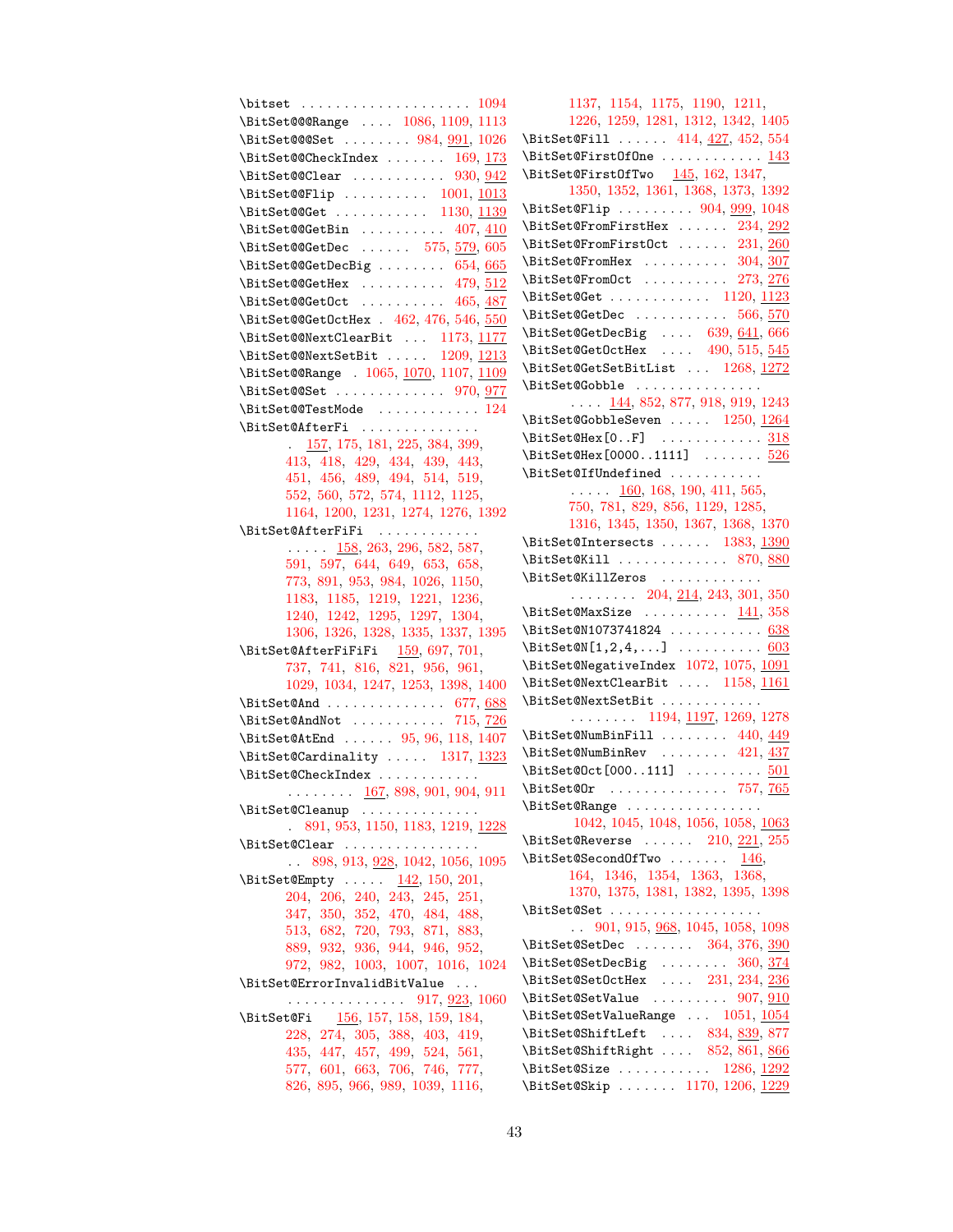\bitset . . . . . . . . . . . . . . . . . . . . 1094
\BitSet@@@Range . . . . 1086, 1109, 1113
\BitSet@@@Set . . . . . . . . 984, 991, 1026
\BitSet@@CheckIndex . . . . . . . 169, 173
\BitSet@@Clear . . . . . . . . . . . 930, 942
\BitSet@@Flip . . . . . . . . . . 1001, 1013
\BitSet@@Get . . . . . . . . . . . 1130, 1139
\BitSet@@GetBin . . . . . . . . . . 407, 410
\BitSet@@GetDec . . . . . . 575, 579, 605
\BitSet@@GetDecBig . . . . . . . . 654, 665
\BitSet@@GetHex . . . . . . . . . . 479, 512
\BitSet@@GetOct . . . . . . . . . . 465, 487
\BitSet@@GetOctHex . 462, 476, 546, 550
\BitSet@@NextClearBit . . . 1173, 1177
\BitSet@@NextSetBit . . . . . 1209, 1213
\BitSet@@Range . 1065, 1070, 1107, 1109
\BitSet@@Set . . . . . . . . . . . . . 970, 977
\BitSet@@TestMode . . . . . . . . . . . . 124
\BitSet@AfterFi . . . . . . . . . . . . . . . 157, 175, 181, 225, 384, 399, 413, 418, 429, 434, 439, 443, 451, 456, 489, 494, 514, 519, 552, 560, 572, 574, 1112, 1125, 1164, 1200, 1231, 1274, 1276, 1392
\BitSet@AfterFiFi . . . . . . . . . . . . . . . . . 158, 263, 296, 582, 587, 591, 597, 644, 649, 653, 658, 773, 891, 953, 984, 1026, 1150, 1183, 1185, 1219, 1221, 1236, 1240, 1242, 1295, 1297, 1304, 1306, 1326, 1328, 1335, 1337, 1395
\BitSet@AfterFiFiFi 159, 697, 701, 737, 741, 816, 821, 956, 961, 1029, 1034, 1247, 1253, 1398, 1400
\BitSet@And . . . . . . . . . . . . . . 677, 688
\BitSet@AndNot . . . . . . . . . . . 715, 726
\BitSet@AtEnd . . . . . . 95, 96, 118, 1407
\BitSet@Cardinality . . . . . 1317, 1323
\BitSet@CheckIndex . . . . . . . . . . . . . . . . . . . . 167, 898, 901, 904, 911
\BitSet@Cleanup . . . . . . . . . . . . . . 891, 953, 1150, 1183, 1219, 1228
\BitSet@Clear . . . . . . . . . . . . . . . . . . 898, 913, 928, 1042, 1056, 1095
\BitSet@Empty . . . . . 142, 150, 201, 204, 206, 240, 243, 245, 251, 347, 350, 352, 470, 484, 488, 513, 682, 720, 793, 871, 883, 889, 932, 936, 944, 946, 952, 972, 982, 1003, 1007, 1016, 1024
\BitSet@ErrorInvalidBitValue . . . . . . . . . . . . . . . . . 917, 923, 1060
\BitSet@Fi 156, 157, 158, 159, 184, 228, 274, 305, 388, 403, 419, 435, 447, 457, 499, 524, 561, 577, 601, 663, 706, 746, 777, 826, 895, 966, 989, 1039, 1116, 1137, 1154, 1175, 1190, 1211, 1226, 1259, 1281, 1312, 1342, 1405
\BitSet@Fill . . . . . . 414, 427, 452, 554
\BitSet@FirstOfOne . . . . . . . . . . . . 143
\BitSet@FirstOfTwo 145, 162, 1347, 1350, 1352, 1361, 1368, 1373, 1392
\BitSet@Flip . . . . . . . . . 904, 999, 1048
\BitSet@FromFirstHex . . . . . . 234, 292
\BitSet@FromFirstOct . . . . . . 231, 260
\BitSet@FromHex . . . . . . . . . . 304, 307
\BitSet@FromOct . . . . . . . . . . 273, 276
\BitSet@Get . . . . . . . . . . . . 1120, 1123
\BitSet@GetDec . . . . . . . . . . . 566, 570
\BitSet@GetDecBig . . . . 639, 641, 666
\BitSet@GetOctHex . . . . 490, 515, 545
\BitSet@GetSetBitList . . . 1268, 1272
\BitSet@Gobble . . . . . . . . . . . . . . . . . . . 144, 852, 877, 918, 919, 1243
\BitSet@GobbleSeven . . . . . 1250, 1264
\BitSet@Hex[0..F] . . . . . . . . . . . . 318
\BitSet@Hex[0000..1111] . . . . . . . 526
\BitSet@IfUndefined . . . . . . . . . . . . . . . . 160, 168, 190, 411, 565, 750, 781, 829, 856, 1129, 1285, 1316, 1345, 1350, 1367, 1368, 1370
\BitSet@Intersects . . . . . . 1383, 1390
\BitSet@Kill . . . . . . . . . . . . . 870, 880
\BitSet@KillZeros . . . . . . . . . . . . . . . . . . . . 204, 214, 243, 301, 350
\BitSet@MaxSize . . . . . . . . . . 141, 358
\BitSet@N1073741824 . . . . . . . . . . . 638
\BitSet@N[1,2,4,...] . . . . . . . . . . 603
\BitSet@NegativeIndex 1072, 1075, 1091
\BitSet@NextClearBit . . . . 1158, 1161
\BitSet@NextSetBit . . . . . . . . . . . . . . . . . . . . 1194, 1197, 1269, 1278
\BitSet@NumBinFill . . . . . . . . 440, 449
\BitSet@NumBinRev . . . . . . . . 421, 437
\BitSet@Oct[000..111] . . . . . . . . . 501
\BitSet@Or . . . . . . . . . . . . . . 757, 765
\BitSet@Range . . . . . . . . . . . . . . . . 1042, 1045, 1048, 1056, 1058, 1063
\BitSet@Reverse . . . . . . 210, 221, 255
\BitSet@SecondOfTwo . . . . . . . 146, 164, 1346, 1354, 1363, 1368, 1370, 1375, 1381, 1382, 1395, 1398
\BitSet@Set . . . . . . . . . . . . . . . . . . . 901, 915, 968, 1045, 1058, 1098
\BitSet@SetDec . . . . . . . 364, 376, 390
\BitSet@SetDecBig . . . . . . . . 360, 374
\BitSet@SetOctHex . . . . 231, 234, 236
\BitSet@SetValue . . . . . . . . . 907, 910
\BitSet@SetValueRange . . . 1051, 1054
\BitSet@ShiftLeft . . . . 834, 839, 877
\BitSet@ShiftRight . . . . 852, 861, 866
\BitSet@Size . . . . . . . . . . . 1286, 1292
\BitSet@Skip . . . . . . . 1170, 1206, 1229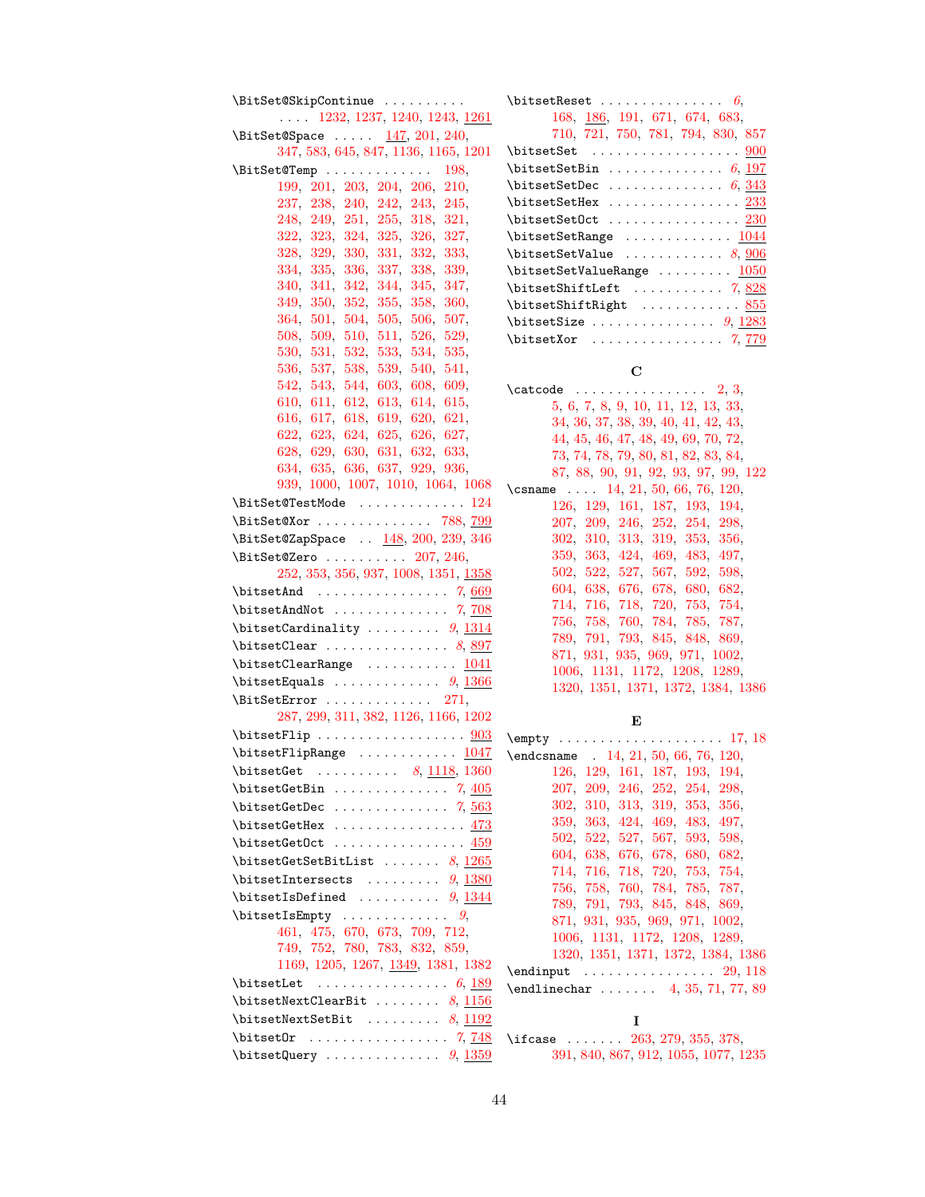\BitSet@SkipContinue .......... .... 1232, 1237, 1240, 1243, 1261
\BitSet@Space ..... 147, 201, 240, 347, 583, 645, 847, 1136, 1165, 1201
\BitSet@Temp ............. 198, 199, 201, 203, 204, 206, 210, 237, 238, 240, 242, 243, 245, 248, 249, 251, 255, 318, 321, 322, 323, 324, 325, 326, 327, 328, 329, 330, 331, 332, 333, 334, 335, 336, 337, 338, 339, 340, 341, 342, 344, 345, 347, 349, 350, 352, 355, 358, 360, 364, 501, 504, 505, 506, 507, 508, 509, 510, 511, 526, 529, 530, 531, 532, 533, 534, 535, 536, 537, 538, 539, 540, 541, 542, 543, 544, 603, 608, 609, 610, 611, 612, 613, 614, 615, 616, 617, 618, 619, 620, 621, 622, 623, 624, 625, 626, 627, 628, 629, 630, 631, 632, 633, 634, 635, 636, 637, 929, 936, 939, 1000, 1007, 1010, 1064, 1068
\BitSet@TestMode ............. 124
\BitSet@Xor .............. 788, 799
\BitSet@ZapSpace .. 148, 200, 239, 346
\BitSet@Zero .......... 207, 246, 252, 353, 356, 937, 1008, 1351, 1358
\bitsetAnd ................ 7, 669
\bitsetAndNot .............. 7, 708
\bitsetCardinality ......... 9, 1314
\bitsetClear ............... 8, 897
\bitsetClearRange ........... 1041
\bitsetEquals ............. 9, 1366
\BitSetError ............. 271, 287, 299, 311, 382, 1126, 1166, 1202
\bitsetFlip .................. 903
\bitsetFlipRange ............ 1047
\bitsetGet .......... 8, 1118, 1360
\bitsetGetBin .............. 7, 405
\bitsetGetDec .............. 7, 563
\bitsetGetHex ................ 473
\bitsetGetOct ................ 459
\bitsetGetSetBitList ....... 8, 1265
\bitsetIntersects ......... 9, 1380
\bitsetIsDefined .......... 9, 1344
\bitsetIsEmpty ............ 9, 461, 475, 670, 673, 709, 712, 749, 752, 780, 783, 832, 859, 1169, 1205, 1267, 1349, 1381, 1382
\bitsetLet ................ 6, 189
\bitsetNextClearBit ........ 8, 1156
\bitsetNextSetBit ......... 8, 1192
\bitsetOr ................. 7, 748
\bitsetQuery .............. 9, 1359
\bitsetReset ............... 6, 168, 186, 191, 671, 674, 683, 710, 721, 750, 781, 794, 830, 857
\bitsetSet .................. 900
\bitsetSetBin .............. 6, 197
\bitsetSetDec .............. 6, 343
\bitsetSetHex ................ 233
\bitsetSetOct ................ 230
\bitsetSetRange ............. 1044
\bitsetSetValue ............ 8, 906
\bitsetSetValueRange ......... 1050
\bitsetShiftLeft ........... 7, 828
\bitsetShiftRight ............ 855
\bitsetSize ............... 9, 1283
\bitsetXor ................ 7, 779

**C**

\catcode ................ 2, 3, 5, 6, 7, 8, 9, 10, 11, 12, 13, 33, 34, 36, 37, 38, 39, 40, 41, 42, 43, 44, 45, 46, 47, 48, 49, 69, 70, 72, 73, 74, 78, 79, 80, 81, 82, 83, 84, 87, 88, 90, 91, 92, 93, 97, 99, 122
\csname .... 14, 21, 50, 66, 76, 120, 126, 129, 161, 187, 193, 194, 207, 209, 246, 252, 254, 298, 302, 310, 313, 319, 353, 356, 359, 363, 424, 469, 483, 497, 502, 522, 527, 567, 592, 598, 604, 638, 676, 678, 680, 682, 714, 716, 718, 720, 753, 754, 756, 758, 760, 784, 785, 787, 789, 791, 793, 845, 848, 869, 871, 931, 935, 969, 971, 1002, 1006, 1131, 1172, 1208, 1289, 1320, 1351, 1371, 1372, 1384, 1386

**E**

\empty .................... 17, 18
\endcsname . 14, 21, 50, 66, 76, 120, 126, 129, 161, 187, 193, 194, 207, 209, 246, 252, 254, 298, 302, 310, 313, 319, 353, 356, 359, 363, 424, 469, 483, 497, 502, 522, 527, 567, 593, 598, 604, 638, 676, 678, 680, 682, 714, 716, 718, 720, 753, 754, 756, 758, 760, 784, 785, 787, 789, 791, 793, 845, 848, 869, 871, 931, 935, 969, 971, 1002, 1006, 1131, 1172, 1208, 1289, 1320, 1351, 1371, 1372, 1384, 1386
\endinput ................ 29, 118
\endlinechar ....... 4, 35, 71, 77, 89

**I**

\ifcase ....... 263, 279, 355, 378, 391, 840, 867, 912, 1055, 1077, 1235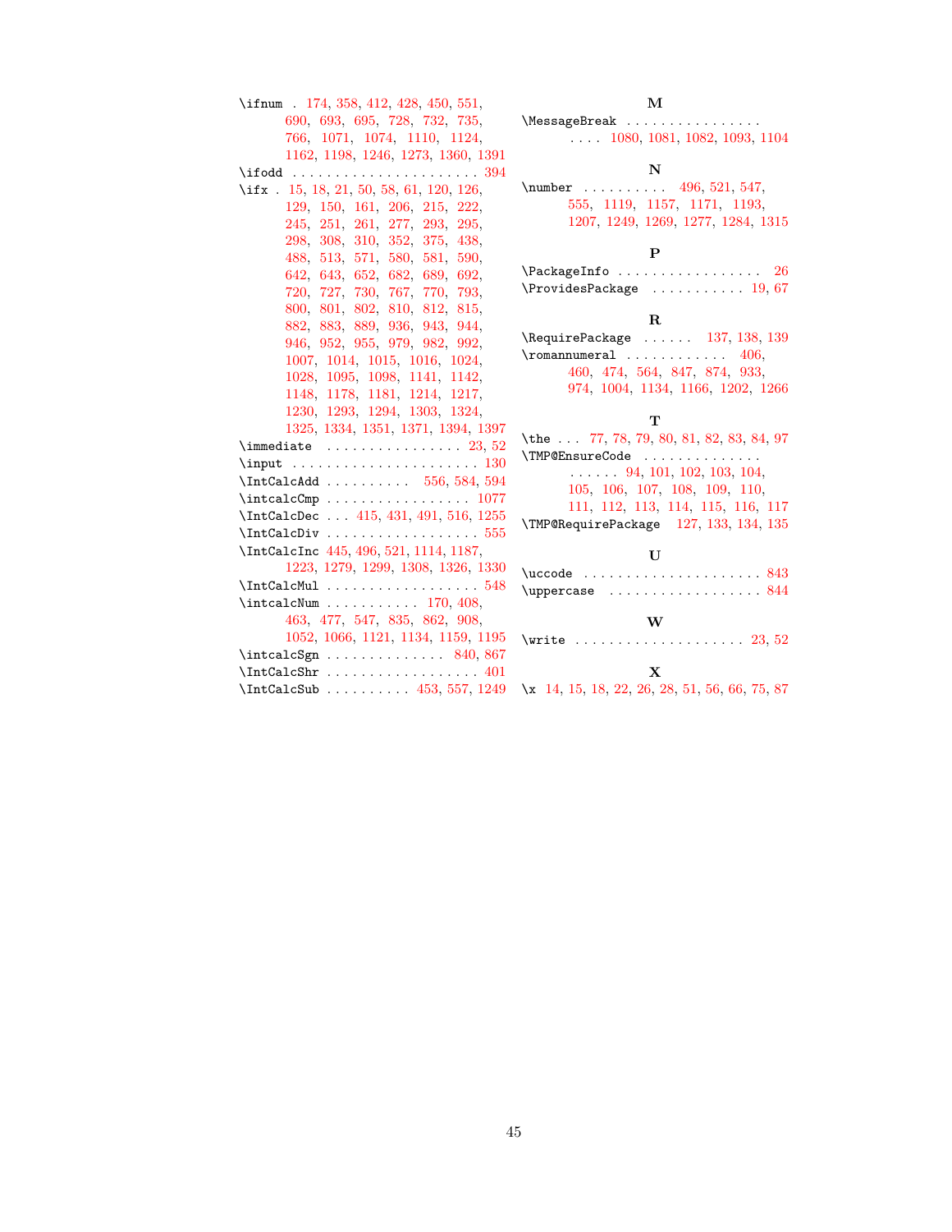\ifnum . 174, 358, 412, 428, 450, 551, 690, 693, 695, 728, 732, 735, 766, 1071, 1074, 1110, 1124, 1162, 1198, 1246, 1273, 1360, 1391
\ifodd . . . . . . . . . . . . . . . . . . . . . . 394
\ifx . 15, 18, 21, 50, 58, 61, 120, 126, 129, 150, 161, 206, 215, 222, 245, 251, 261, 277, 293, 295, 298, 308, 310, 352, 375, 438, 488, 513, 571, 580, 581, 590, 642, 643, 652, 682, 689, 692, 720, 727, 730, 767, 770, 793, 800, 801, 802, 810, 812, 815, 882, 883, 889, 936, 943, 944, 946, 952, 955, 979, 982, 992, 1007, 1014, 1015, 1016, 1024, 1028, 1095, 1098, 1141, 1142, 1148, 1178, 1181, 1214, 1217, 1230, 1293, 1294, 1303, 1324, 1325, 1334, 1351, 1371, 1394, 1397
\immediate . . . . . . . . . . . . . . . . 23, 52
\input . . . . . . . . . . . . . . . . . . . . . . 130
\IntCalcAdd . . . . . . . . . . 556, 584, 594
\intcalcCmp . . . . . . . . . . . . . . . . . 1077
\IntCalcDec . . . 415, 431, 491, 516, 1255
\IntCalcDiv . . . . . . . . . . . . . . . . . . 555
\IntCalcInc 445, 496, 521, 1114, 1187, 1223, 1279, 1299, 1308, 1326, 1330
\IntCalcMul . . . . . . . . . . . . . . . . . . 548
\intcalcNum . . . . . . . . . . . 170, 408, 463, 477, 547, 835, 862, 908, 1052, 1066, 1121, 1134, 1159, 1195
\intcalcSgn . . . . . . . . . . . . . . 840, 867
\IntCalcShr . . . . . . . . . . . . . . . . . . 401
\IntCalcSub . . . . . . . . . . 453, 557, 1249

**M**

\MessageBreak . . . . . . . . . . . . . . . . . . . . 1080, 1081, 1082, 1093, 1104

**N**

\number . . . . . . . . . . 496, 521, 547, 555, 1119, 1157, 1171, 1193, 1207, 1249, 1269, 1277, 1284, 1315

**P**

\PackageInfo . . . . . . . . . . . . . . . . . 26
\ProvidesPackage . . . . . . . . . . . 19, 67

**R**

\RequirePackage . . . . . . 137, 138, 139
\romannumeral . . . . . . . . . . . . 406, 460, 474, 564, 847, 874, 933, 974, 1004, 1134, 1166, 1202, 1266

**T**

\the . . . 77, 78, 79, 80, 81, 82, 83, 84, 97
\TMP@EnsureCode . . . . . . . . . . . . . . . . . . . . 94, 101, 102, 103, 104, 105, 106, 107, 108, 109, 110, 111, 112, 113, 114, 115, 116, 117
\TMP@RequirePackage 127, 133, 134, 135

**U**

\uccode . . . . . . . . . . . . . . . . . . . . . 843
\uppercase . . . . . . . . . . . . . . . . . . 844

**W**

\write . . . . . . . . . . . . . . . . . . . . 23, 52

**X**

\x 14, 15, 18, 22, 26, 28, 51, 56, 66, 75, 87